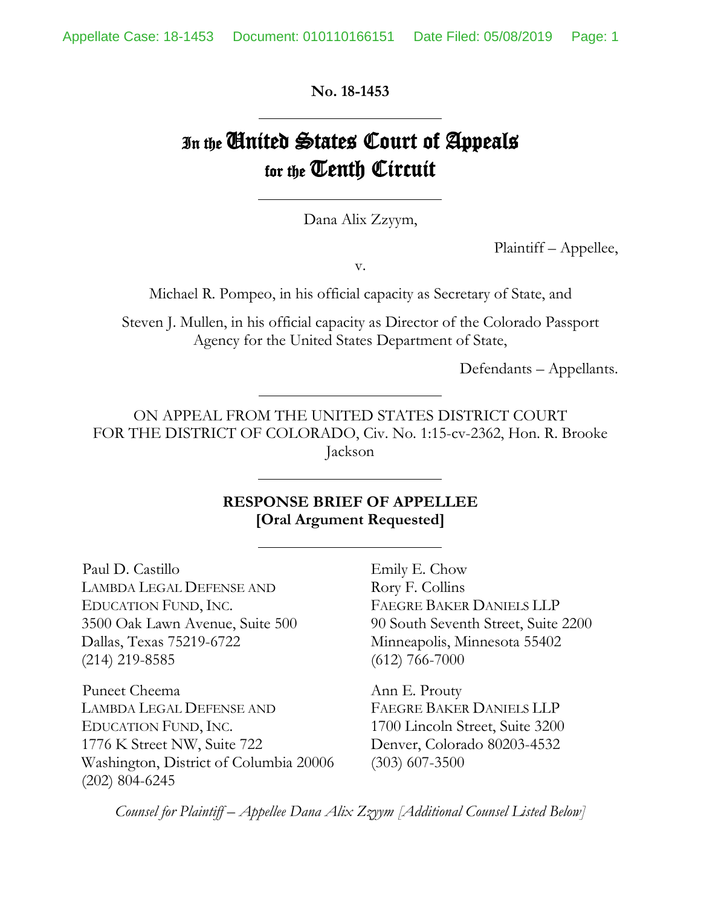**No. 18-1453**

# In the United States Court of Appeals for the Tenth Circuit

Dana Alix Zzyym,

Plaintiff – Appellee,

v.

Michael R. Pompeo, in his official capacity as Secretary of State, and

Steven J. Mullen, in his official capacity as Director of the Colorado Passport Agency for the United States Department of State,

Defendants – Appellants.

ON APPEAL FROM THE UNITED STATES DISTRICT COURT FOR THE DISTRICT OF COLORADO, Civ. No. 1:15-cv-2362, Hon. R. Brooke Jackson

**RESPONSE BRIEF OF APPELLEE**
**[Oral Argument Requested]**

Paul D. Castillo
LAMBDA LEGAL DEFENSE AND EDUCATION FUND, INC.
3500 Oak Lawn Avenue, Suite 500
Dallas, Texas 75219-6722
(214) 219-8585

Puneet Cheema
LAMBDA LEGAL DEFENSE AND EDUCATION FUND, INC.
1776 K Street NW, Suite 722
Washington, District of Columbia 20006
(202) 804-6245

Emily E. Chow
Rory F. Collins
FAEGRE BAKER DANIELS LLP
90 South Seventh Street, Suite 2200
Minneapolis, Minnesota 55402
(612) 766-7000

Ann E. Prouty
FAEGRE BAKER DANIELS LLP
1700 Lincoln Street, Suite 3200
Denver, Colorado 80203-4532
(303) 607-3500

*Counsel for Plaintiff – Appellee Dana Alix Zzyym [Additional Counsel Listed Below]*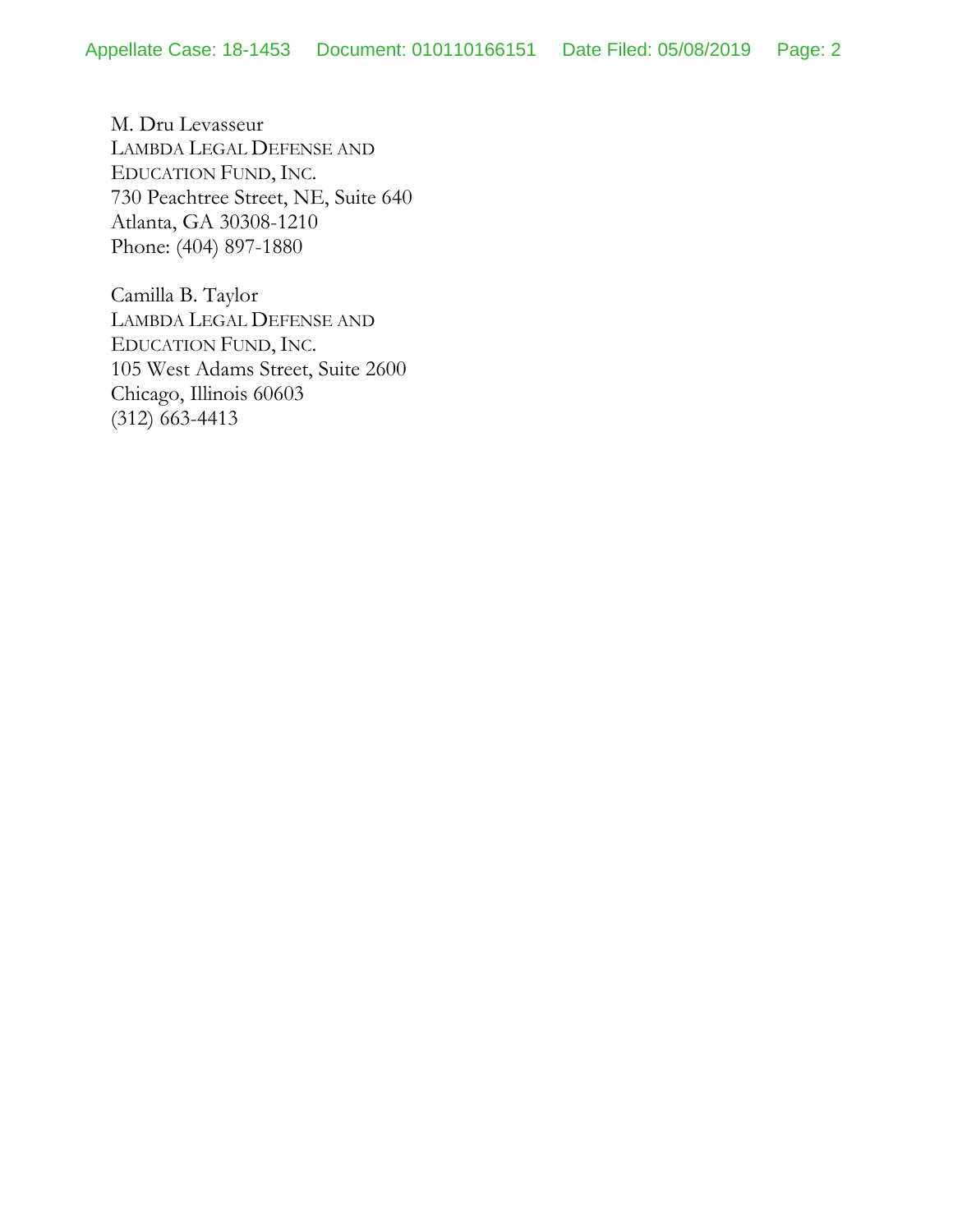M. Dru Levasseur
LAMBDA LEGAL DEFENSE AND
EDUCATION FUND, INC.
730 Peachtree Street, NE, Suite 640
Atlanta, GA 30308-1210
Phone: (404) 897-1880

Camilla B. Taylor
LAMBDA LEGAL DEFENSE AND
EDUCATION FUND, INC.
105 West Adams Street, Suite 2600
Chicago, Illinois 60603
(312) 663-4413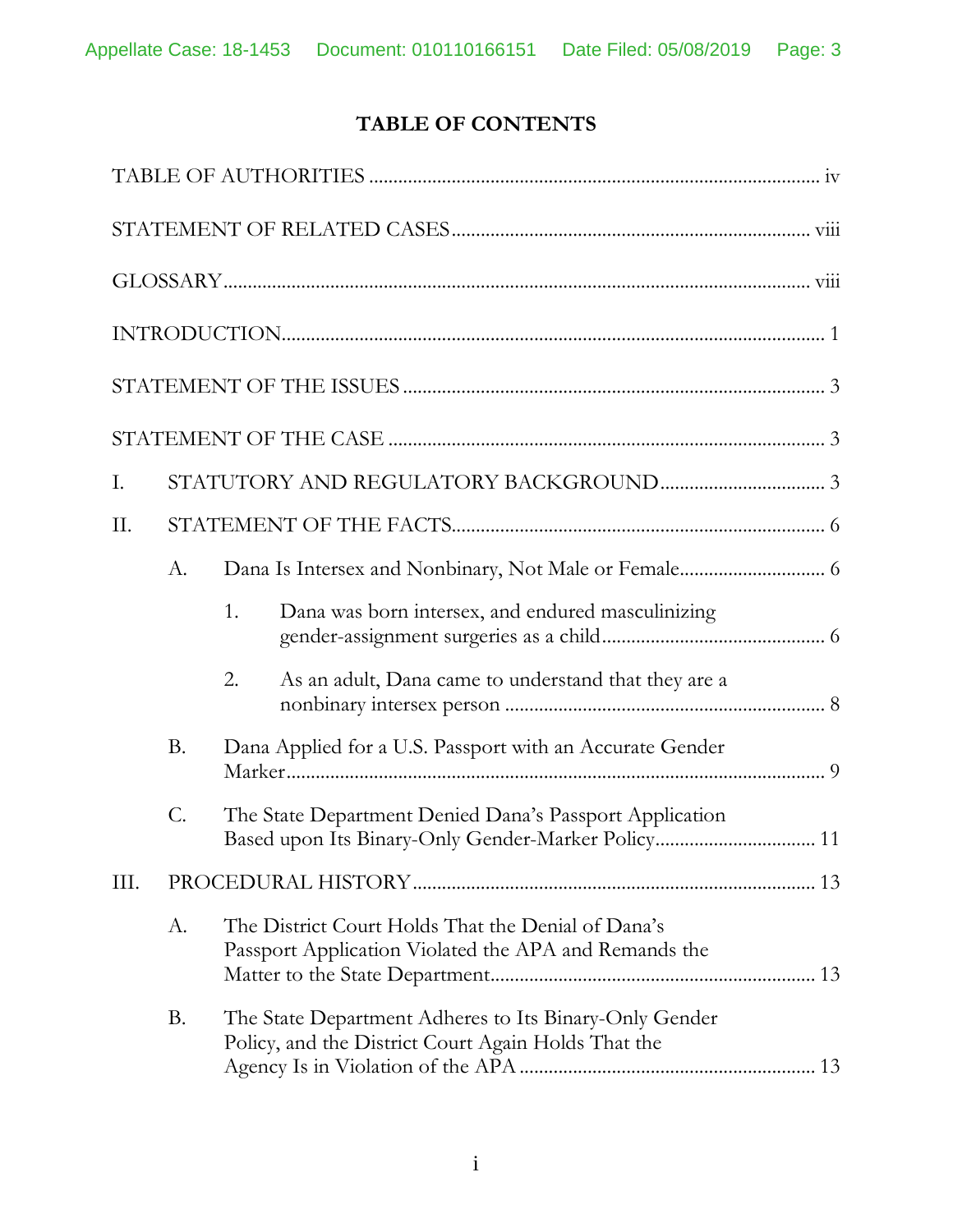# TABLE OF CONTENTS

TABLE OF AUTHORITIES ........................................................................................ iv

STATEMENT OF RELATED CASES ..................................................................... viii

GLOSSARY ............................................................................................................ viii

INTRODUCTION ...................................................................................................... 1

STATEMENT OF THE ISSUES ................................................................................ 3

STATEMENT OF THE CASE ................................................................................... 3

I. STATUTORY AND REGULATORY BACKGROUND .................................. 3

II. STATEMENT OF THE FACTS ......................................................................... 6

  A. Dana Is Intersex and Nonbinary, Not Male or Female ................................ 6

    1. Dana was born intersex, and endured masculinizing gender-assignment surgeries as a child ................................................ 6

    2. As an adult, Dana came to understand that they are a nonbinary intersex person ..................................................................... 8

  B. Dana Applied for a U.S. Passport with an Accurate Gender Marker ............................................................................................................. 9

  C. The State Department Denied Dana's Passport Application Based upon Its Binary-Only Gender-Marker Policy ................................... 11

III. PROCEDURAL HISTORY ............................................................................. 13

  A. The District Court Holds That the Denial of Dana's Passport Application Violated the APA and Remands the Matter to the State Department ................................................................... 13

  B. The State Department Adheres to Its Binary-Only Gender Policy, and the District Court Again Holds That the Agency Is in Violation of the APA .............................................................. 13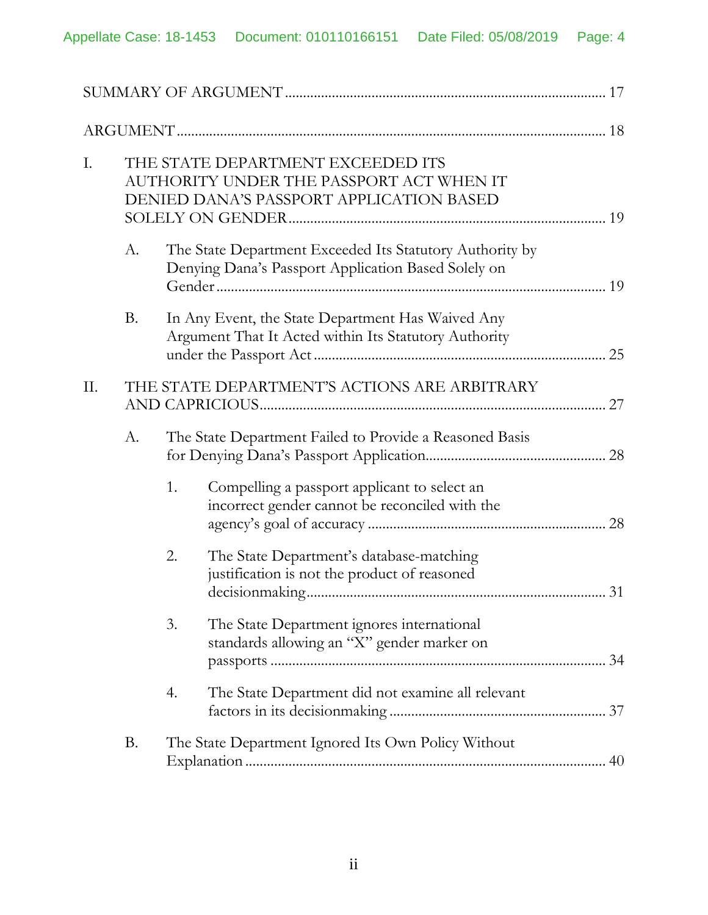SUMMARY OF ARGUMENT ........................................................................................ 17

ARGUMENT ........................................................................................................... 18

I. THE STATE DEPARTMENT EXCEEDED ITS AUTHORITY UNDER THE PASSPORT ACT WHEN IT DENIED DANA'S PASSPORT APPLICATION BASED SOLELY ON GENDER ........................................................................ 19

   A. The State Department Exceeded Its Statutory Authority by Denying Dana's Passport Application Based Solely on Gender ............................................................................................ 19

   B. In Any Event, the State Department Has Waived Any Argument That It Acted within Its Statutory Authority under the Passport Act ................................................................. 25

II. THE STATE DEPARTMENT'S ACTIONS ARE ARBITRARY AND CAPRICIOUS ................................................................................ 27

   A. The State Department Failed to Provide a Reasoned Basis for Denying Dana's Passport Application ................................................ 28

      1. Compelling a passport applicant to select an incorrect gender cannot be reconciled with the agency's goal of accuracy ................................................................. 28

      2. The State Department's database-matching justification is not the product of reasoned decisionmaking ................................................................................ 31

      3. The State Department ignores international standards allowing an "X" gender marker on passports ........................................................................................ 34

      4. The State Department did not examine all relevant factors in its decisionmaking ............................................................ 37

   B. The State Department Ignored Its Own Policy Without Explanation ................................................................................................ 40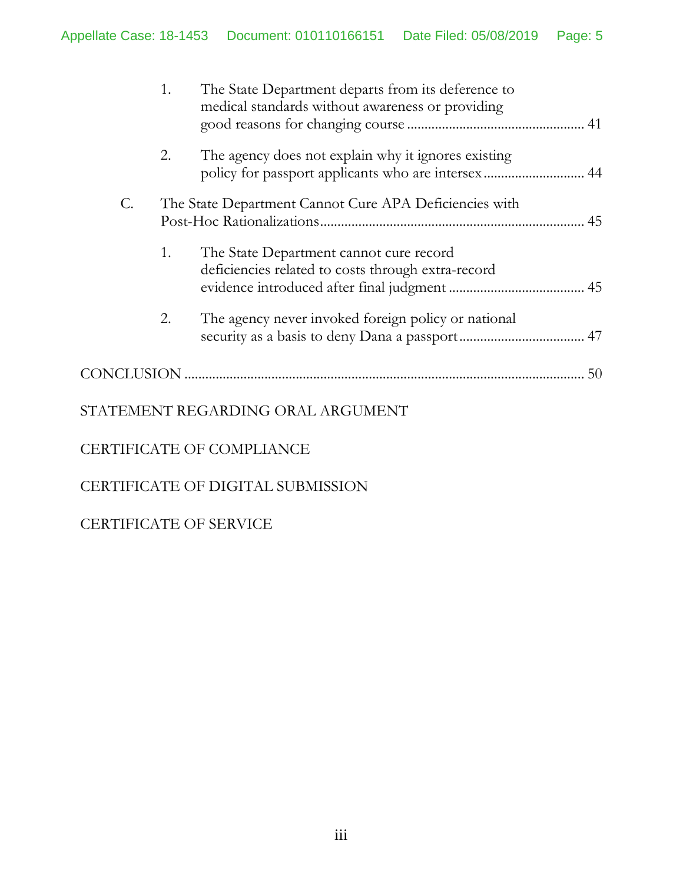1. The State Department departs from its deference to medical standards without awareness or providing good reasons for changing course .................................................. 41

2. The agency does not explain why it ignores existing policy for passport applicants who are intersex ............................ 44

C. The State Department Cannot Cure APA Deficiencies with Post-Hoc Rationalizations ......................................................................... 45

1. The State Department cannot cure record deficiencies related to costs through extra-record evidence introduced after final judgment ...................................... 45

2. The agency never invoked foreign policy or national security as a basis to deny Dana a passport ................................... 47

CONCLUSION ................................................................................................................. 50

STATEMENT REGARDING ORAL ARGUMENT

CERTIFICATE OF COMPLIANCE

CERTIFICATE OF DIGITAL SUBMISSION

CERTIFICATE OF SERVICE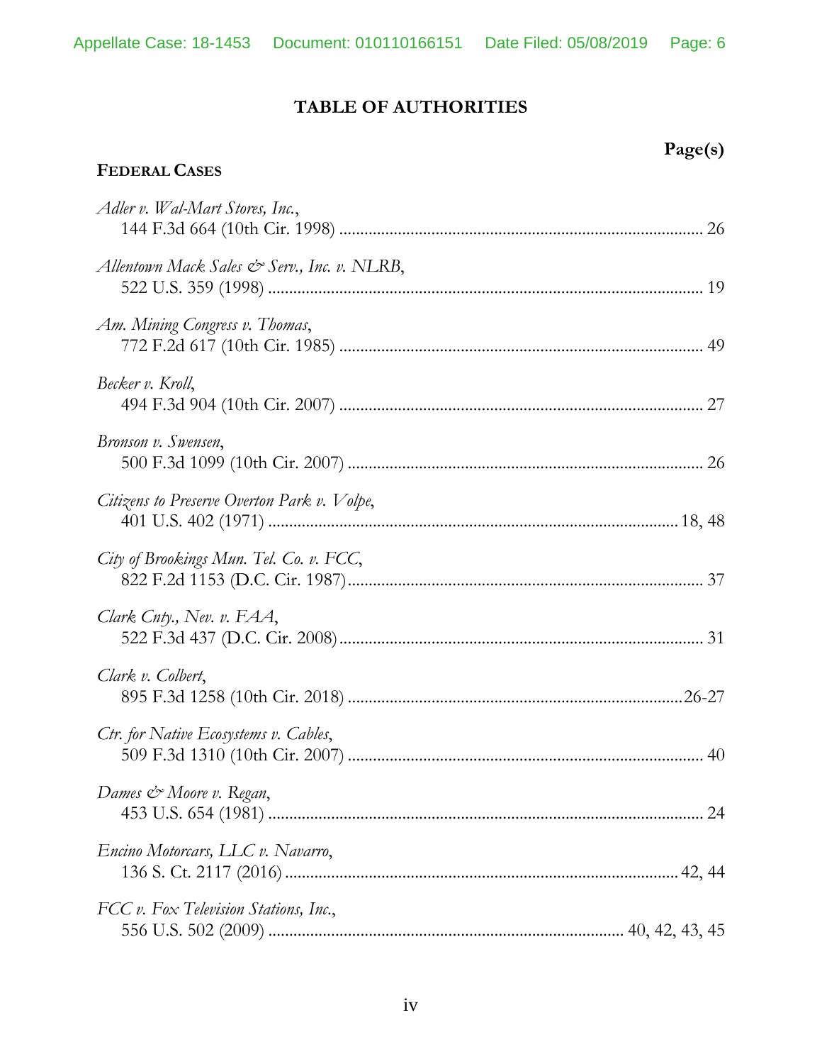# TABLE OF AUTHORITIES

**Page(s)**

**FEDERAL CASES**

*Adler v. Wal-Mart Stores, Inc.*,
144 F.3d 664 (10th Cir. 1998) .................................................................................... 26

*Allentown Mack Sales & Serv., Inc. v. NLRB*,
522 U.S. 359 (1998) ..................................................................................................... 19

*Am. Mining Congress v. Thomas*,
772 F.2d 617 (10th Cir. 1985) .................................................................................... 49

*Becker v. Kroll*,
494 F.3d 904 (10th Cir. 2007) .................................................................................... 27

*Bronson v. Swensen*,
500 F.3d 1099 (10th Cir. 2007) .................................................................................. 26

*Citizens to Preserve Overton Park v. Volpe*,
401 U.S. 402 (1971) ............................................................................................. 18, 48

*City of Brookings Mun. Tel. Co. v. FCC*,
822 F.2d 1153 (D.C. Cir. 1987) .................................................................................. 37

*Clark Cnty., Nev. v. FAA*,
522 F.3d 437 (D.C. Cir. 2008) .................................................................................... 31

*Clark v. Colbert*,
895 F.3d 1258 (10th Cir. 2018) ............................................................................. 26-27

*Ctr. for Native Ecosystems v. Cables*,
509 F.3d 1310 (10th Cir. 2007) .................................................................................. 40

*Dames & Moore v. Regan*,
453 U.S. 654 (1981) ..................................................................................................... 24

*Encino Motorcars, LLC v. Navarro*,
136 S. Ct. 2117 (2016) ........................................................................................... 42, 44

*FCC v. Fox Television Stations, Inc.*,
556 U.S. 502 (2009) ................................................................................... 40, 42, 43, 45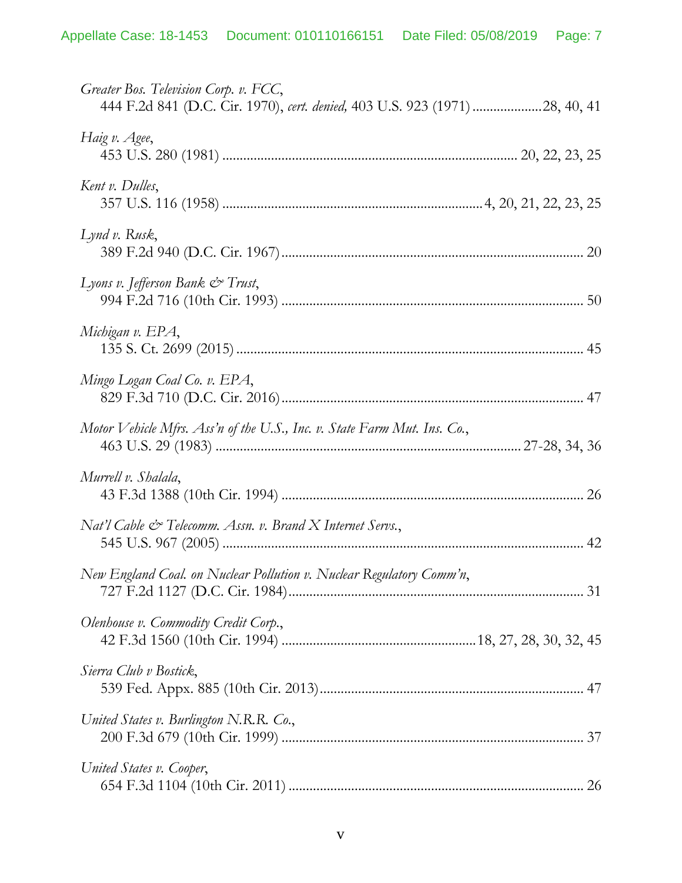*Greater Bos. Television Corp. v. FCC*,
444 F.2d 841 (D.C. Cir. 1970), *cert. denied,* 403 U.S. 923 (1971) .................... 28, 40, 41

*Haig v. Agee*,
453 U.S. 280 (1981) .................................................................................... 20, 22, 23, 25

*Kent v. Dulles*,
357 U.S. 116 (1958) ......................................................................... 4, 20, 21, 22, 23, 25

*Lynd v. Rusk*,
389 F.2d 940 (D.C. Cir. 1967) ...................................................................................... 20

*Lyons v. Jefferson Bank & Trust*,
994 F.2d 716 (10th Cir. 1993) ...................................................................................... 50

*Michigan v. EPA*,
135 S. Ct. 2699 (2015) .................................................................................................. 45

*Mingo Logan Coal Co. v. EPA*,
829 F.3d 710 (D.C. Cir. 2016) ...................................................................................... 47

*Motor Vehicle Mfrs. Ass'n of the U.S., Inc. v. State Farm Mut. Ins. Co.*,
463 U.S. 29 (1983) ........................................................................................ 27-28, 34, 36

*Murrell v. Shalala*,
43 F.3d 1388 (10th Cir. 1994) ...................................................................................... 26

*Nat'l Cable & Telecomm. Assn. v. Brand X Internet Servs.*,
545 U.S. 967 (2005) ...................................................................................................... 42

*New England Coal. on Nuclear Pollution v. Nuclear Regulatory Comm'n*,
727 F.2d 1127 (D.C. Cir. 1984) .................................................................................... 31

*Olenhouse v. Commodity Credit Corp.*,
42 F.3d 1560 (10th Cir. 1994) ....................................................... 18, 27, 28, 30, 32, 45

*Sierra Club v Bostick*,
539 Fed. Appx. 885 (10th Cir. 2013) ........................................................................... 47

*United States v. Burlington N.R.R. Co.*,
200 F.3d 679 (10th Cir. 1999) ...................................................................................... 37

*United States v. Cooper*,
654 F.3d 1104 (10th Cir. 2011) .................................................................................... 26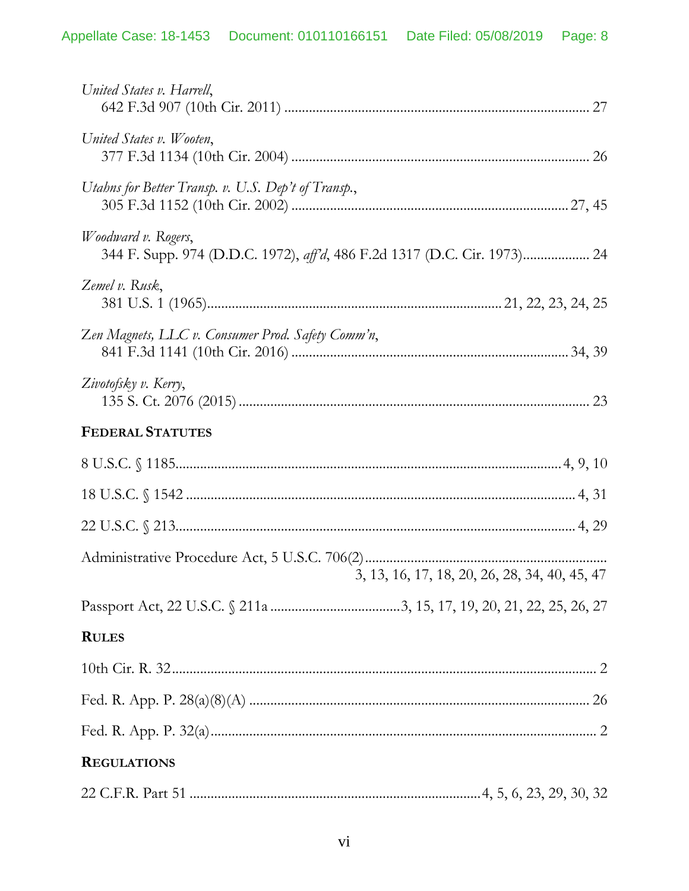*United States v. Harrell*,
642 F.3d 907 (10th Cir. 2011) ........................................................................................ 27

*United States v. Wooten*,
377 F.3d 1134 (10th Cir. 2004) ...................................................................................... 26

*Utahns for Better Transp. v. U.S. Dep't of Transp.*,
305 F.3d 1152 (10th Cir. 2002) ................................................................................ 27, 45

*Woodward v. Rogers*,
344 F. Supp. 974 (D.D.C. 1972), *aff'd*, 486 F.2d 1317 (D.C. Cir. 1973).................. 24

*Zemel v. Rusk*,
381 U.S. 1 (1965).................................................................................... 21, 22, 23, 24, 25

*Zen Magnets, LLC v. Consumer Prod. Safety Comm'n*,
841 F.3d 1141 (10th Cir. 2016) ............................................................................... 34, 39

*Zivotofsky v. Kerry*,
135 S. Ct. 2076 (2015) .................................................................................................... 23

**FEDERAL STATUTES**

8 U.S.C. § 1185.............................................................................................................. 4, 9, 10

18 U.S.C. § 1542 ............................................................................................................. 4, 31

22 U.S.C. § 213................................................................................................................. 4, 29

Administrative Procedure Act, 5 U.S.C. 706(2) ..................................................................
3, 13, 16, 17, 18, 20, 26, 28, 34, 40, 45, 47

Passport Act, 22 U.S.C. § 211a ....................................3, 15, 17, 19, 20, 21, 22, 25, 26, 27

**RULES**

10th Cir. R. 32.......................................................................................................................... 2

Fed. R. App. P. 28(a)(8)(A) ................................................................................................. 26

Fed. R. App. P. 32(a)............................................................................................................... 2

**REGULATIONS**

22 C.F.R. Part 51 .................................................................................4, 5, 6, 23, 29, 30, 32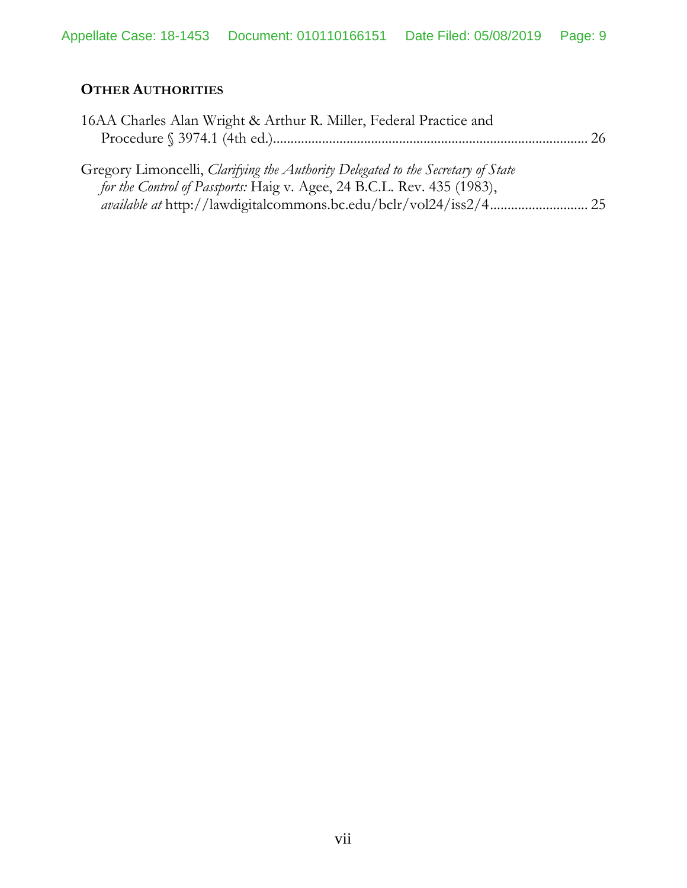## OTHER AUTHORITIES

16AA Charles Alan Wright & Arthur R. Miller, Federal Practice and Procedure § 3974.1 (4th ed.) ........................................................................................ 26

Gregory Limoncelli, *Clarifying the Authority Delegated to the Secretary of State for the Control of Passports:* Haig v. Agee, 24 B.C.L. Rev. 435 (1983), *available at* http://lawdigitalcommons.bc.edu/bclr/vol24/iss2/4 ........................... 25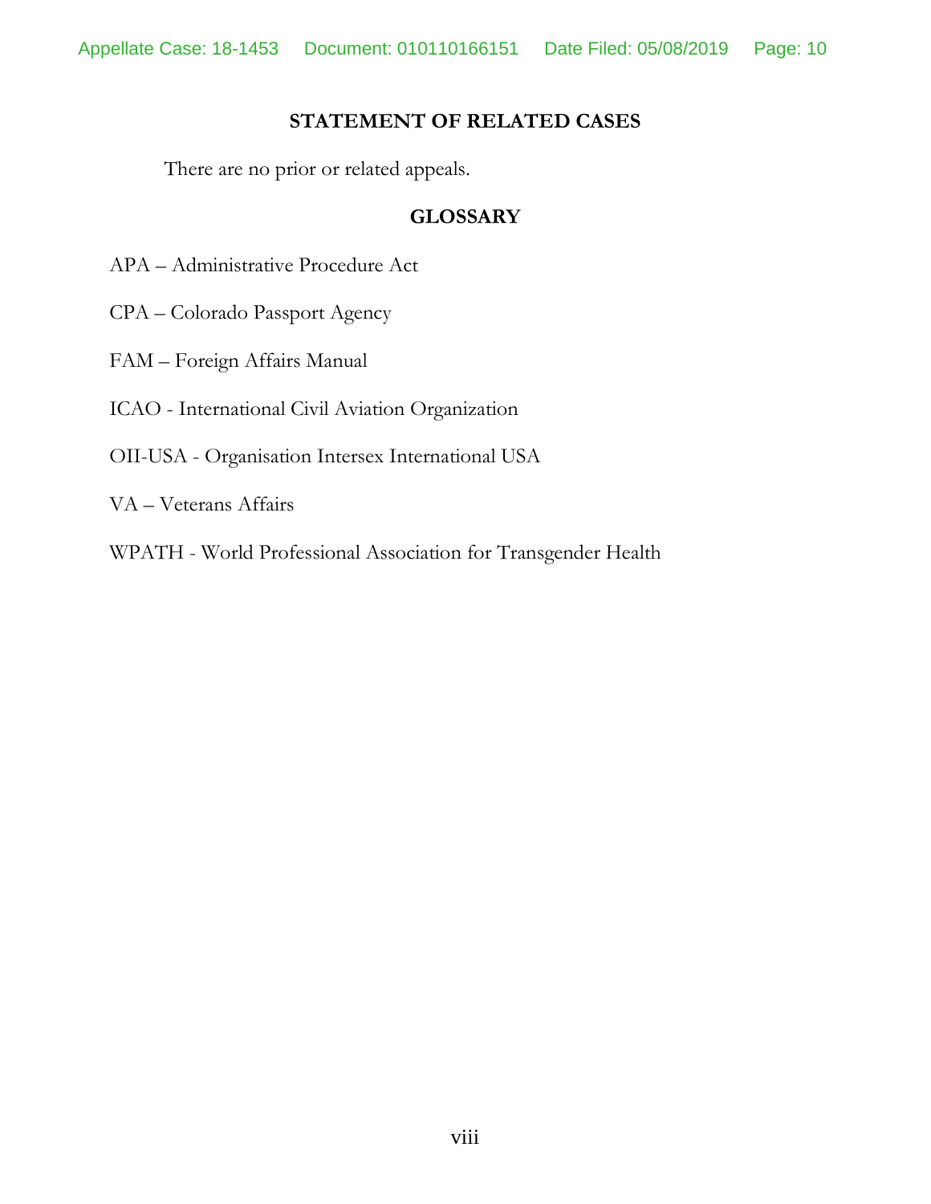## STATEMENT OF RELATED CASES

There are no prior or related appeals.

## GLOSSARY

APA – Administrative Procedure Act

CPA – Colorado Passport Agency

FAM – Foreign Affairs Manual

ICAO - International Civil Aviation Organization

OII-USA - Organisation Intersex International USA

VA – Veterans Affairs

WPATH - World Professional Association for Transgender Health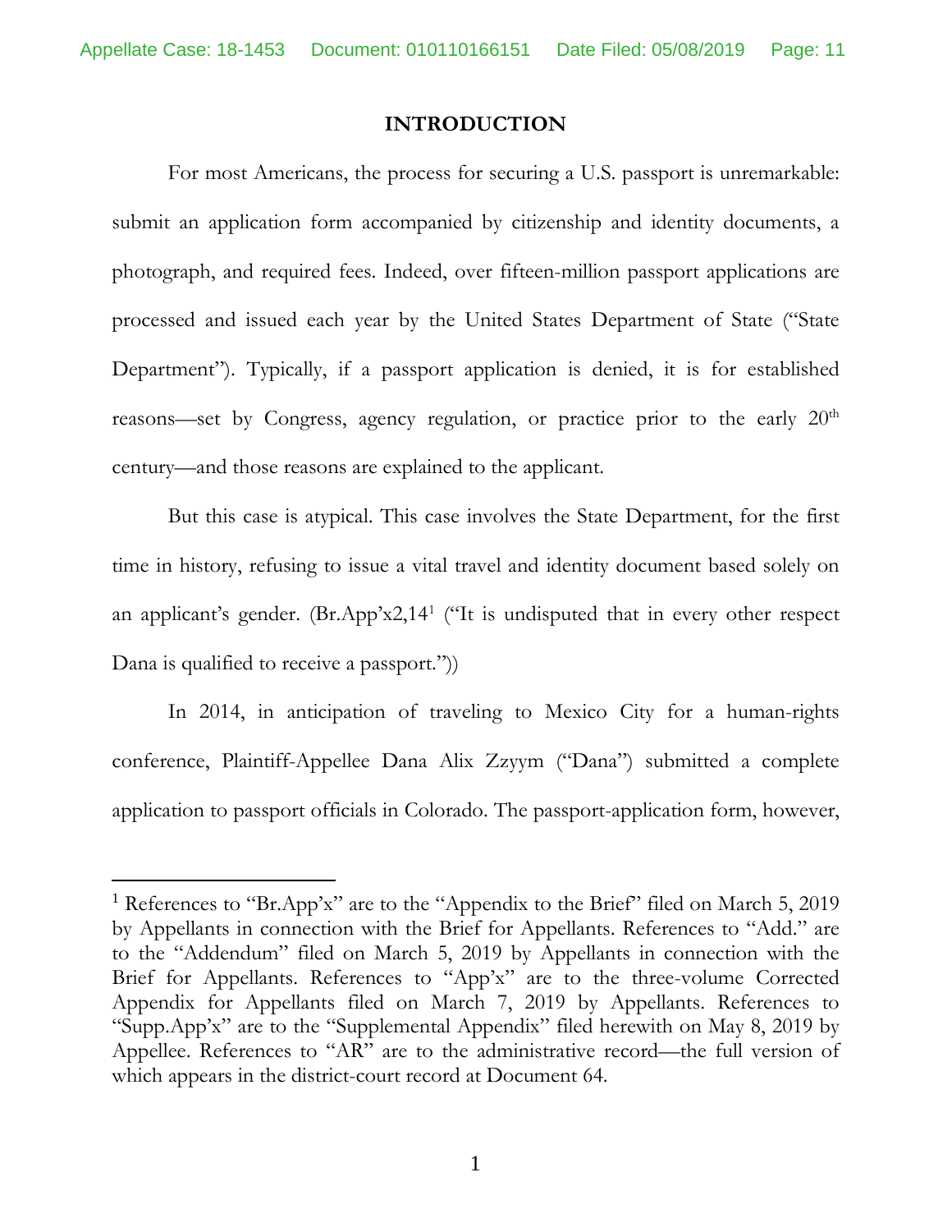# INTRODUCTION

For most Americans, the process for securing a U.S. passport is unremarkable: submit an application form accompanied by citizenship and identity documents, a photograph, and required fees. Indeed, over fifteen-million passport applications are processed and issued each year by the United States Department of State ("State Department"). Typically, if a passport application is denied, it is for established reasons—set by Congress, agency regulation, or practice prior to the early 20th century—and those reasons are explained to the applicant.

But this case is atypical. This case involves the State Department, for the first time in history, refusing to issue a vital travel and identity document based solely on an applicant's gender. (Br.App'x2,14[1] ("It is undisputed that in every other respect Dana is qualified to receive a passport."))

In 2014, in anticipation of traveling to Mexico City for a human-rights conference, Plaintiff-Appellee Dana Alix Zzyym ("Dana") submitted a complete application to passport officials in Colorado. The passport-application form, however,

---

[1] References to "Br.App'x" are to the "Appendix to the Brief" filed on March 5, 2019 by Appellants in connection with the Brief for Appellants. References to "Add." are to the "Addendum" filed on March 5, 2019 by Appellants in connection with the Brief for Appellants. References to "App'x" are to the three-volume Corrected Appendix for Appellants filed on March 7, 2019 by Appellants. References to "Supp.App'x" are to the "Supplemental Appendix" filed herewith on May 8, 2019 by Appellee. References to "AR" are to the administrative record—the full version of which appears in the district-court record at Document 64.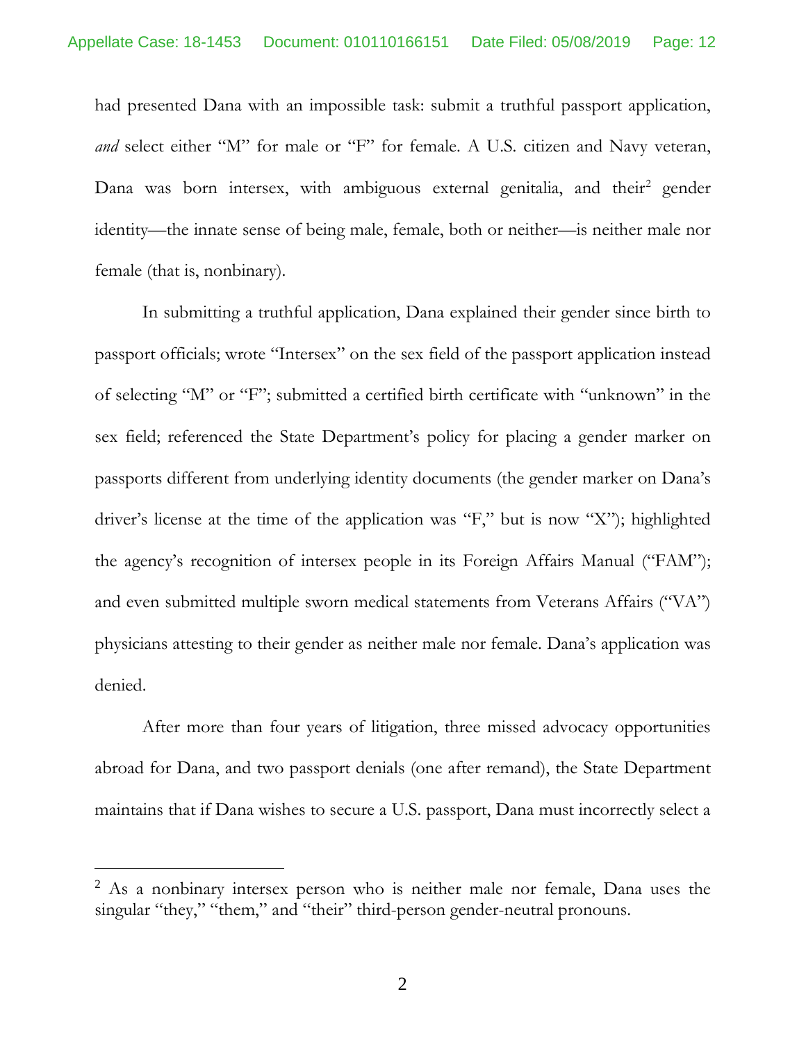had presented Dana with an impossible task: submit a truthful passport application, *and* select either "M" for male or "F" for female. A U.S. citizen and Navy veteran, Dana was born intersex, with ambiguous external genitalia, and their[2] gender identity—the innate sense of being male, female, both or neither—is neither male nor female (that is, nonbinary).

In submitting a truthful application, Dana explained their gender since birth to passport officials; wrote "Intersex" on the sex field of the passport application instead of selecting "M" or "F"; submitted a certified birth certificate with "unknown" in the sex field; referenced the State Department's policy for placing a gender marker on passports different from underlying identity documents (the gender marker on Dana's driver's license at the time of the application was "F," but is now "X"); highlighted the agency's recognition of intersex people in its Foreign Affairs Manual ("FAM"); and even submitted multiple sworn medical statements from Veterans Affairs ("VA") physicians attesting to their gender as neither male nor female. Dana's application was denied.

After more than four years of litigation, three missed advocacy opportunities abroad for Dana, and two passport denials (one after remand), the State Department maintains that if Dana wishes to secure a U.S. passport, Dana must incorrectly select a

---

[2] As a nonbinary intersex person who is neither male nor female, Dana uses the singular "they," "them," and "their" third-person gender-neutral pronouns.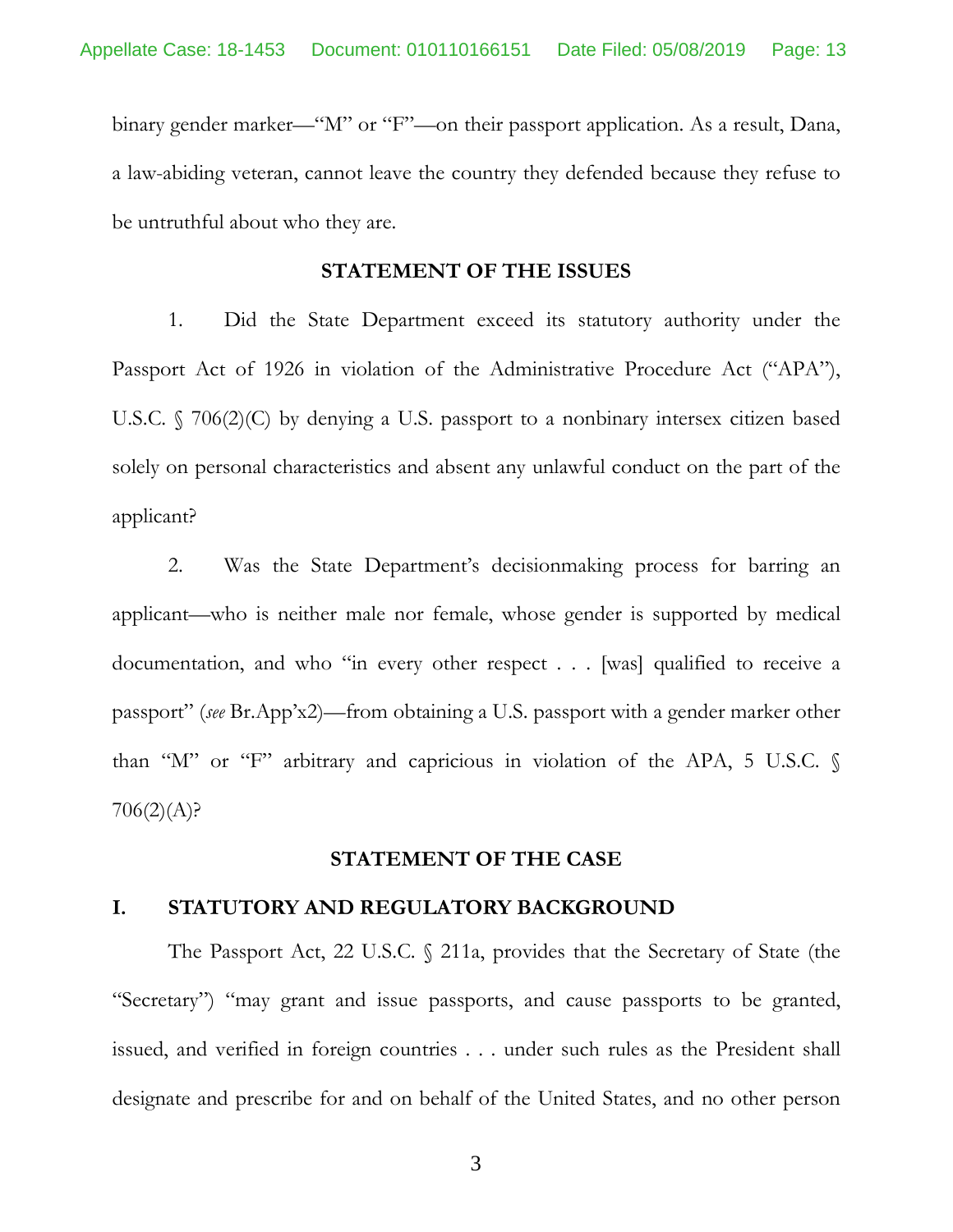binary gender marker—"M" or "F"—on their passport application. As a result, Dana, a law-abiding veteran, cannot leave the country they defended because they refuse to be untruthful about who they are.

## STATEMENT OF THE ISSUES

1. Did the State Department exceed its statutory authority under the Passport Act of 1926 in violation of the Administrative Procedure Act ("APA"), U.S.C. § 706(2)(C) by denying a U.S. passport to a nonbinary intersex citizen based solely on personal characteristics and absent any unlawful conduct on the part of the applicant?

2. Was the State Department's decisionmaking process for barring an applicant—who is neither male nor female, whose gender is supported by medical documentation, and who "in every other respect . . . [was] qualified to receive a passport" (*see* Br.App'x2)—from obtaining a U.S. passport with a gender marker other than "M" or "F" arbitrary and capricious in violation of the APA, 5 U.S.C. § 706(2)(A)?

## STATEMENT OF THE CASE

### I. STATUTORY AND REGULATORY BACKGROUND

The Passport Act, 22 U.S.C. § 211a, provides that the Secretary of State (the "Secretary") "may grant and issue passports, and cause passports to be granted, issued, and verified in foreign countries . . . under such rules as the President shall designate and prescribe for and on behalf of the United States, and no other person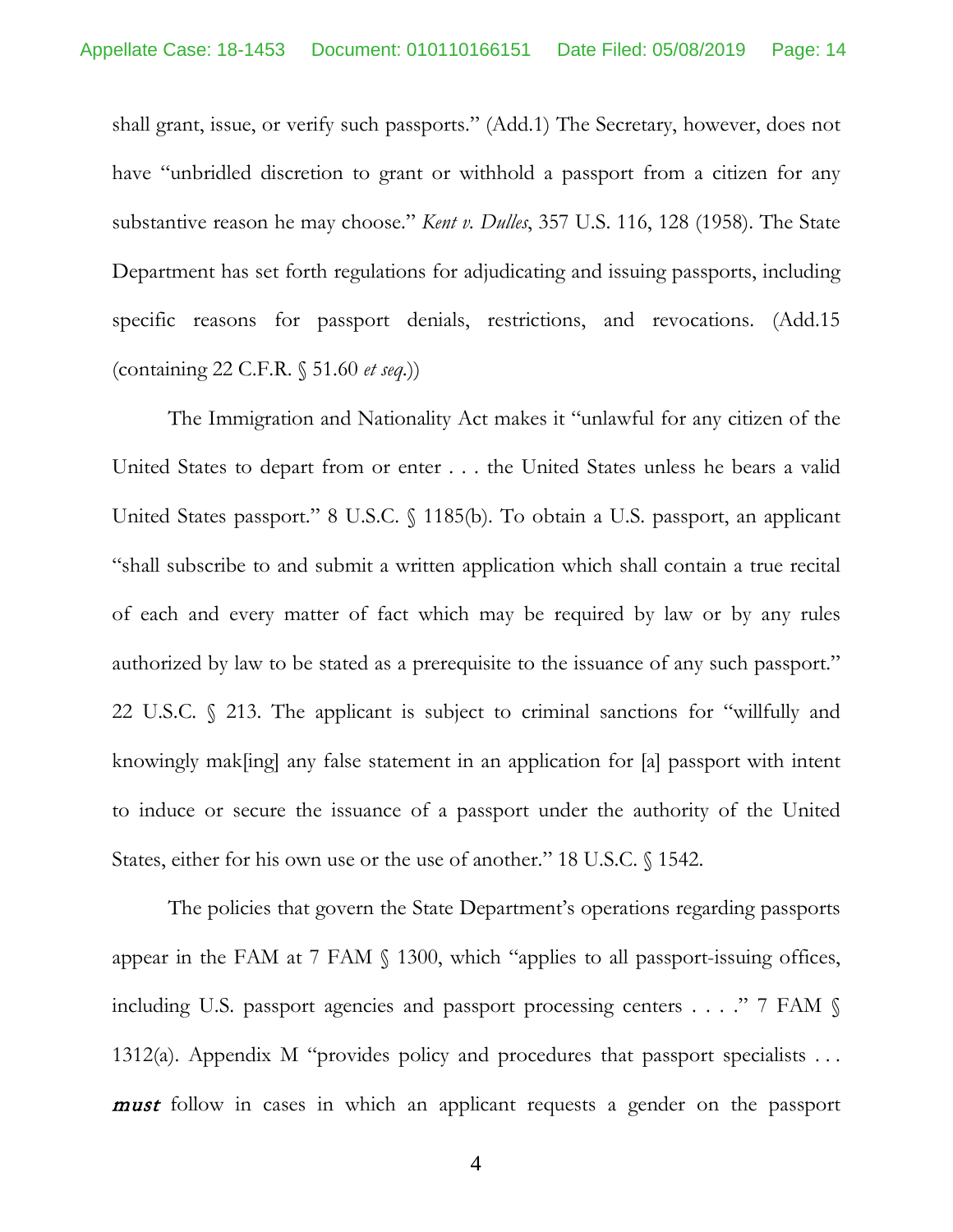shall grant, issue, or verify such passports." (Add.1) The Secretary, however, does not have "unbridled discretion to grant or withhold a passport from a citizen for any substantive reason he may choose." *Kent v. Dulles*, 357 U.S. 116, 128 (1958). The State Department has set forth regulations for adjudicating and issuing passports, including specific reasons for passport denials, restrictions, and revocations. (Add.15 (containing 22 C.F.R. § 51.60 *et seq.*))

The Immigration and Nationality Act makes it "unlawful for any citizen of the United States to depart from or enter . . . the United States unless he bears a valid United States passport." 8 U.S.C. § 1185(b). To obtain a U.S. passport, an applicant "shall subscribe to and submit a written application which shall contain a true recital of each and every matter of fact which may be required by law or by any rules authorized by law to be stated as a prerequisite to the issuance of any such passport." 22 U.S.C. § 213. The applicant is subject to criminal sanctions for "willfully and knowingly mak[ing] any false statement in an application for [a] passport with intent to induce or secure the issuance of a passport under the authority of the United States, either for his own use or the use of another." 18 U.S.C. § 1542.

The policies that govern the State Department's operations regarding passports appear in the FAM at 7 FAM § 1300, which "applies to all passport-issuing offices, including U.S. passport agencies and passport processing centers . . . ." 7 FAM § 1312(a). Appendix M "provides policy and procedures that passport specialists . . . ***must*** follow in cases in which an applicant requests a gender on the passport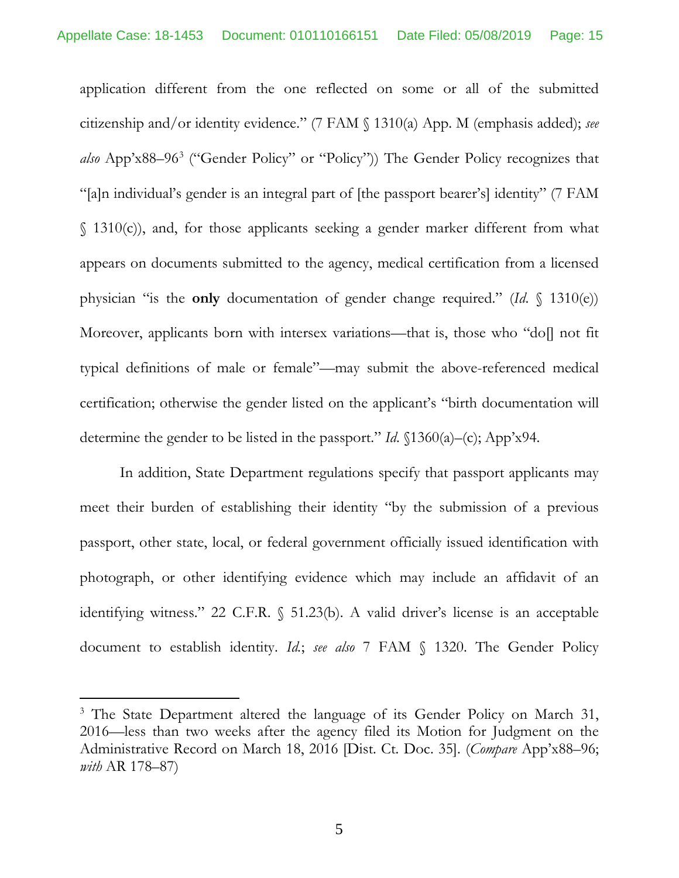application different from the one reflected on some or all of the submitted citizenship and/or identity evidence." (7 FAM § 1310(a) App. M (emphasis added); *see also* App'x88–96[3] ("Gender Policy" or "Policy")) The Gender Policy recognizes that "[a]n individual's gender is an integral part of [the passport bearer's] identity" (7 FAM § 1310(c)), and, for those applicants seeking a gender marker different from what appears on documents submitted to the agency, medical certification from a licensed physician "is the **only** documentation of gender change required." (*Id.* § 1310(e)) Moreover, applicants born with intersex variations—that is, those who "do[] not fit typical definitions of male or female"—may submit the above-referenced medical certification; otherwise the gender listed on the applicant's "birth documentation will determine the gender to be listed in the passport." *Id.* §1360(a)–(c); App'x94.

In addition, State Department regulations specify that passport applicants may meet their burden of establishing their identity "by the submission of a previous passport, other state, local, or federal government officially issued identification with photograph, or other identifying evidence which may include an affidavit of an identifying witness." 22 C.F.R. § 51.23(b). A valid driver's license is an acceptable document to establish identity. *Id.*; *see also* 7 FAM § 1320. The Gender Policy

---

[3] The State Department altered the language of its Gender Policy on March 31, 2016—less than two weeks after the agency filed its Motion for Judgment on the Administrative Record on March 18, 2016 [Dist. Ct. Doc. 35]. (*Compare* App'x88–96; *with* AR 178–87)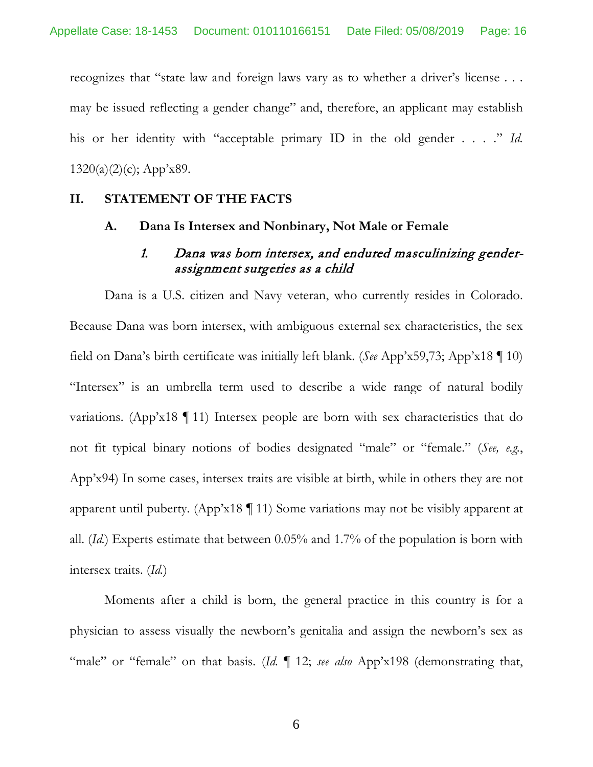recognizes that "state law and foreign laws vary as to whether a driver's license . . . may be issued reflecting a gender change" and, therefore, an applicant may establish his or her identity with "acceptable primary ID in the old gender . . . ." *Id.* 1320(a)(2)(c); App'x89.

## II. STATEMENT OF THE FACTS

### A. Dana Is Intersex and Nonbinary, Not Male or Female

#### *1. Dana was born intersex, and endured masculinizing gender-assignment surgeries as a child*

Dana is a U.S. citizen and Navy veteran, who currently resides in Colorado. Because Dana was born intersex, with ambiguous external sex characteristics, the sex field on Dana's birth certificate was initially left blank. (*See* App'x59,73; App'x18 ¶ 10) "Intersex" is an umbrella term used to describe a wide range of natural bodily variations. (App'x18 ¶ 11) Intersex people are born with sex characteristics that do not fit typical binary notions of bodies designated "male" or "female." (*See, e.g.*, App'x94) In some cases, intersex traits are visible at birth, while in others they are not apparent until puberty. (App'x18 ¶ 11) Some variations may not be visibly apparent at all. (*Id.*) Experts estimate that between 0.05% and 1.7% of the population is born with intersex traits. (*Id.*)

Moments after a child is born, the general practice in this country is for a physician to assess visually the newborn's genitalia and assign the newborn's sex as "male" or "female" on that basis. (*Id.* ¶ 12; *see also* App'x198 (demonstrating that,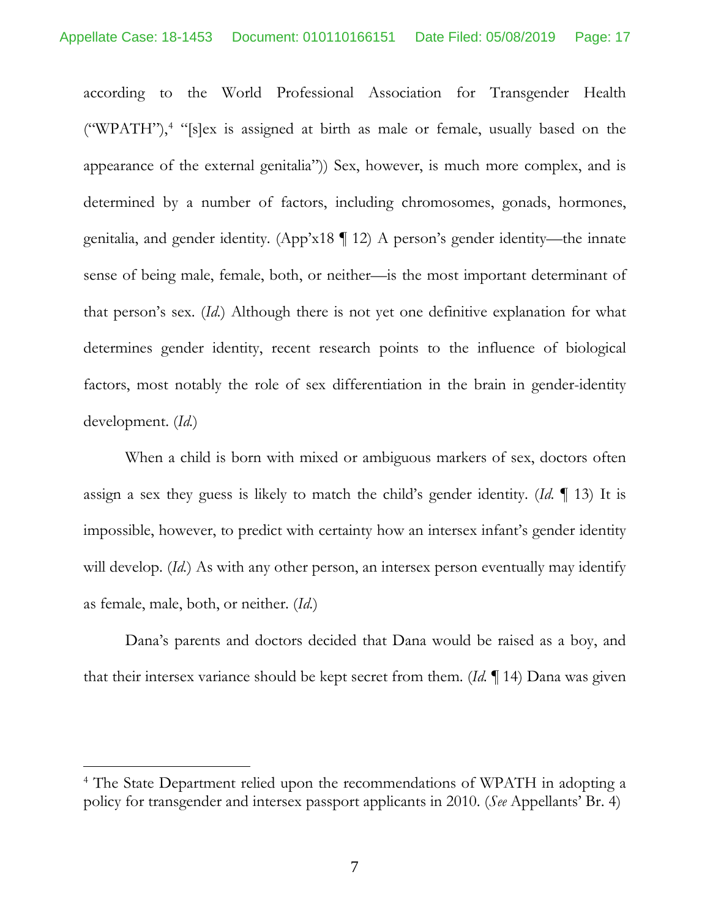according to the World Professional Association for Transgender Health ("WPATH"),[4] "[s]ex is assigned at birth as male or female, usually based on the appearance of the external genitalia")) Sex, however, is much more complex, and is determined by a number of factors, including chromosomes, gonads, hormones, genitalia, and gender identity. (App'x18 ¶ 12) A person's gender identity—the innate sense of being male, female, both, or neither—is the most important determinant of that person's sex. (*Id.*) Although there is not yet one definitive explanation for what determines gender identity, recent research points to the influence of biological factors, most notably the role of sex differentiation in the brain in gender-identity development. (*Id.*)

When a child is born with mixed or ambiguous markers of sex, doctors often assign a sex they guess is likely to match the child's gender identity. (*Id.* ¶ 13) It is impossible, however, to predict with certainty how an intersex infant's gender identity will develop. (*Id.*) As with any other person, an intersex person eventually may identify as female, male, both, or neither. (*Id.*)

Dana's parents and doctors decided that Dana would be raised as a boy, and that their intersex variance should be kept secret from them. (*Id.* ¶ 14) Dana was given

---

[4] The State Department relied upon the recommendations of WPATH in adopting a policy for transgender and intersex passport applicants in 2010. (*See* Appellants' Br. 4)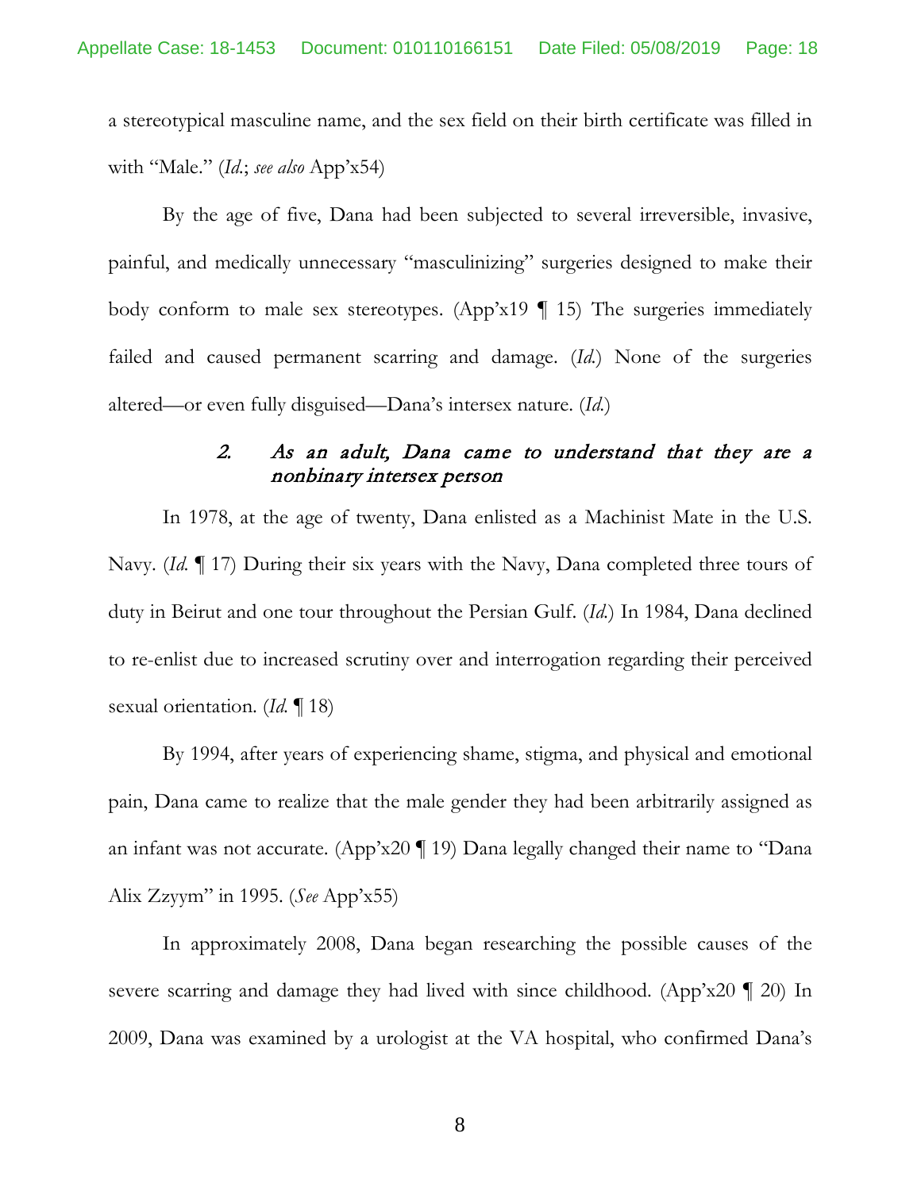a stereotypical masculine name, and the sex field on their birth certificate was filled in with "Male." (*Id.*; *see also* App'x54)

By the age of five, Dana had been subjected to several irreversible, invasive, painful, and medically unnecessary "masculinizing" surgeries designed to make their body conform to male sex stereotypes. (App'x19 ¶ 15) The surgeries immediately failed and caused permanent scarring and damage. (*Id.*) None of the surgeries altered—or even fully disguised—Dana's intersex nature. (*Id.*)

#### 2. *As an adult, Dana came to understand that they are a nonbinary intersex person*

In 1978, at the age of twenty, Dana enlisted as a Machinist Mate in the U.S. Navy. (*Id.* ¶ 17) During their six years with the Navy, Dana completed three tours of duty in Beirut and one tour throughout the Persian Gulf. (*Id.*) In 1984, Dana declined to re-enlist due to increased scrutiny over and interrogation regarding their perceived sexual orientation. (*Id.* ¶ 18)

By 1994, after years of experiencing shame, stigma, and physical and emotional pain, Dana came to realize that the male gender they had been arbitrarily assigned as an infant was not accurate. (App'x20 ¶ 19) Dana legally changed their name to "Dana Alix Zzyym" in 1995. (*See* App'x55)

In approximately 2008, Dana began researching the possible causes of the severe scarring and damage they had lived with since childhood. (App'x20 ¶ 20) In 2009, Dana was examined by a urologist at the VA hospital, who confirmed Dana's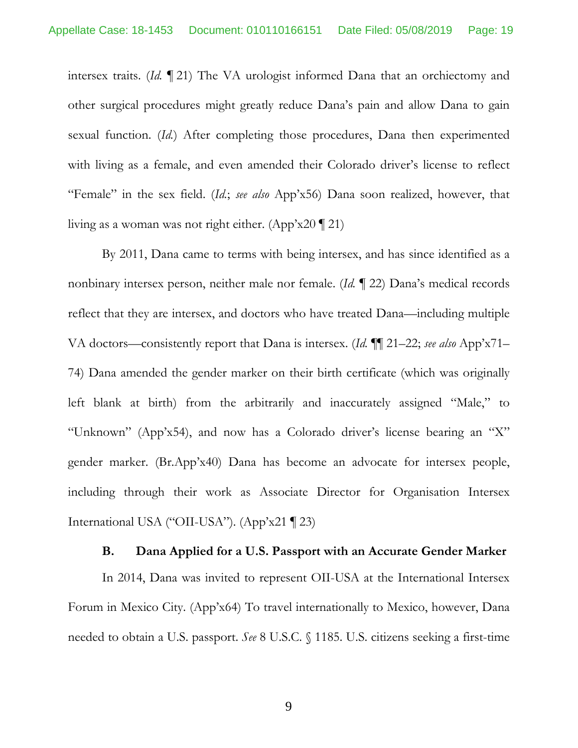intersex traits. (*Id.* ¶ 21) The VA urologist informed Dana that an orchiectomy and other surgical procedures might greatly reduce Dana's pain and allow Dana to gain sexual function. (*Id.*) After completing those procedures, Dana then experimented with living as a female, and even amended their Colorado driver's license to reflect "Female" in the sex field. (*Id.*; *see also* App'x56) Dana soon realized, however, that living as a woman was not right either. (App'x20 ¶ 21)

By 2011, Dana came to terms with being intersex, and has since identified as a nonbinary intersex person, neither male nor female. (*Id.* ¶ 22) Dana's medical records reflect that they are intersex, and doctors who have treated Dana—including multiple VA doctors—consistently report that Dana is intersex. (*Id.* ¶¶ 21–22; *see also* App'x71–74) Dana amended the gender marker on their birth certificate (which was originally left blank at birth) from the arbitrarily and inaccurately assigned "Male," to "Unknown" (App'x54), and now has a Colorado driver's license bearing an "X" gender marker. (Br.App'x40) Dana has become an advocate for intersex people, including through their work as Associate Director for Organisation Intersex International USA ("OII-USA"). (App'x21 ¶ 23)

### B. Dana Applied for a U.S. Passport with an Accurate Gender Marker

In 2014, Dana was invited to represent OII-USA at the International Intersex Forum in Mexico City. (App'x64) To travel internationally to Mexico, however, Dana needed to obtain a U.S. passport. *See* 8 U.S.C. § 1185. U.S. citizens seeking a first-time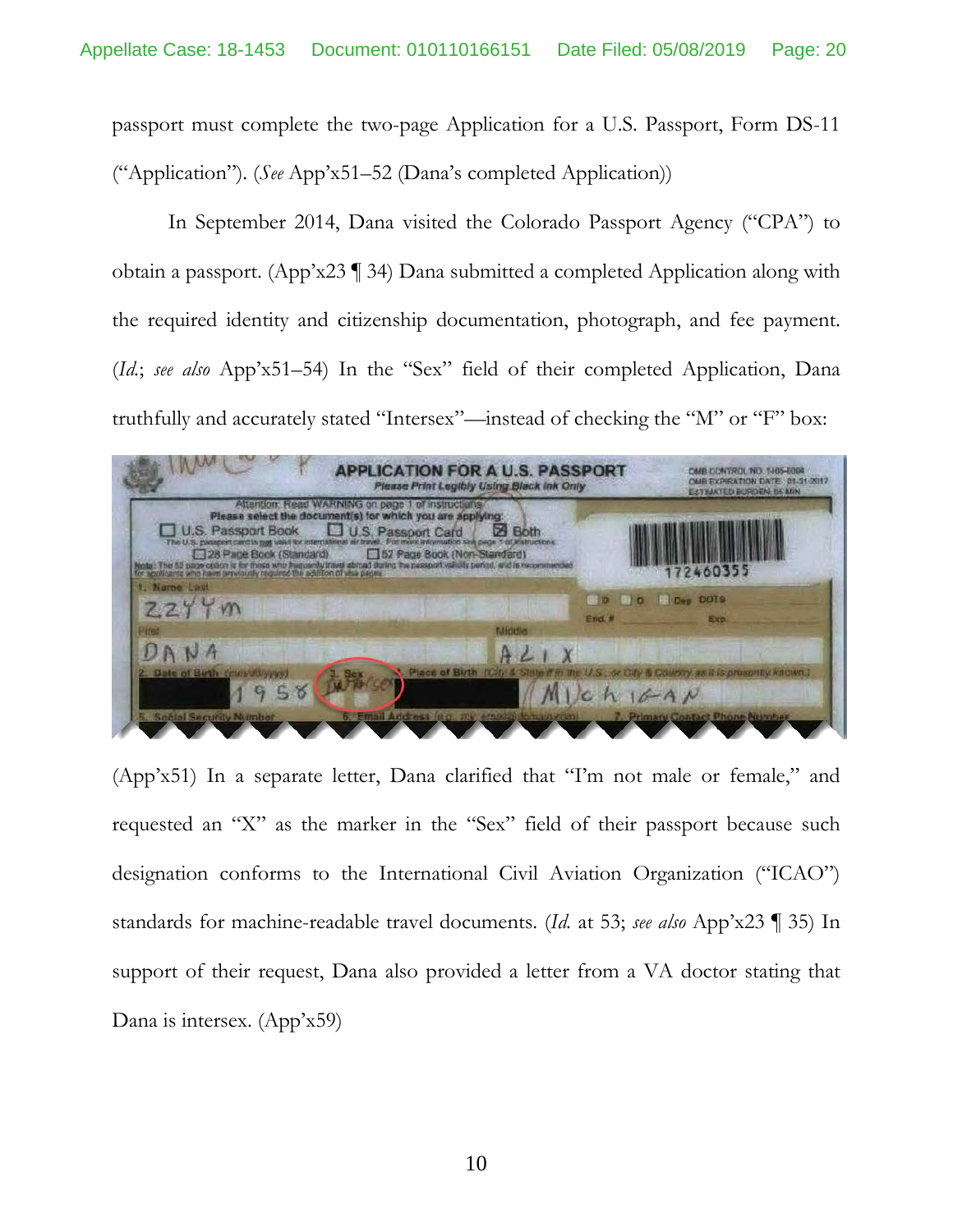passport must complete the two-page Application for a U.S. Passport, Form DS-11 ("Application"). (*See* App'x51–52 (Dana's completed Application))

In September 2014, Dana visited the Colorado Passport Agency ("CPA") to obtain a passport. (App'x23 ¶ 34) Dana submitted a completed Application along with the required identity and citizenship documentation, photograph, and fee payment. (*Id.*; *see also* App'x51–54) In the "Sex" field of their completed Application, Dana truthfully and accurately stated "Intersex"—instead of checking the "M" or "F" box:

(App'x51) In a separate letter, Dana clarified that "I'm not male or female," and requested an "X" as the marker in the "Sex" field of their passport because such designation conforms to the International Civil Aviation Organization ("ICAO") standards for machine-readable travel documents. (*Id.* at 53; *see also* App'x23 ¶ 35) In support of their request, Dana also provided a letter from a VA doctor stating that Dana is intersex. (App'x59)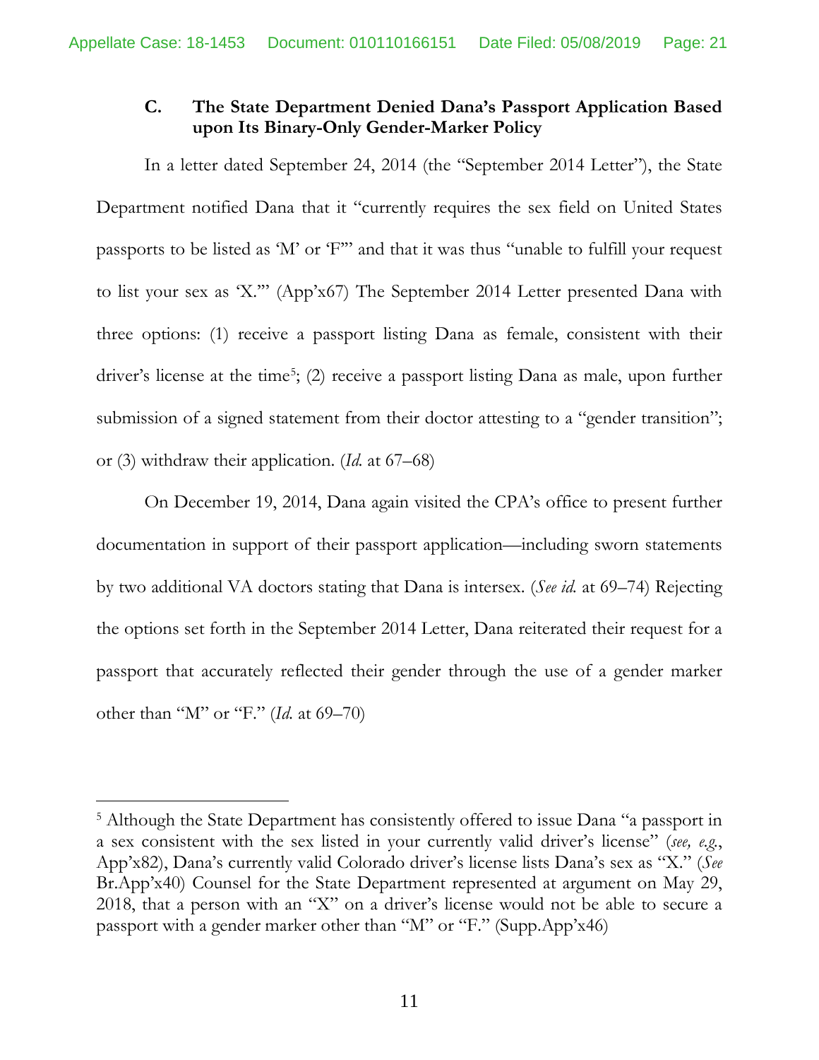### C. The State Department Denied Dana's Passport Application Based upon Its Binary-Only Gender-Marker Policy

In a letter dated September 24, 2014 (the "September 2014 Letter"), the State Department notified Dana that it "currently requires the sex field on United States passports to be listed as 'M' or 'F'" and that it was thus "unable to fulfill your request to list your sex as 'X.'" (App'x67) The September 2014 Letter presented Dana with three options: (1) receive a passport listing Dana as female, consistent with their driver's license at the time[5]; (2) receive a passport listing Dana as male, upon further submission of a signed statement from their doctor attesting to a "gender transition"; or (3) withdraw their application. (*Id.* at 67–68)

On December 19, 2014, Dana again visited the CPA's office to present further documentation in support of their passport application—including sworn statements by two additional VA doctors stating that Dana is intersex. (*See id.* at 69–74) Rejecting the options set forth in the September 2014 Letter, Dana reiterated their request for a passport that accurately reflected their gender through the use of a gender marker other than "M" or "F." (*Id.* at 69–70)

---

[5] Although the State Department has consistently offered to issue Dana "a passport in a sex consistent with the sex listed in your currently valid driver's license" (*see, e.g.*, App'x82), Dana's currently valid Colorado driver's license lists Dana's sex as "X." (*See* Br.App'x40) Counsel for the State Department represented at argument on May 29, 2018, that a person with an "X" on a driver's license would not be able to secure a passport with a gender marker other than "M" or "F." (Supp.App'x46)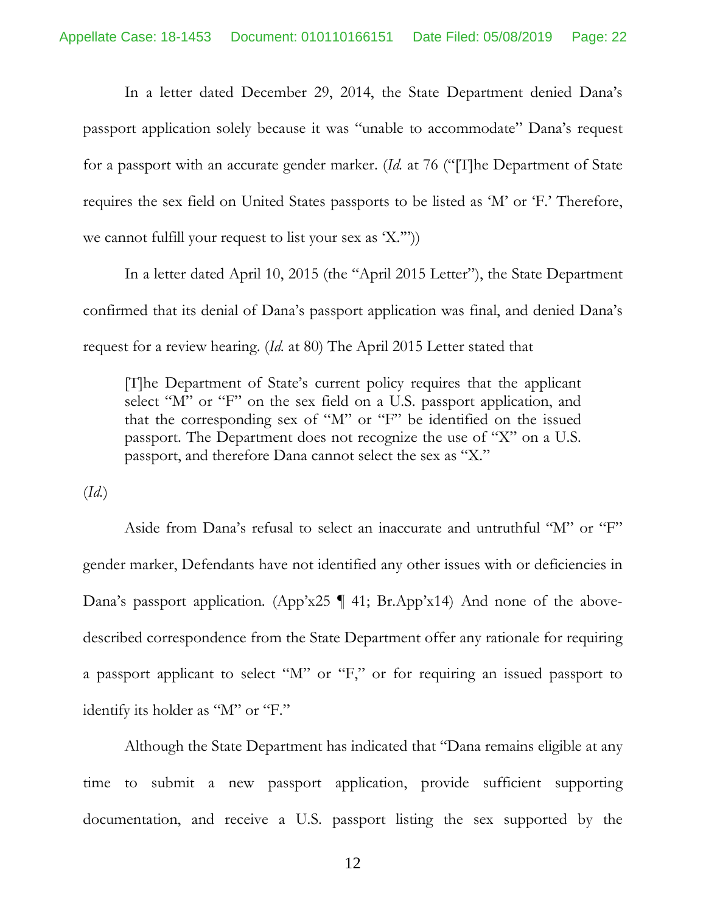In a letter dated December 29, 2014, the State Department denied Dana's passport application solely because it was "unable to accommodate" Dana's request for a passport with an accurate gender marker. (*Id.* at 76 ("[T]he Department of State requires the sex field on United States passports to be listed as 'M' or 'F.' Therefore, we cannot fulfill your request to list your sex as 'X.'"))

In a letter dated April 10, 2015 (the "April 2015 Letter"), the State Department confirmed that its denial of Dana's passport application was final, and denied Dana's request for a review hearing. (*Id.* at 80) The April 2015 Letter stated that

> [T]he Department of State's current policy requires that the applicant select "M" or "F" on the sex field on a U.S. passport application, and that the corresponding sex of "M" or "F" be identified on the issued passport. The Department does not recognize the use of "X" on a U.S. passport, and therefore Dana cannot select the sex as "X."

(*Id.*)

Aside from Dana's refusal to select an inaccurate and untruthful "M" or "F" gender marker, Defendants have not identified any other issues with or deficiencies in Dana's passport application. (App'x25 ¶ 41; Br.App'x14) And none of the above-described correspondence from the State Department offer any rationale for requiring a passport applicant to select "M" or "F," or for requiring an issued passport to identify its holder as "M" or "F."

Although the State Department has indicated that "Dana remains eligible at any time to submit a new passport application, provide sufficient supporting documentation, and receive a U.S. passport listing the sex supported by the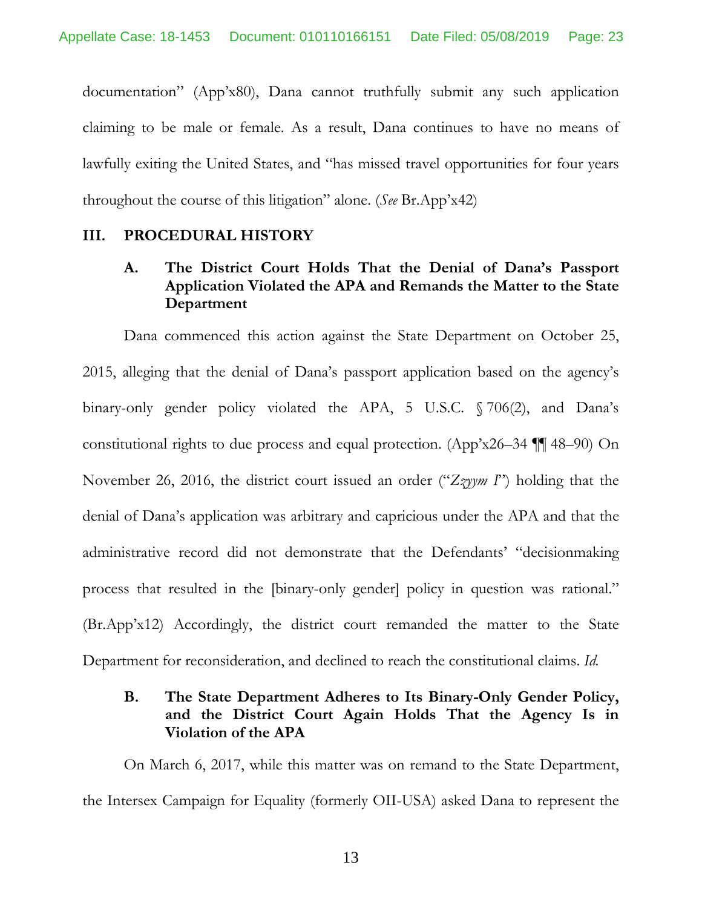documentation" (App'x80), Dana cannot truthfully submit any such application claiming to be male or female. As a result, Dana continues to have no means of lawfully exiting the United States, and "has missed travel opportunities for four years throughout the course of this litigation" alone. (*See* Br.App'x42)

## III. PROCEDURAL HISTORY

### A. The District Court Holds That the Denial of Dana's Passport Application Violated the APA and Remands the Matter to the State Department

Dana commenced this action against the State Department on October 25, 2015, alleging that the denial of Dana's passport application based on the agency's binary-only gender policy violated the APA, 5 U.S.C. § 706(2), and Dana's constitutional rights to due process and equal protection. (App'x26–34 ¶¶ 48–90) On November 26, 2016, the district court issued an order ("*Zzyym I*") holding that the denial of Dana's application was arbitrary and capricious under the APA and that the administrative record did not demonstrate that the Defendants' "decisionmaking process that resulted in the [binary-only gender] policy in question was rational." (Br.App'x12) Accordingly, the district court remanded the matter to the State Department for reconsideration, and declined to reach the constitutional claims. *Id.*

### B. The State Department Adheres to Its Binary-Only Gender Policy, and the District Court Again Holds That the Agency Is in Violation of the APA

On March 6, 2017, while this matter was on remand to the State Department, the Intersex Campaign for Equality (formerly OII-USA) asked Dana to represent the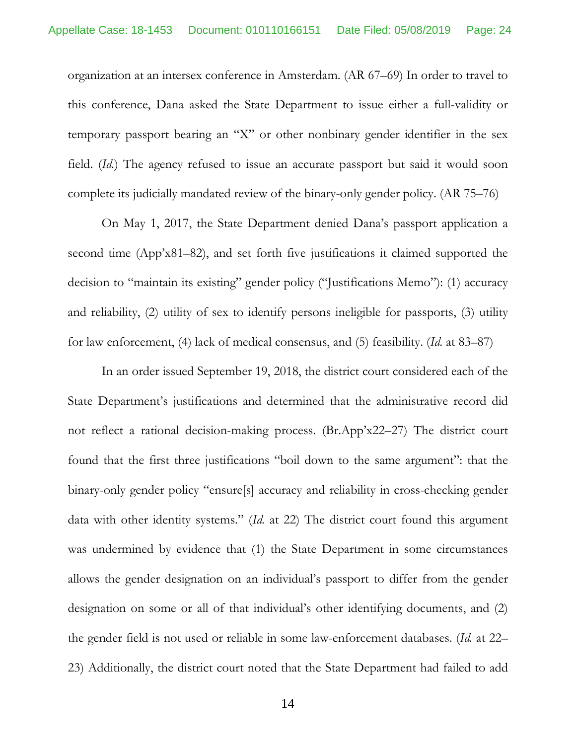organization at an intersex conference in Amsterdam. (AR 67–69) In order to travel to this conference, Dana asked the State Department to issue either a full-validity or temporary passport bearing an "X" or other nonbinary gender identifier in the sex field. (*Id.*) The agency refused to issue an accurate passport but said it would soon complete its judicially mandated review of the binary-only gender policy. (AR 75–76)

On May 1, 2017, the State Department denied Dana's passport application a second time (App'x81–82), and set forth five justifications it claimed supported the decision to "maintain its existing" gender policy ("Justifications Memo"): (1) accuracy and reliability, (2) utility of sex to identify persons ineligible for passports, (3) utility for law enforcement, (4) lack of medical consensus, and (5) feasibility. (*Id.* at 83–87)

In an order issued September 19, 2018, the district court considered each of the State Department's justifications and determined that the administrative record did not reflect a rational decision-making process. (Br.App'x22–27) The district court found that the first three justifications "boil down to the same argument": that the binary-only gender policy "ensure[s] accuracy and reliability in cross-checking gender data with other identity systems." (*Id.* at 22) The district court found this argument was undermined by evidence that (1) the State Department in some circumstances allows the gender designation on an individual's passport to differ from the gender designation on some or all of that individual's other identifying documents, and (2) the gender field is not used or reliable in some law-enforcement databases. (*Id.* at 22–23) Additionally, the district court noted that the State Department had failed to add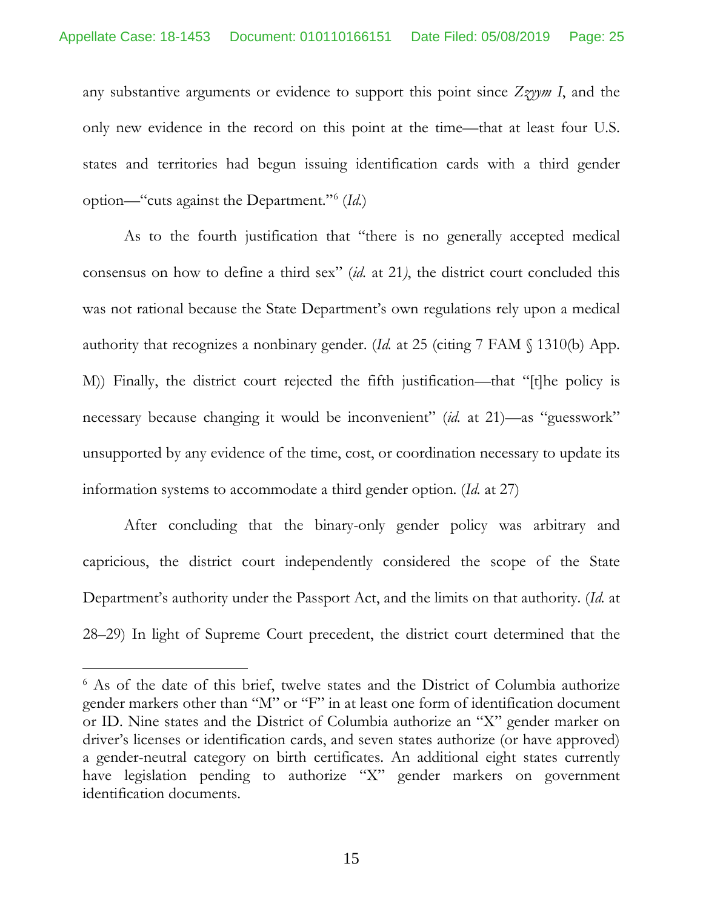any substantive arguments or evidence to support this point since *Zzyym I*, and the only new evidence in the record on this point at the time—that at least four U.S. states and territories had begun issuing identification cards with a third gender option—"cuts against the Department."[6] (*Id.*)

As to the fourth justification that "there is no generally accepted medical consensus on how to define a third sex" (*id.* at 21*)*, the district court concluded this was not rational because the State Department's own regulations rely upon a medical authority that recognizes a nonbinary gender. (*Id.* at 25 (citing 7 FAM § 1310(b) App. M)) Finally, the district court rejected the fifth justification—that "[t]he policy is necessary because changing it would be inconvenient" (*id.* at 21)—as "guesswork" unsupported by any evidence of the time, cost, or coordination necessary to update its information systems to accommodate a third gender option. (*Id.* at 27)

After concluding that the binary-only gender policy was arbitrary and capricious, the district court independently considered the scope of the State Department's authority under the Passport Act, and the limits on that authority. (*Id.* at 28–29) In light of Supreme Court precedent, the district court determined that the

---

[6] As of the date of this brief, twelve states and the District of Columbia authorize gender markers other than "M" or "F" in at least one form of identification document or ID. Nine states and the District of Columbia authorize an "X" gender marker on driver's licenses or identification cards, and seven states authorize (or have approved) a gender-neutral category on birth certificates. An additional eight states currently have legislation pending to authorize "X" gender markers on government identification documents.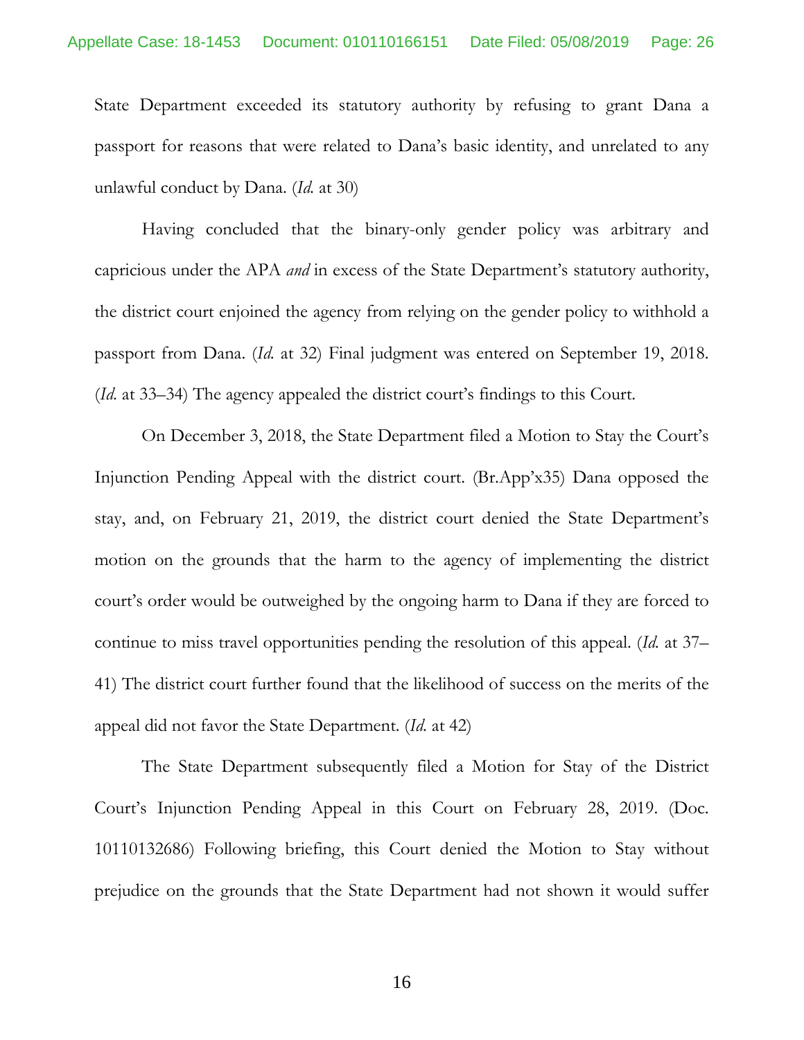State Department exceeded its statutory authority by refusing to grant Dana a passport for reasons that were related to Dana's basic identity, and unrelated to any unlawful conduct by Dana. (*Id.* at 30)

Having concluded that the binary-only gender policy was arbitrary and capricious under the APA *and* in excess of the State Department's statutory authority, the district court enjoined the agency from relying on the gender policy to withhold a passport from Dana. (*Id.* at 32) Final judgment was entered on September 19, 2018. (*Id.* at 33–34) The agency appealed the district court's findings to this Court.

On December 3, 2018, the State Department filed a Motion to Stay the Court's Injunction Pending Appeal with the district court. (Br.App'x35) Dana opposed the stay, and, on February 21, 2019, the district court denied the State Department's motion on the grounds that the harm to the agency of implementing the district court's order would be outweighed by the ongoing harm to Dana if they are forced to continue to miss travel opportunities pending the resolution of this appeal. (*Id.* at 37–41) The district court further found that the likelihood of success on the merits of the appeal did not favor the State Department. (*Id.* at 42)

The State Department subsequently filed a Motion for Stay of the District Court's Injunction Pending Appeal in this Court on February 28, 2019. (Doc. 10110132686) Following briefing, this Court denied the Motion to Stay without prejudice on the grounds that the State Department had not shown it would suffer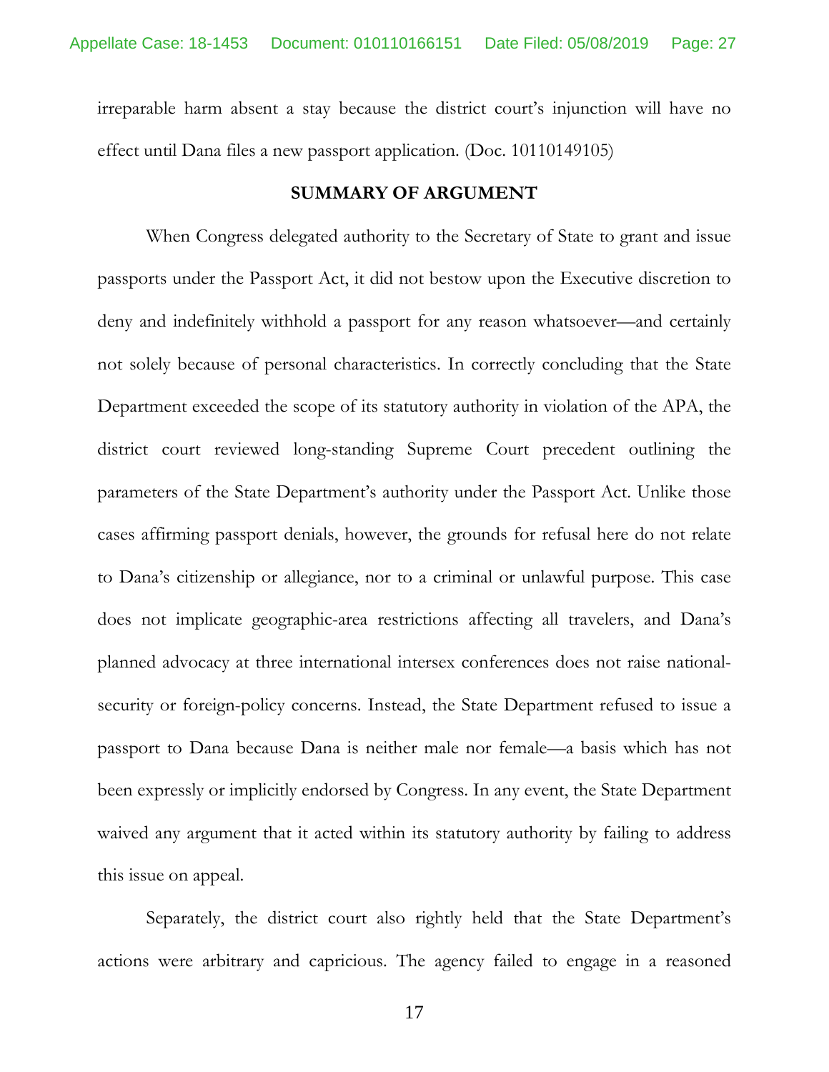irreparable harm absent a stay because the district court's injunction will have no effect until Dana files a new passport application. (Doc. 10110149105)

## SUMMARY OF ARGUMENT

When Congress delegated authority to the Secretary of State to grant and issue passports under the Passport Act, it did not bestow upon the Executive discretion to deny and indefinitely withhold a passport for any reason whatsoever—and certainly not solely because of personal characteristics. In correctly concluding that the State Department exceeded the scope of its statutory authority in violation of the APA, the district court reviewed long-standing Supreme Court precedent outlining the parameters of the State Department's authority under the Passport Act. Unlike those cases affirming passport denials, however, the grounds for refusal here do not relate to Dana's citizenship or allegiance, nor to a criminal or unlawful purpose. This case does not implicate geographic-area restrictions affecting all travelers, and Dana's planned advocacy at three international intersex conferences does not raise national-security or foreign-policy concerns. Instead, the State Department refused to issue a passport to Dana because Dana is neither male nor female—a basis which has not been expressly or implicitly endorsed by Congress. In any event, the State Department waived any argument that it acted within its statutory authority by failing to address this issue on appeal.

Separately, the district court also rightly held that the State Department's actions were arbitrary and capricious. The agency failed to engage in a reasoned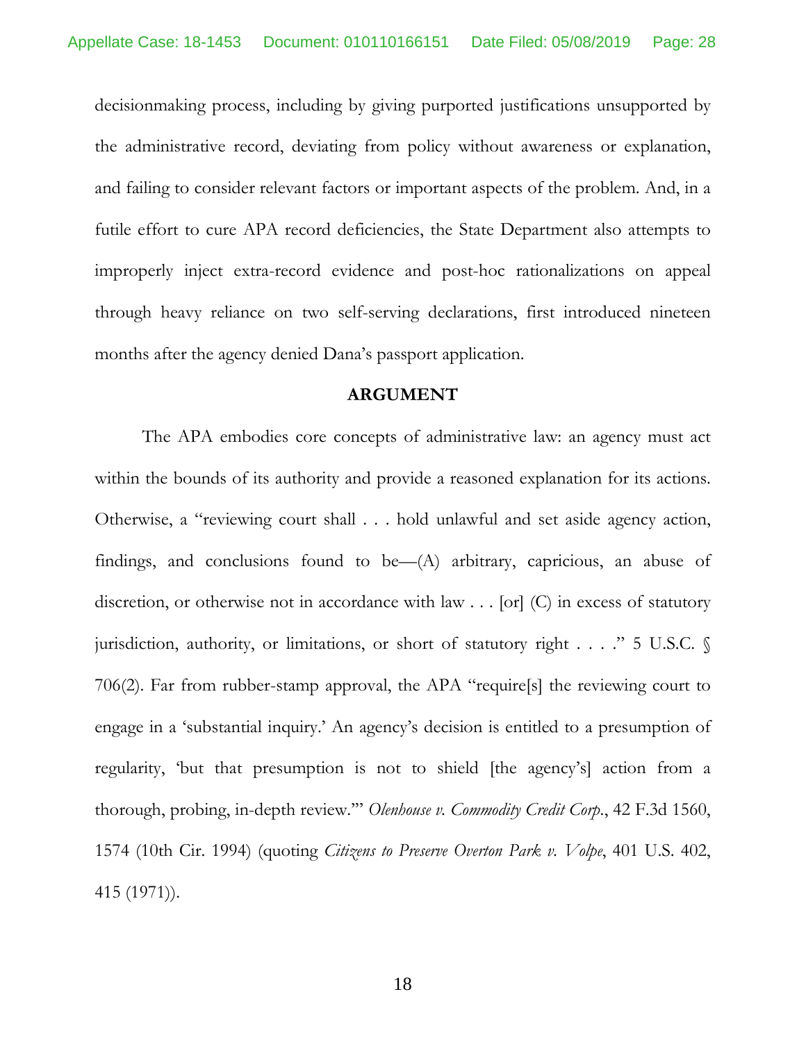decisionmaking process, including by giving purported justifications unsupported by the administrative record, deviating from policy without awareness or explanation, and failing to consider relevant factors or important aspects of the problem. And, in a futile effort to cure APA record deficiencies, the State Department also attempts to improperly inject extra-record evidence and post-hoc rationalizations on appeal through heavy reliance on two self-serving declarations, first introduced nineteen months after the agency denied Dana's passport application.

## ARGUMENT

The APA embodies core concepts of administrative law: an agency must act within the bounds of its authority and provide a reasoned explanation for its actions. Otherwise, a "reviewing court shall . . . hold unlawful and set aside agency action, findings, and conclusions found to be—(A) arbitrary, capricious, an abuse of discretion, or otherwise not in accordance with law . . . [or] (C) in excess of statutory jurisdiction, authority, or limitations, or short of statutory right . . . ." 5 U.S.C. § 706(2). Far from rubber-stamp approval, the APA "require[s] the reviewing court to engage in a 'substantial inquiry.' An agency's decision is entitled to a presumption of regularity, 'but that presumption is not to shield [the agency's] action from a thorough, probing, in-depth review.'" *Olenhouse v. Commodity Credit Corp.*, 42 F.3d 1560, 1574 (10th Cir. 1994) (quoting *Citizens to Preserve Overton Park v. Volpe*, 401 U.S. 402, 415 (1971)).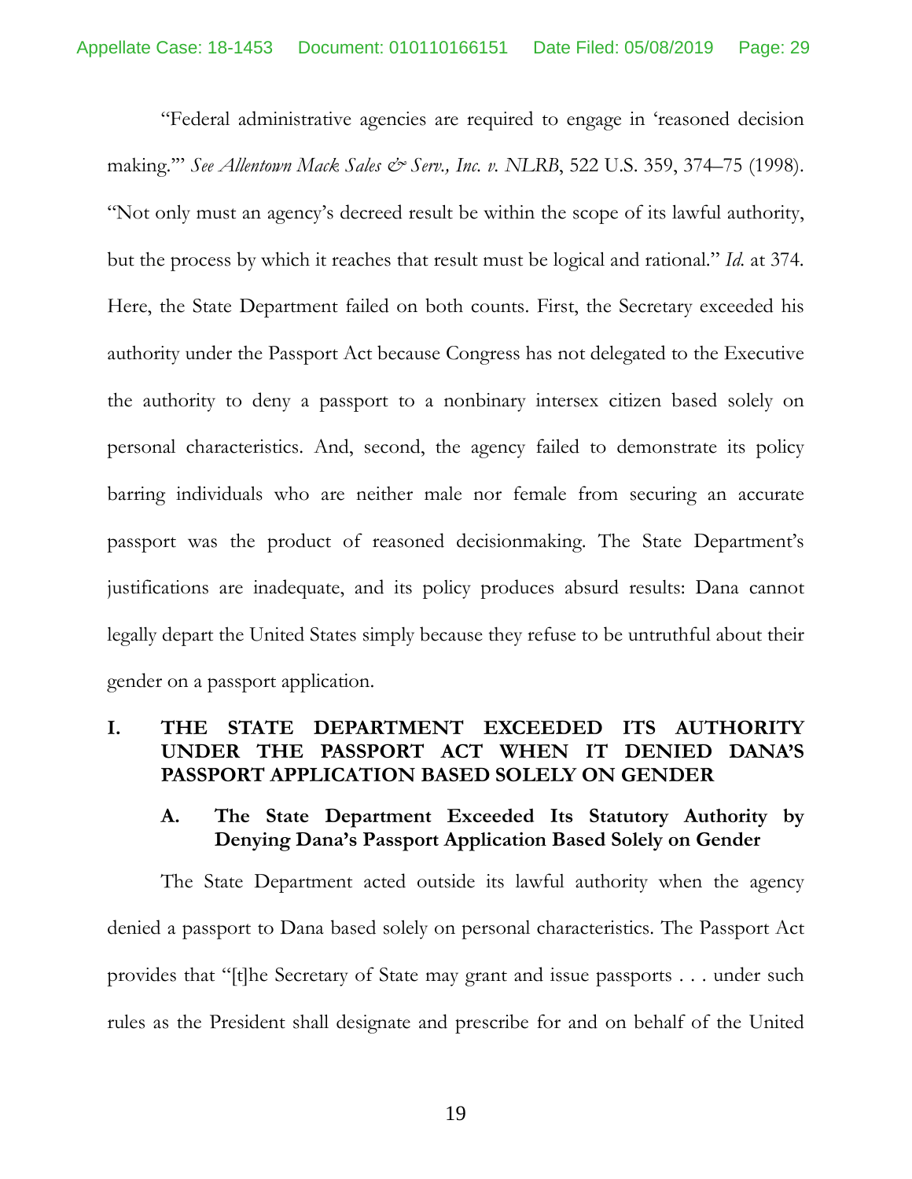"Federal administrative agencies are required to engage in 'reasoned decision making.'" *See Allentown Mack Sales & Serv., Inc. v. NLRB*, 522 U.S. 359, 374–75 (1998). "Not only must an agency's decreed result be within the scope of its lawful authority, but the process by which it reaches that result must be logical and rational." *Id.* at 374. Here, the State Department failed on both counts. First, the Secretary exceeded his authority under the Passport Act because Congress has not delegated to the Executive the authority to deny a passport to a nonbinary intersex citizen based solely on personal characteristics. And, second, the agency failed to demonstrate its policy barring individuals who are neither male nor female from securing an accurate passport was the product of reasoned decisionmaking. The State Department's justifications are inadequate, and its policy produces absurd results: Dana cannot legally depart the United States simply because they refuse to be untruthful about their gender on a passport application.

## I. THE STATE DEPARTMENT EXCEEDED ITS AUTHORITY UNDER THE PASSPORT ACT WHEN IT DENIED DANA'S PASSPORT APPLICATION BASED SOLELY ON GENDER

### A. The State Department Exceeded Its Statutory Authority by Denying Dana's Passport Application Based Solely on Gender

The State Department acted outside its lawful authority when the agency denied a passport to Dana based solely on personal characteristics. The Passport Act provides that "[t]he Secretary of State may grant and issue passports . . . under such rules as the President shall designate and prescribe for and on behalf of the United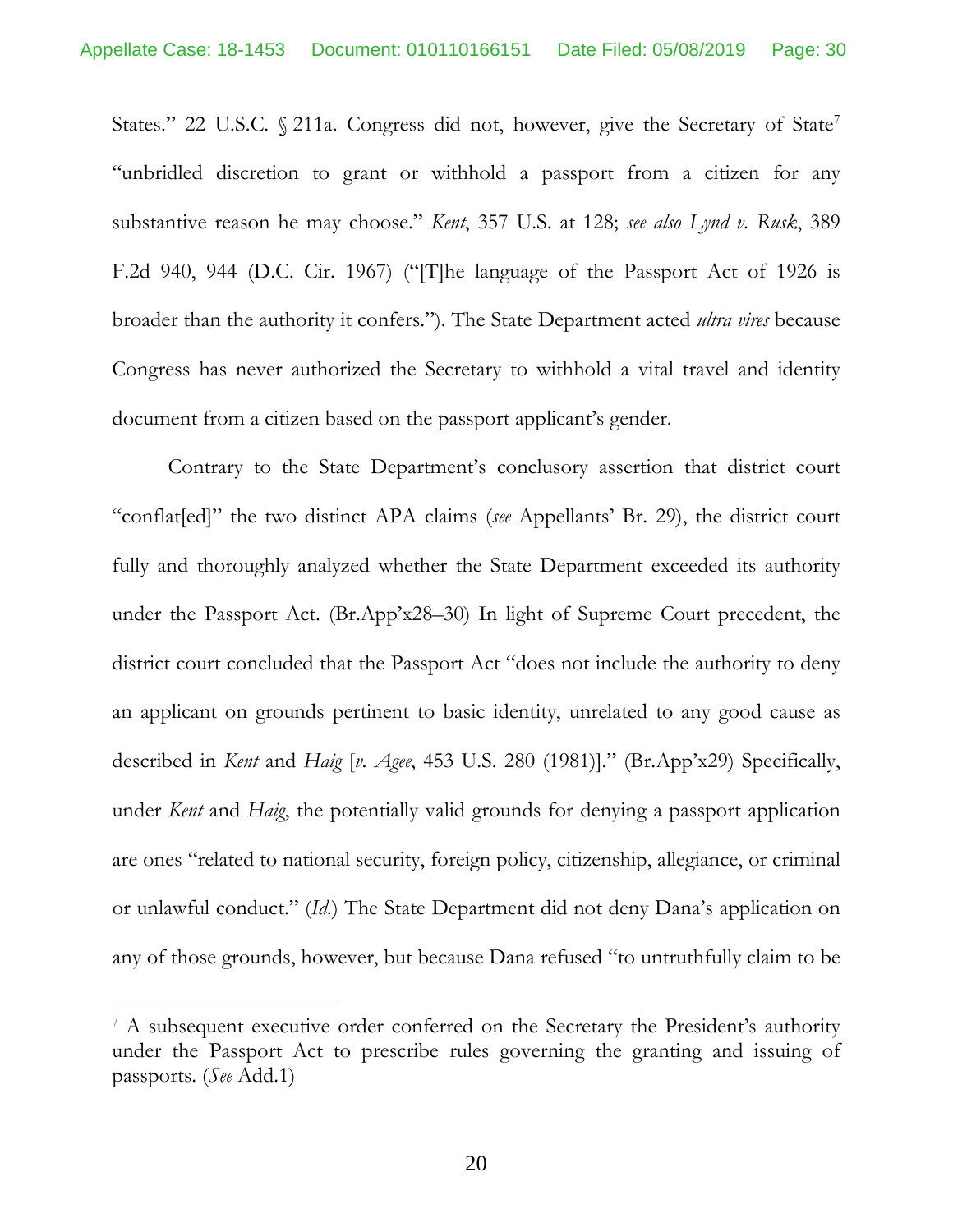States." 22 U.S.C. § 211a. Congress did not, however, give the Secretary of State[7] "unbridled discretion to grant or withhold a passport from a citizen for any substantive reason he may choose." *Kent*, 357 U.S. at 128; *see also Lynd v. Rusk*, 389 F.2d 940, 944 (D.C. Cir. 1967) ("[T]he language of the Passport Act of 1926 is broader than the authority it confers."). The State Department acted *ultra vires* because Congress has never authorized the Secretary to withhold a vital travel and identity document from a citizen based on the passport applicant's gender.

Contrary to the State Department's conclusory assertion that district court "conflat[ed]" the two distinct APA claims (*see* Appellants' Br. 29), the district court fully and thoroughly analyzed whether the State Department exceeded its authority under the Passport Act. (Br.App'x28–30) In light of Supreme Court precedent, the district court concluded that the Passport Act "does not include the authority to deny an applicant on grounds pertinent to basic identity, unrelated to any good cause as described in *Kent* and *Haig* [*v. Agee*, 453 U.S. 280 (1981)]." (Br.App'x29) Specifically, under *Kent* and *Haig*, the potentially valid grounds for denying a passport application are ones "related to national security, foreign policy, citizenship, allegiance, or criminal or unlawful conduct." (*Id.*) The State Department did not deny Dana's application on any of those grounds, however, but because Dana refused "to untruthfully claim to be

[7] A subsequent executive order conferred on the Secretary the President's authority under the Passport Act to prescribe rules governing the granting and issuing of passports. (*See* Add.1)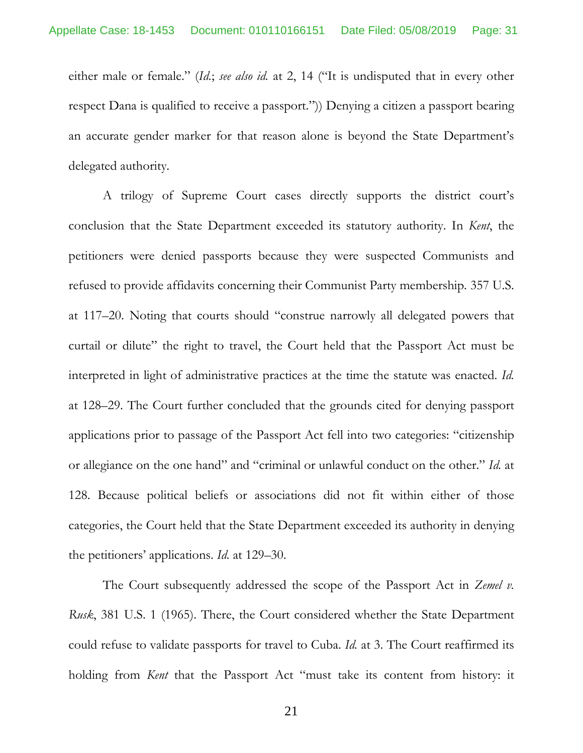either male or female." (*Id.*; *see also id.* at 2, 14 ("It is undisputed that in every other respect Dana is qualified to receive a passport.")) Denying a citizen a passport bearing an accurate gender marker for that reason alone is beyond the State Department's delegated authority.

A trilogy of Supreme Court cases directly supports the district court's conclusion that the State Department exceeded its statutory authority. In *Kent*, the petitioners were denied passports because they were suspected Communists and refused to provide affidavits concerning their Communist Party membership. 357 U.S. at 117–20. Noting that courts should "construe narrowly all delegated powers that curtail or dilute" the right to travel, the Court held that the Passport Act must be interpreted in light of administrative practices at the time the statute was enacted. *Id.* at 128–29. The Court further concluded that the grounds cited for denying passport applications prior to passage of the Passport Act fell into two categories: "citizenship or allegiance on the one hand" and "criminal or unlawful conduct on the other." *Id.* at 128. Because political beliefs or associations did not fit within either of those categories, the Court held that the State Department exceeded its authority in denying the petitioners' applications. *Id.* at 129–30.

The Court subsequently addressed the scope of the Passport Act in *Zemel v. Rusk*, 381 U.S. 1 (1965). There, the Court considered whether the State Department could refuse to validate passports for travel to Cuba. *Id.* at 3. The Court reaffirmed its holding from *Kent* that the Passport Act "must take its content from history: it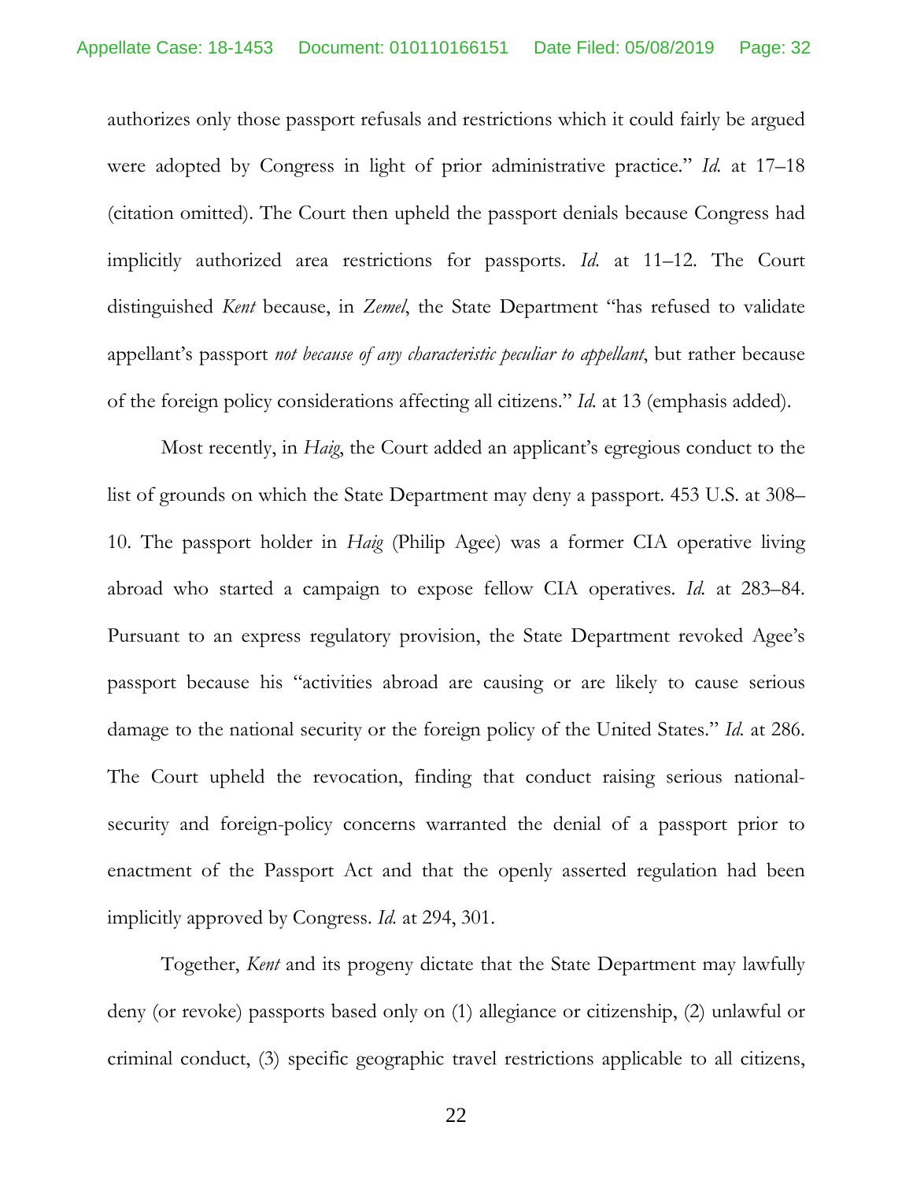authorizes only those passport refusals and restrictions which it could fairly be argued were adopted by Congress in light of prior administrative practice." *Id.* at 17–18 (citation omitted). The Court then upheld the passport denials because Congress had implicitly authorized area restrictions for passports. *Id.* at 11–12. The Court distinguished *Kent* because, in *Zemel*, the State Department "has refused to validate appellant's passport *not because of any characteristic peculiar to appellant*, but rather because of the foreign policy considerations affecting all citizens." *Id.* at 13 (emphasis added).

Most recently, in *Haig*, the Court added an applicant's egregious conduct to the list of grounds on which the State Department may deny a passport. 453 U.S. at 308–10. The passport holder in *Haig* (Philip Agee) was a former CIA operative living abroad who started a campaign to expose fellow CIA operatives. *Id.* at 283–84. Pursuant to an express regulatory provision, the State Department revoked Agee's passport because his "activities abroad are causing or are likely to cause serious damage to the national security or the foreign policy of the United States." *Id.* at 286. The Court upheld the revocation, finding that conduct raising serious national-security and foreign-policy concerns warranted the denial of a passport prior to enactment of the Passport Act and that the openly asserted regulation had been implicitly approved by Congress. *Id.* at 294, 301.

Together, *Kent* and its progeny dictate that the State Department may lawfully deny (or revoke) passports based only on (1) allegiance or citizenship, (2) unlawful or criminal conduct, (3) specific geographic travel restrictions applicable to all citizens,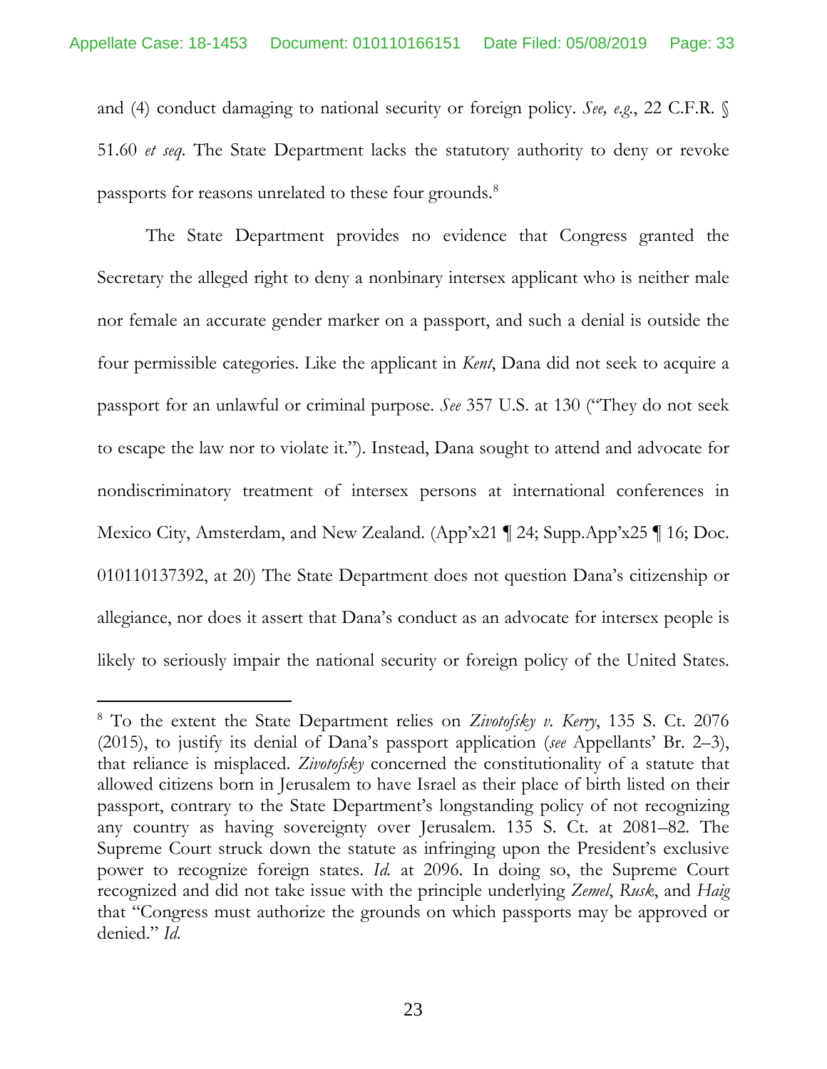and (4) conduct damaging to national security or foreign policy. *See, e.g.*, 22 C.F.R. § 51.60 *et seq*. The State Department lacks the statutory authority to deny or revoke passports for reasons unrelated to these four grounds.[8]

The State Department provides no evidence that Congress granted the Secretary the alleged right to deny a nonbinary intersex applicant who is neither male nor female an accurate gender marker on a passport, and such a denial is outside the four permissible categories. Like the applicant in *Kent*, Dana did not seek to acquire a passport for an unlawful or criminal purpose. *See* 357 U.S. at 130 ("They do not seek to escape the law nor to violate it."). Instead, Dana sought to attend and advocate for nondiscriminatory treatment of intersex persons at international conferences in Mexico City, Amsterdam, and New Zealand. (App'x21 ¶ 24; Supp.App'x25 ¶ 16; Doc. 010110137392, at 20) The State Department does not question Dana's citizenship or allegiance, nor does it assert that Dana's conduct as an advocate for intersex people is likely to seriously impair the national security or foreign policy of the United States.

[8] To the extent the State Department relies on *Zivotofsky v. Kerry*, 135 S. Ct. 2076 (2015), to justify its denial of Dana's passport application (*see* Appellants' Br. 2–3), that reliance is misplaced. *Zivotofsky* concerned the constitutionality of a statute that allowed citizens born in Jerusalem to have Israel as their place of birth listed on their passport, contrary to the State Department's longstanding policy of not recognizing any country as having sovereignty over Jerusalem. 135 S. Ct. at 2081–82. The Supreme Court struck down the statute as infringing upon the President's exclusive power to recognize foreign states. *Id.* at 2096. In doing so, the Supreme Court recognized and did not take issue with the principle underlying *Zemel*, *Rusk*, and *Haig* that "Congress must authorize the grounds on which passports may be approved or denied." *Id.*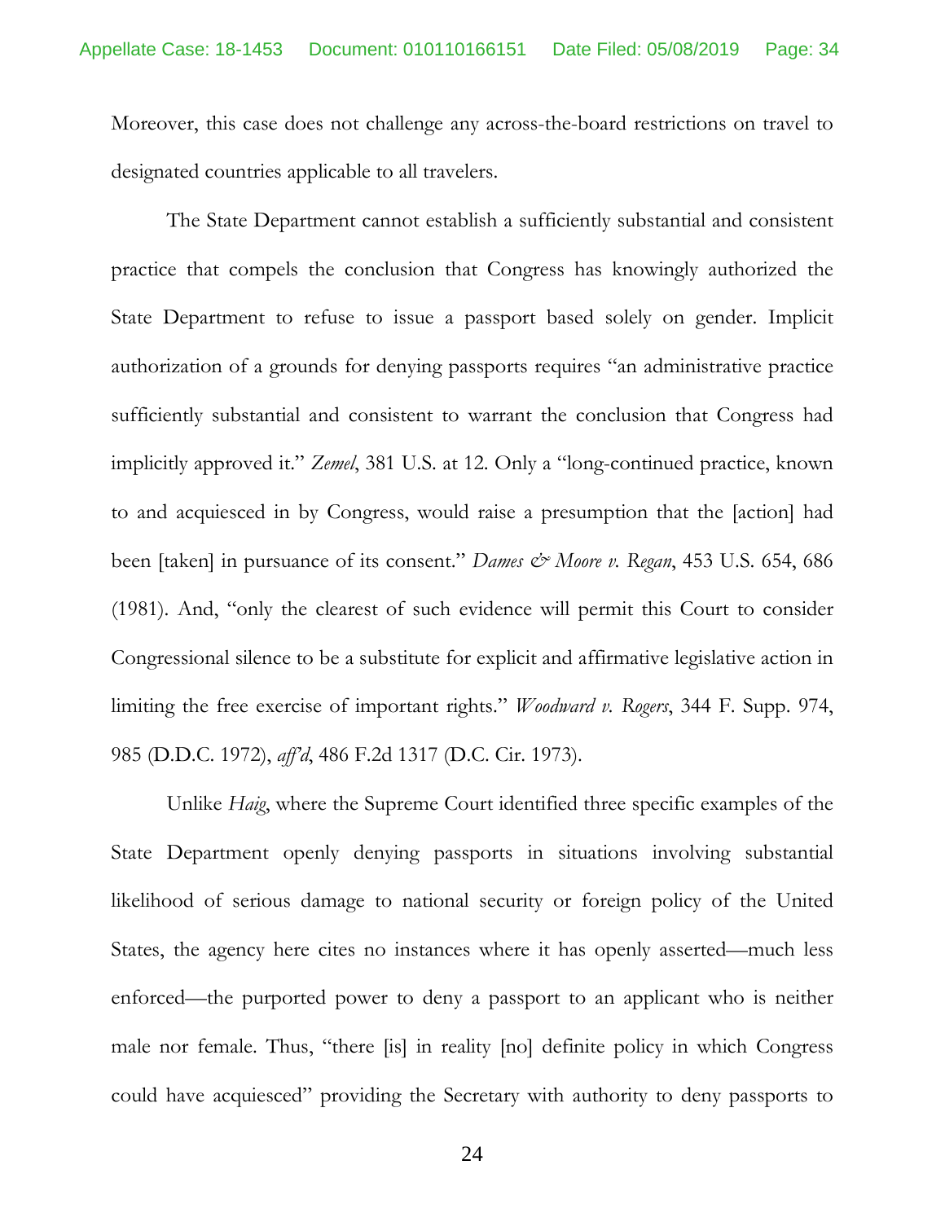Moreover, this case does not challenge any across-the-board restrictions on travel to designated countries applicable to all travelers.

The State Department cannot establish a sufficiently substantial and consistent practice that compels the conclusion that Congress has knowingly authorized the State Department to refuse to issue a passport based solely on gender. Implicit authorization of a grounds for denying passports requires "an administrative practice sufficiently substantial and consistent to warrant the conclusion that Congress had implicitly approved it." *Zemel*, 381 U.S. at 12. Only a "long-continued practice, known to and acquiesced in by Congress, would raise a presumption that the [action] had been [taken] in pursuance of its consent." *Dames & Moore v. Regan*, 453 U.S. 654, 686 (1981). And, "only the clearest of such evidence will permit this Court to consider Congressional silence to be a substitute for explicit and affirmative legislative action in limiting the free exercise of important rights." *Woodward v. Rogers*, 344 F. Supp. 974, 985 (D.D.C. 1972), *aff'd*, 486 F.2d 1317 (D.C. Cir. 1973).

Unlike *Haig*, where the Supreme Court identified three specific examples of the State Department openly denying passports in situations involving substantial likelihood of serious damage to national security or foreign policy of the United States, the agency here cites no instances where it has openly asserted—much less enforced—the purported power to deny a passport to an applicant who is neither male nor female. Thus, "there [is] in reality [no] definite policy in which Congress could have acquiesced" providing the Secretary with authority to deny passports to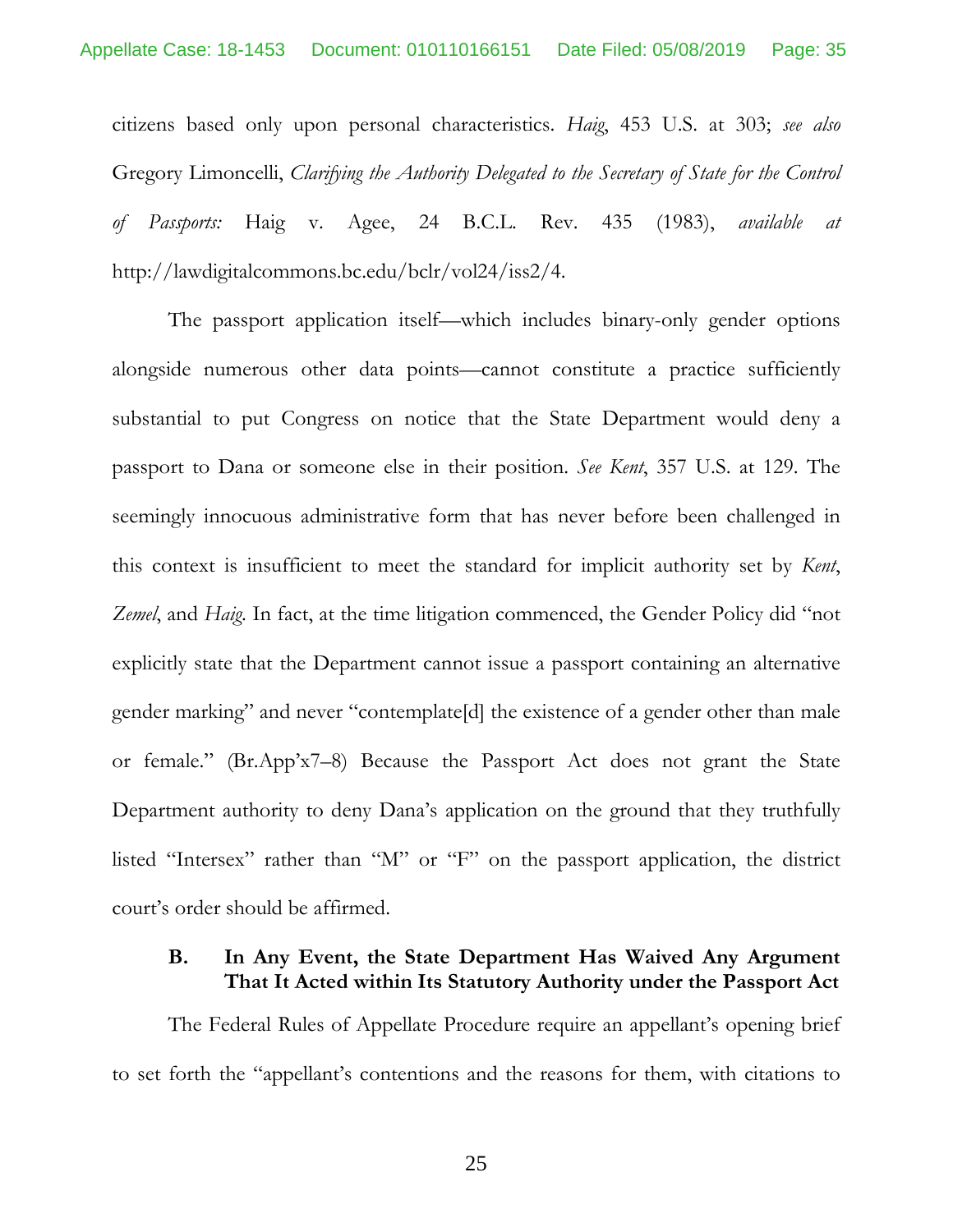citizens based only upon personal characteristics. *Haig*, 453 U.S. at 303; *see also* Gregory Limoncelli, *Clarifying the Authority Delegated to the Secretary of State for the Control of Passports:* Haig v. Agee, 24 B.C.L. Rev. 435 (1983), *available at* http://lawdigitalcommons.bc.edu/bclr/vol24/iss2/4.

The passport application itself—which includes binary-only gender options alongside numerous other data points—cannot constitute a practice sufficiently substantial to put Congress on notice that the State Department would deny a passport to Dana or someone else in their position. *See Kent*, 357 U.S. at 129. The seemingly innocuous administrative form that has never before been challenged in this context is insufficient to meet the standard for implicit authority set by *Kent*, *Zemel*, and *Haig*. In fact, at the time litigation commenced, the Gender Policy did "not explicitly state that the Department cannot issue a passport containing an alternative gender marking" and never "contemplate[d] the existence of a gender other than male or female." (Br.App'x7–8) Because the Passport Act does not grant the State Department authority to deny Dana's application on the ground that they truthfully listed "Intersex" rather than "M" or "F" on the passport application, the district court's order should be affirmed.

### B. In Any Event, the State Department Has Waived Any Argument That It Acted within Its Statutory Authority under the Passport Act

The Federal Rules of Appellate Procedure require an appellant's opening brief to set forth the "appellant's contentions and the reasons for them, with citations to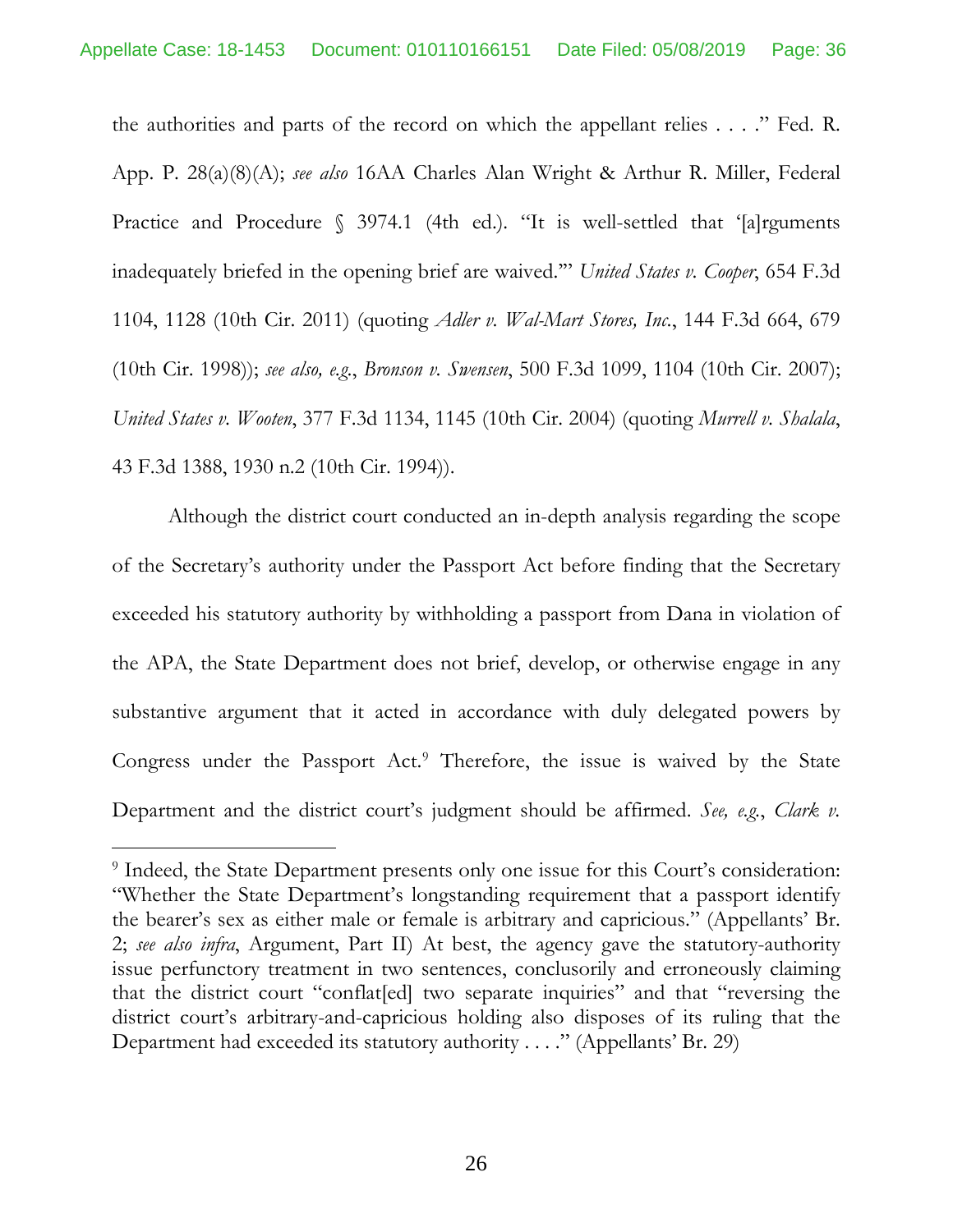the authorities and parts of the record on which the appellant relies . . . ." Fed. R. App. P. 28(a)(8)(A); *see also* 16AA Charles Alan Wright & Arthur R. Miller, Federal Practice and Procedure § 3974.1 (4th ed.). "It is well-settled that '[a]rguments inadequately briefed in the opening brief are waived.'" *United States v. Cooper*, 654 F.3d 1104, 1128 (10th Cir. 2011) (quoting *Adler v. Wal-Mart Stores, Inc.*, 144 F.3d 664, 679 (10th Cir. 1998)); *see also, e.g.*, *Bronson v. Swensen*, 500 F.3d 1099, 1104 (10th Cir. 2007); *United States v. Wooten*, 377 F.3d 1134, 1145 (10th Cir. 2004) (quoting *Murrell v. Shalala*, 43 F.3d 1388, 1930 n.2 (10th Cir. 1994)).

Although the district court conducted an in-depth analysis regarding the scope of the Secretary's authority under the Passport Act before finding that the Secretary exceeded his statutory authority by withholding a passport from Dana in violation of the APA, the State Department does not brief, develop, or otherwise engage in any substantive argument that it acted in accordance with duly delegated powers by Congress under the Passport Act.[9] Therefore, the issue is waived by the State Department and the district court's judgment should be affirmed. *See, e.g.*, *Clark v.*

---

[9] Indeed, the State Department presents only one issue for this Court's consideration: "Whether the State Department's longstanding requirement that a passport identify the bearer's sex as either male or female is arbitrary and capricious." (Appellants' Br. 2; *see also infra*, Argument, Part II) At best, the agency gave the statutory-authority issue perfunctory treatment in two sentences, conclusorily and erroneously claiming that the district court "conflat[ed] two separate inquiries" and that "reversing the district court's arbitrary-and-capricious holding also disposes of its ruling that the Department had exceeded its statutory authority . . . ." (Appellants' Br. 29)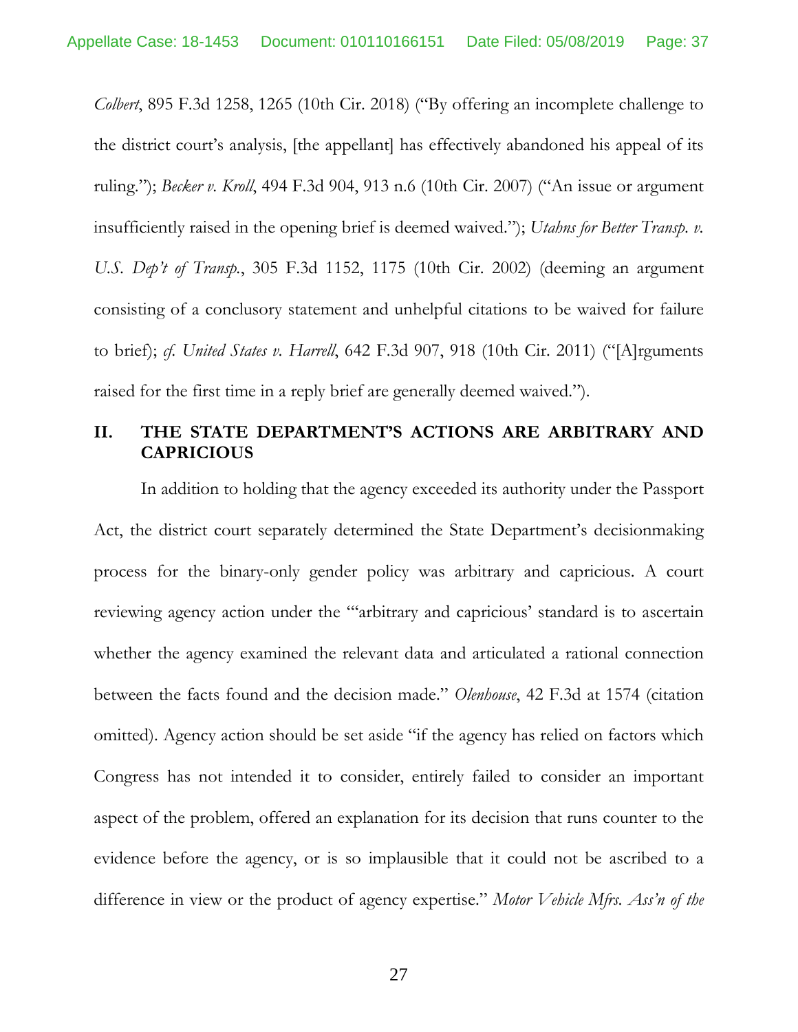*Colbert*, 895 F.3d 1258, 1265 (10th Cir. 2018) ("By offering an incomplete challenge to the district court's analysis, [the appellant] has effectively abandoned his appeal of its ruling."); *Becker v. Kroll*, 494 F.3d 904, 913 n.6 (10th Cir. 2007) ("An issue or argument insufficiently raised in the opening brief is deemed waived."); *Utahns for Better Transp. v. U.S. Dep't of Transp.*, 305 F.3d 1152, 1175 (10th Cir. 2002) (deeming an argument consisting of a conclusory statement and unhelpful citations to be waived for failure to brief); *cf. United States v. Harrell*, 642 F.3d 907, 918 (10th Cir. 2011) ("[A]rguments raised for the first time in a reply brief are generally deemed waived.").

## II. THE STATE DEPARTMENT'S ACTIONS ARE ARBITRARY AND CAPRICIOUS

In addition to holding that the agency exceeded its authority under the Passport Act, the district court separately determined the State Department's decisionmaking process for the binary-only gender policy was arbitrary and capricious. A court reviewing agency action under the "'arbitrary and capricious' standard is to ascertain whether the agency examined the relevant data and articulated a rational connection between the facts found and the decision made." *Olenhouse*, 42 F.3d at 1574 (citation omitted). Agency action should be set aside "if the agency has relied on factors which Congress has not intended it to consider, entirely failed to consider an important aspect of the problem, offered an explanation for its decision that runs counter to the evidence before the agency, or is so implausible that it could not be ascribed to a difference in view or the product of agency expertise." *Motor Vehicle Mfrs. Ass'n of the*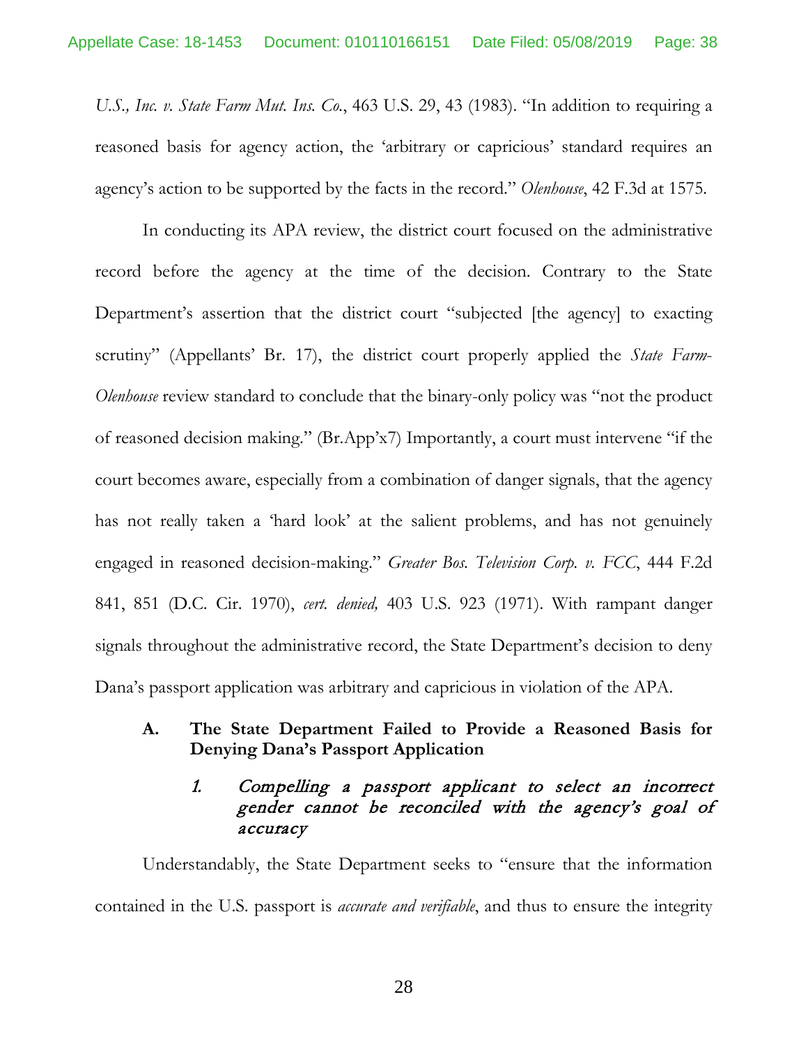*U.S., Inc. v. State Farm Mut. Ins. Co.*, 463 U.S. 29, 43 (1983). "In addition to requiring a reasoned basis for agency action, the 'arbitrary or capricious' standard requires an agency's action to be supported by the facts in the record." *Olenhouse*, 42 F.3d at 1575.

In conducting its APA review, the district court focused on the administrative record before the agency at the time of the decision. Contrary to the State Department's assertion that the district court "subjected [the agency] to exacting scrutiny" (Appellants' Br. 17), the district court properly applied the *State Farm-Olenhouse* review standard to conclude that the binary-only policy was "not the product of reasoned decision making." (Br.App'x7) Importantly, a court must intervene "if the court becomes aware, especially from a combination of danger signals, that the agency has not really taken a 'hard look' at the salient problems, and has not genuinely engaged in reasoned decision-making." *Greater Bos. Television Corp. v. FCC*, 444 F.2d 841, 851 (D.C. Cir. 1970), *cert. denied,* 403 U.S. 923 (1971). With rampant danger signals throughout the administrative record, the State Department's decision to deny Dana's passport application was arbitrary and capricious in violation of the APA.

### A. The State Department Failed to Provide a Reasoned Basis for Denying Dana's Passport Application

#### *1. Compelling a passport applicant to select an incorrect gender cannot be reconciled with the agency's goal of accuracy*

Understandably, the State Department seeks to "ensure that the information contained in the U.S. passport is *accurate and verifiable*, and thus to ensure the integrity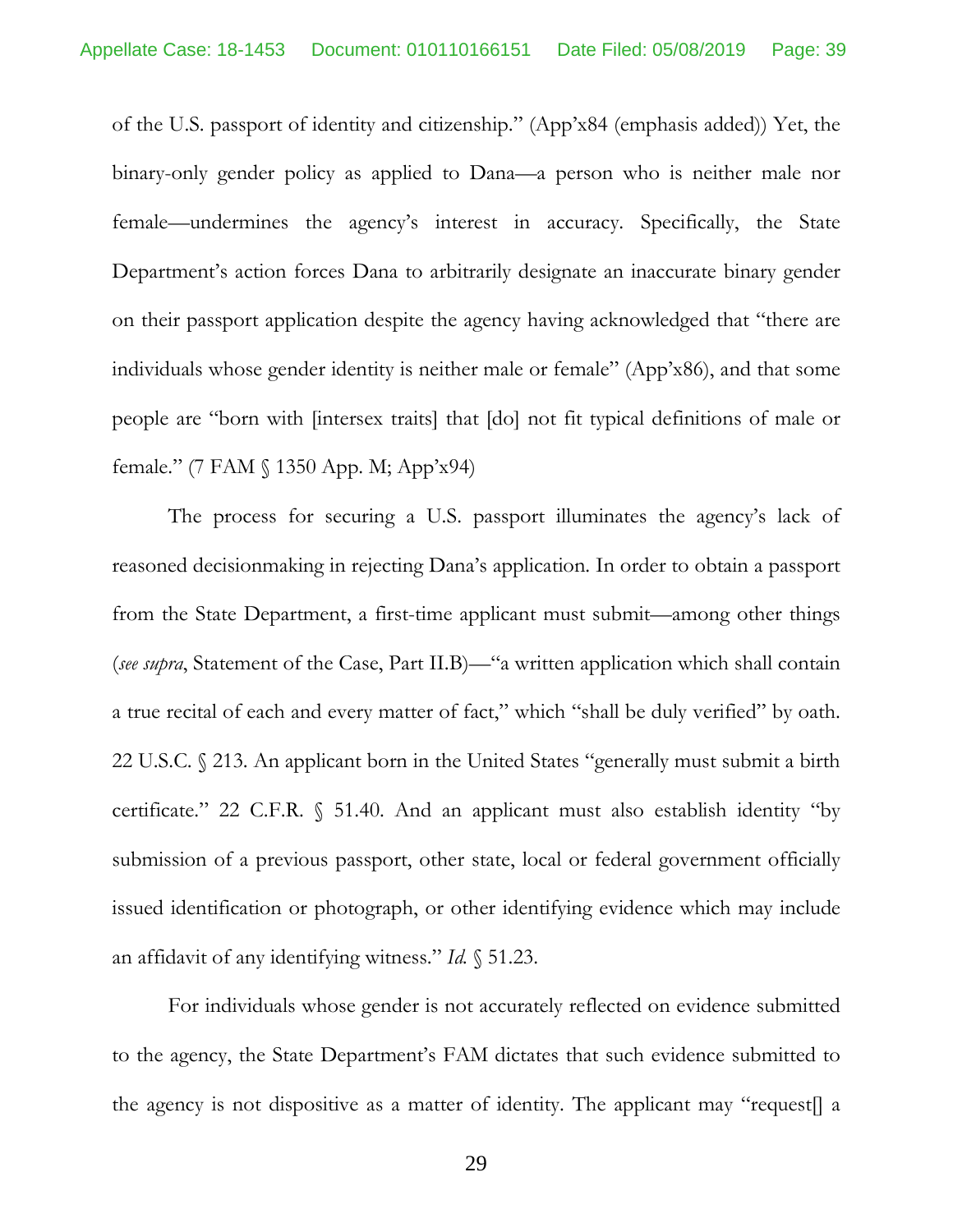of the U.S. passport of identity and citizenship." (App'x84 (emphasis added)) Yet, the binary-only gender policy as applied to Dana—a person who is neither male nor female—undermines the agency's interest in accuracy. Specifically, the State Department's action forces Dana to arbitrarily designate an inaccurate binary gender on their passport application despite the agency having acknowledged that "there are individuals whose gender identity is neither male or female" (App'x86), and that some people are "born with [intersex traits] that [do] not fit typical definitions of male or female." (7 FAM § 1350 App. M; App'x94)

The process for securing a U.S. passport illuminates the agency's lack of reasoned decisionmaking in rejecting Dana's application. In order to obtain a passport from the State Department, a first-time applicant must submit—among other things (*see supra*, Statement of the Case, Part II.B)—"a written application which shall contain a true recital of each and every matter of fact," which "shall be duly verified" by oath. 22 U.S.C. § 213. An applicant born in the United States "generally must submit a birth certificate." 22 C.F.R. § 51.40. And an applicant must also establish identity "by submission of a previous passport, other state, local or federal government officially issued identification or photograph, or other identifying evidence which may include an affidavit of any identifying witness." *Id.* § 51.23.

For individuals whose gender is not accurately reflected on evidence submitted to the agency, the State Department's FAM dictates that such evidence submitted to the agency is not dispositive as a matter of identity. The applicant may "request[] a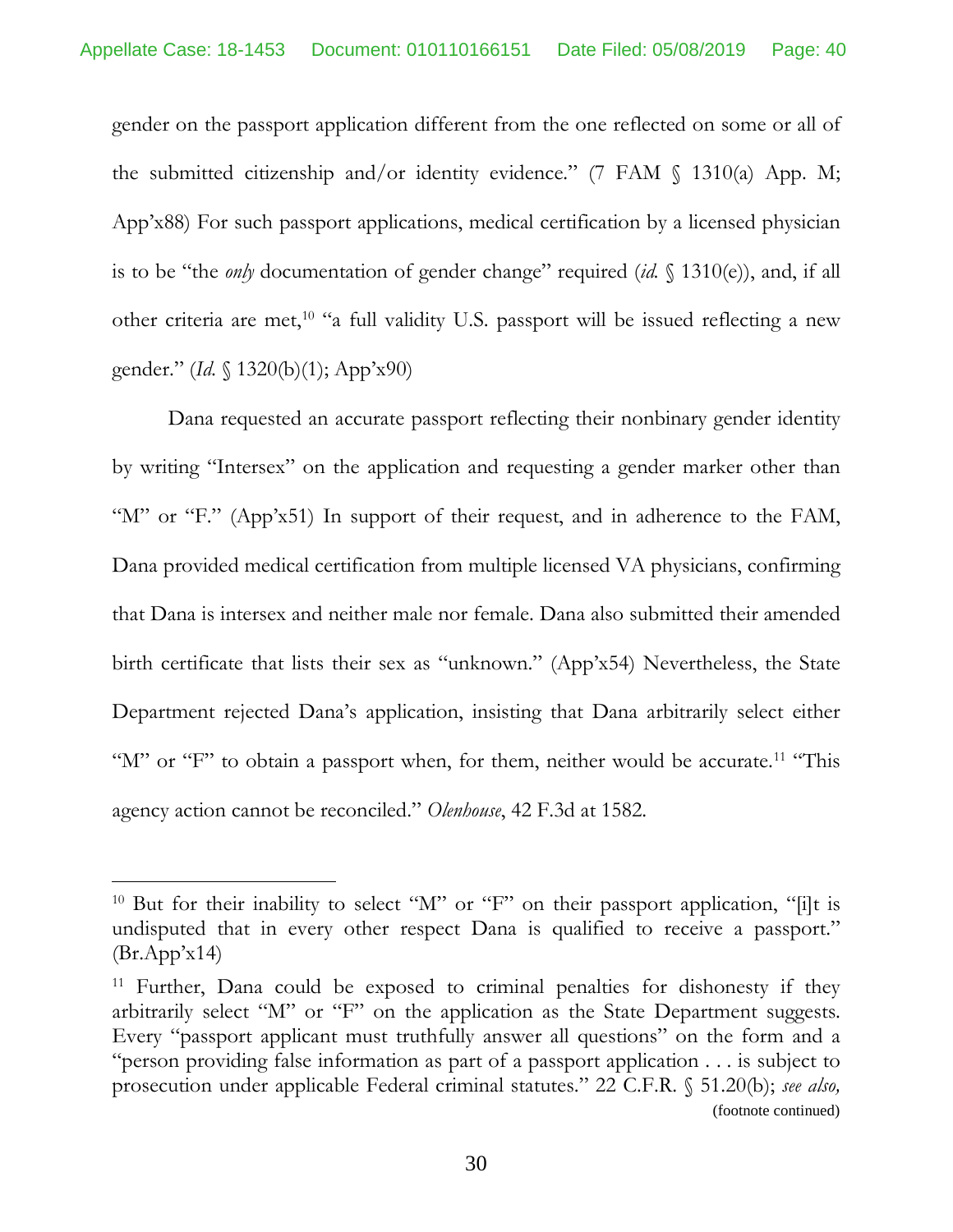gender on the passport application different from the one reflected on some or all of the submitted citizenship and/or identity evidence." (7 FAM § 1310(a) App. M; App'x88) For such passport applications, medical certification by a licensed physician is to be "the *only* documentation of gender change" required (*id.* § 1310(e)), and, if all other criteria are met,[10] "a full validity U.S. passport will be issued reflecting a new gender." (*Id.* § 1320(b)(1); App'x90)

Dana requested an accurate passport reflecting their nonbinary gender identity by writing "Intersex" on the application and requesting a gender marker other than "M" or "F." (App'x51) In support of their request, and in adherence to the FAM, Dana provided medical certification from multiple licensed VA physicians, confirming that Dana is intersex and neither male nor female. Dana also submitted their amended birth certificate that lists their sex as "unknown." (App'x54) Nevertheless, the State Department rejected Dana's application, insisting that Dana arbitrarily select either "M" or "F" to obtain a passport when, for them, neither would be accurate.[11] "This agency action cannot be reconciled." *Olenhouse*, 42 F.3d at 1582.

---

[10] But for their inability to select "M" or "F" on their passport application, "[i]t is undisputed that in every other respect Dana is qualified to receive a passport." (Br.App'x14)

[11] Further, Dana could be exposed to criminal penalties for dishonesty if they arbitrarily select "M" or "F" on the application as the State Department suggests. Every "passport applicant must truthfully answer all questions" on the form and a "person providing false information as part of a passport application . . . is subject to prosecution under applicable Federal criminal statutes." 22 C.F.R. § 51.20(b); *see also,*

(footnote continued)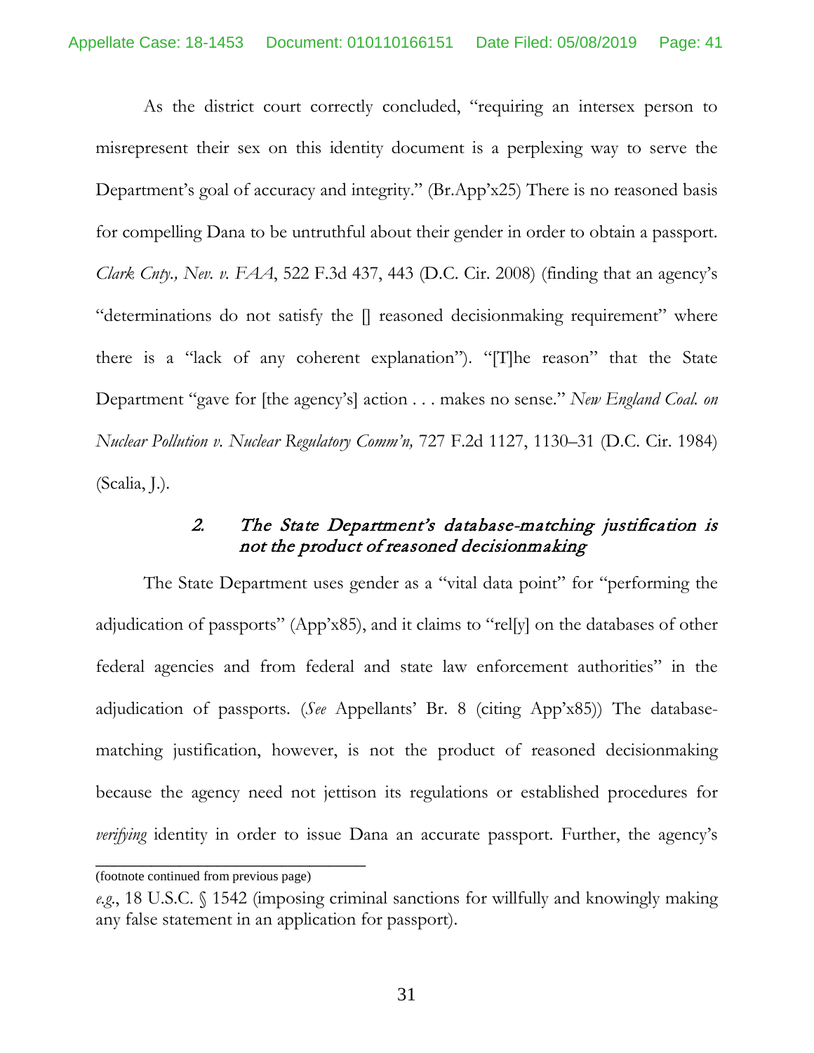As the district court correctly concluded, "requiring an intersex person to misrepresent their sex on this identity document is a perplexing way to serve the Department's goal of accuracy and integrity." (Br.App'x25) There is no reasoned basis for compelling Dana to be untruthful about their gender in order to obtain a passport. *Clark Cnty., Nev. v. FAA*, 522 F.3d 437, 443 (D.C. Cir. 2008) (finding that an agency's "determinations do not satisfy the [] reasoned decisionmaking requirement" where there is a "lack of any coherent explanation"). "[T]he reason" that the State Department "gave for [the agency's] action . . . makes no sense." *New England Coal. on Nuclear Pollution v. Nuclear Regulatory Comm'n,* 727 F.2d 1127, 1130–31 (D.C. Cir. 1984) (Scalia, J.).

### 2. *The State Department's database-matching justification is not the product of reasoned decisionmaking*

The State Department uses gender as a "vital data point" for "performing the adjudication of passports" (App'x85), and it claims to "rel[y] on the databases of other federal agencies and from federal and state law enforcement authorities" in the adjudication of passports. (*See* Appellants' Br. 8 (citing App'x85)) The database-matching justification, however, is not the product of reasoned decisionmaking because the agency need not jettison its regulations or established procedures for *verifying* identity in order to issue Dana an accurate passport. Further, the agency's

---

(footnote continued from previous page)

*e.g.*, 18 U.S.C. § 1542 (imposing criminal sanctions for willfully and knowingly making any false statement in an application for passport).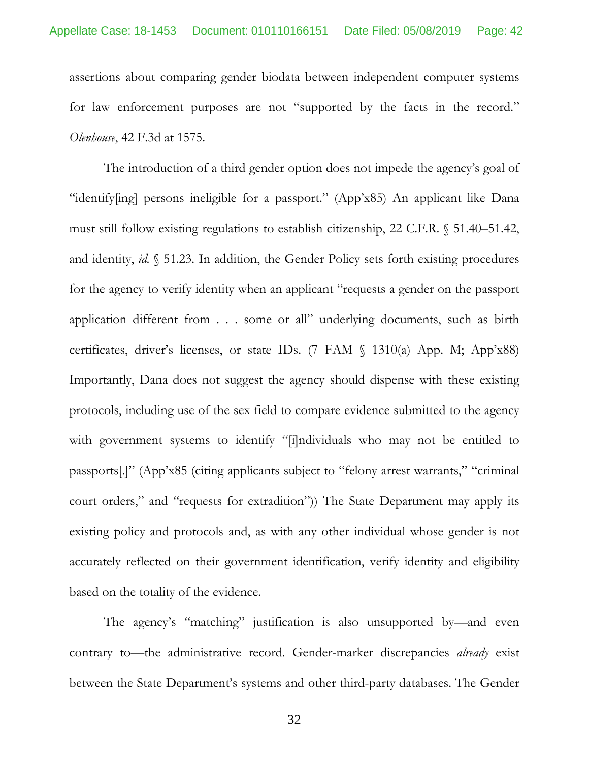assertions about comparing gender biodata between independent computer systems for law enforcement purposes are not "supported by the facts in the record." *Olenhouse*, 42 F.3d at 1575.

The introduction of a third gender option does not impede the agency's goal of "identify[ing] persons ineligible for a passport." (App'x85) An applicant like Dana must still follow existing regulations to establish citizenship, 22 C.F.R. § 51.40–51.42, and identity, *id.* § 51.23. In addition, the Gender Policy sets forth existing procedures for the agency to verify identity when an applicant "requests a gender on the passport application different from . . . some or all" underlying documents, such as birth certificates, driver's licenses, or state IDs. (7 FAM § 1310(a) App. M; App'x88) Importantly, Dana does not suggest the agency should dispense with these existing protocols, including use of the sex field to compare evidence submitted to the agency with government systems to identify "[i]ndividuals who may not be entitled to passports[.]" (App'x85 (citing applicants subject to "felony arrest warrants," "criminal court orders," and "requests for extradition")) The State Department may apply its existing policy and protocols and, as with any other individual whose gender is not accurately reflected on their government identification, verify identity and eligibility based on the totality of the evidence.

The agency's "matching" justification is also unsupported by—and even contrary to—the administrative record. Gender-marker discrepancies *already* exist between the State Department's systems and other third-party databases. The Gender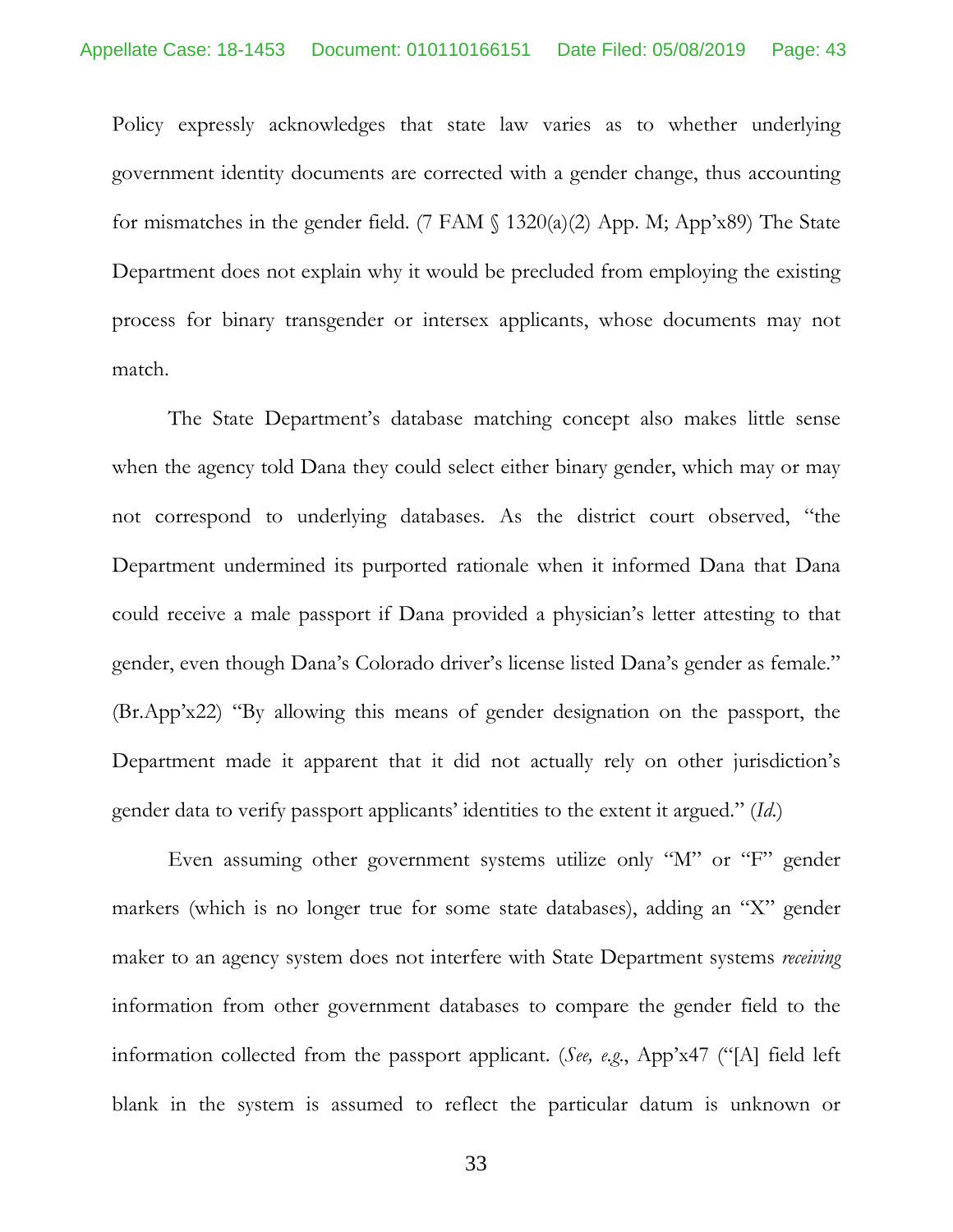Policy expressly acknowledges that state law varies as to whether underlying government identity documents are corrected with a gender change, thus accounting for mismatches in the gender field. (7 FAM § 1320(a)(2) App. M; App'x89) The State Department does not explain why it would be precluded from employing the existing process for binary transgender or intersex applicants, whose documents may not match.

The State Department's database matching concept also makes little sense when the agency told Dana they could select either binary gender, which may or may not correspond to underlying databases. As the district court observed, "the Department undermined its purported rationale when it informed Dana that Dana could receive a male passport if Dana provided a physician's letter attesting to that gender, even though Dana's Colorado driver's license listed Dana's gender as female." (Br.App'x22) "By allowing this means of gender designation on the passport, the Department made it apparent that it did not actually rely on other jurisdiction's gender data to verify passport applicants' identities to the extent it argued." (*Id.*)

Even assuming other government systems utilize only "M" or "F" gender markers (which is no longer true for some state databases), adding an "X" gender maker to an agency system does not interfere with State Department systems *receiving* information from other government databases to compare the gender field to the information collected from the passport applicant. (*See, e.g.*, App'x47 ("[A] field left blank in the system is assumed to reflect the particular datum is unknown or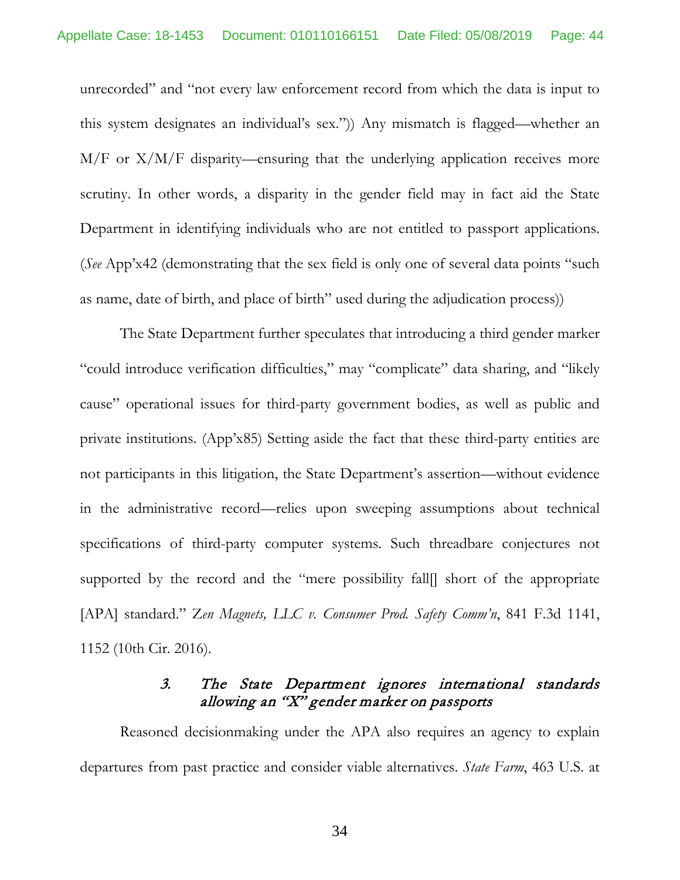unrecorded" and "not every law enforcement record from which the data is input to this system designates an individual's sex.")) Any mismatch is flagged—whether an M/F or X/M/F disparity—ensuring that the underlying application receives more scrutiny. In other words, a disparity in the gender field may in fact aid the State Department in identifying individuals who are not entitled to passport applications. (*See* App'x42 (demonstrating that the sex field is only one of several data points "such as name, date of birth, and place of birth" used during the adjudication process))

The State Department further speculates that introducing a third gender marker "could introduce verification difficulties," may "complicate" data sharing, and "likely cause" operational issues for third-party government bodies, as well as public and private institutions. (App'x85) Setting aside the fact that these third-party entities are not participants in this litigation, the State Department's assertion—without evidence in the administrative record—relies upon sweeping assumptions about technical specifications of third-party computer systems. Such threadbare conjectures not supported by the record and the "mere possibility fall[] short of the appropriate [APA] standard." *Zen Magnets, LLC v. Consumer Prod. Safety Comm'n*, 841 F.3d 1141, 1152 (10th Cir. 2016).

### *3. The State Department ignores international standards allowing an "X" gender marker on passports*

Reasoned decisionmaking under the APA also requires an agency to explain departures from past practice and consider viable alternatives. *State Farm*, 463 U.S. at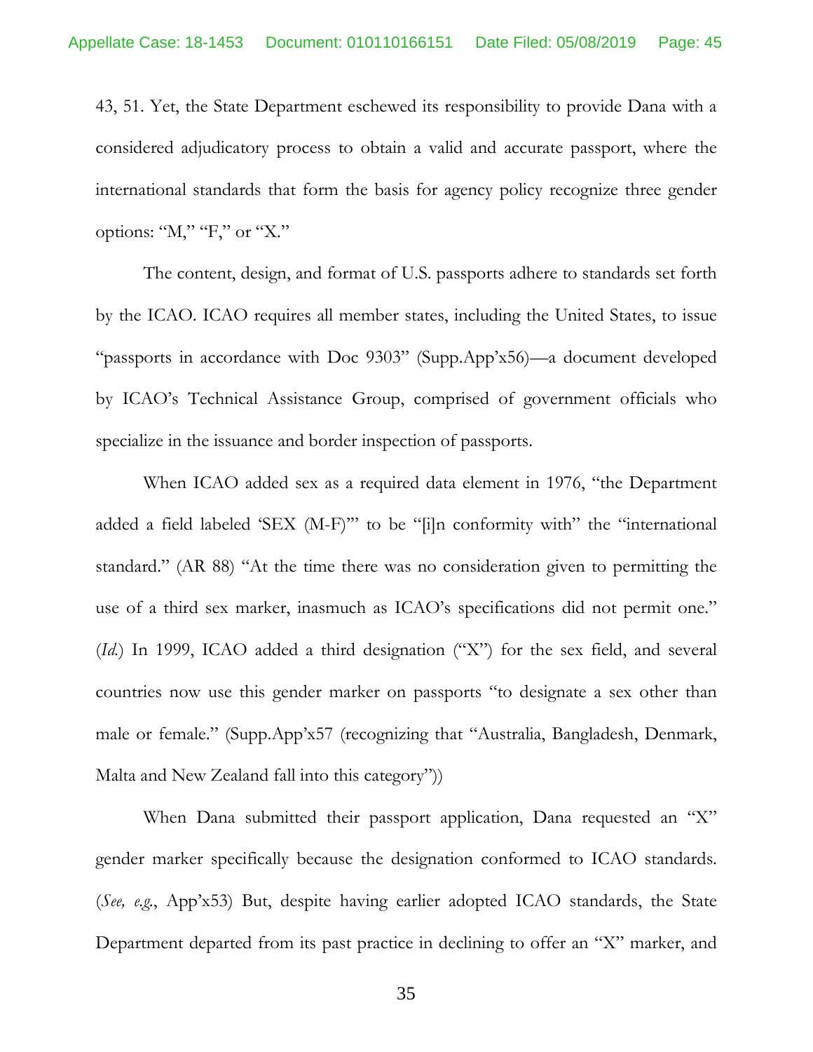43, 51. Yet, the State Department eschewed its responsibility to provide Dana with a considered adjudicatory process to obtain a valid and accurate passport, where the international standards that form the basis for agency policy recognize three gender options: "M," "F," or "X."

The content, design, and format of U.S. passports adhere to standards set forth by the ICAO. ICAO requires all member states, including the United States, to issue "passports in accordance with Doc 9303" (Supp.App'x56)—a document developed by ICAO's Technical Assistance Group, comprised of government officials who specialize in the issuance and border inspection of passports.

When ICAO added sex as a required data element in 1976, "the Department added a field labeled 'SEX (M-F)'" to be "[i]n conformity with" the "international standard." (AR 88) "At the time there was no consideration given to permitting the use of a third sex marker, inasmuch as ICAO's specifications did not permit one." (*Id.*) In 1999, ICAO added a third designation ("X") for the sex field, and several countries now use this gender marker on passports "to designate a sex other than male or female." (Supp.App'x57 (recognizing that "Australia, Bangladesh, Denmark, Malta and New Zealand fall into this category"))

When Dana submitted their passport application, Dana requested an "X" gender marker specifically because the designation conformed to ICAO standards. (*See, e.g.*, App'x53) But, despite having earlier adopted ICAO standards, the State Department departed from its past practice in declining to offer an "X" marker, and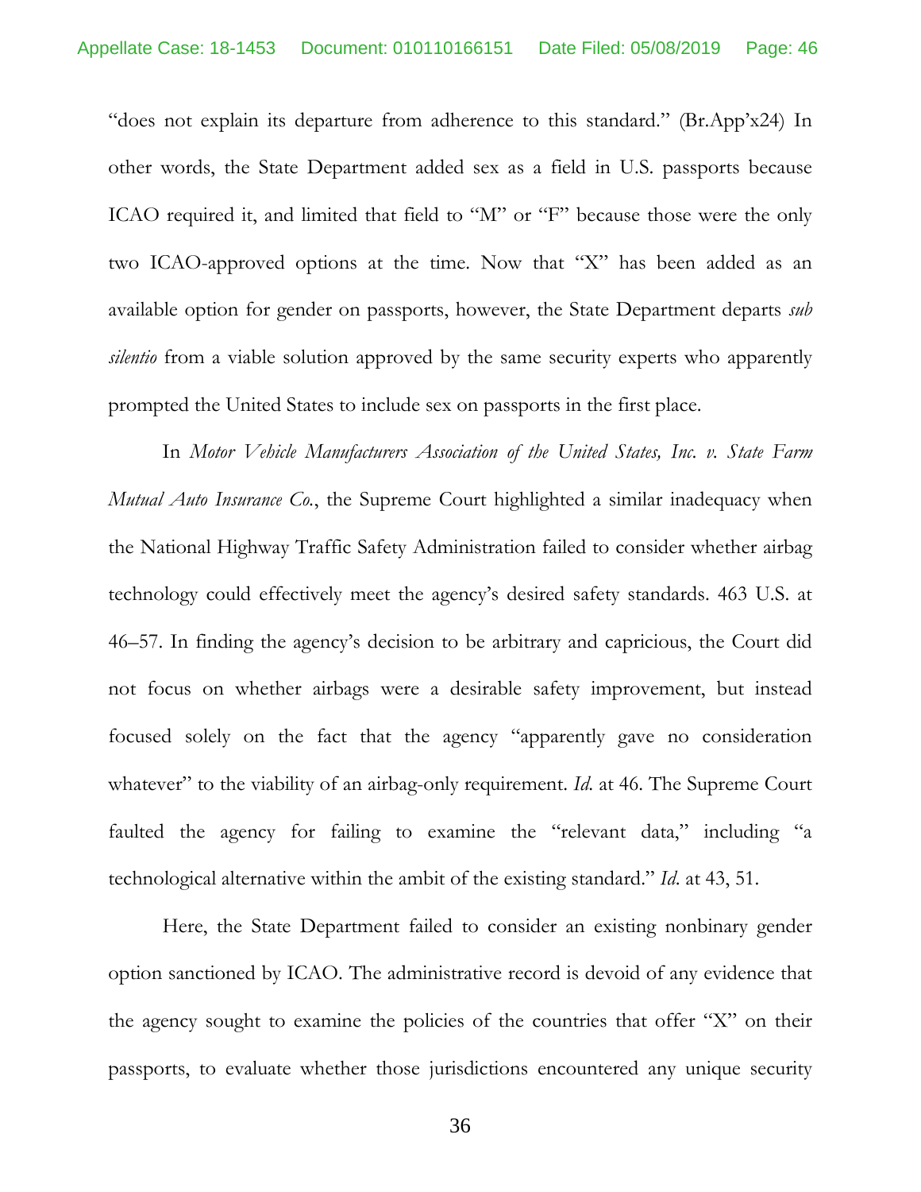"does not explain its departure from adherence to this standard." (Br.App'x24) In other words, the State Department added sex as a field in U.S. passports because ICAO required it, and limited that field to "M" or "F" because those were the only two ICAO-approved options at the time. Now that "X" has been added as an available option for gender on passports, however, the State Department departs *sub silentio* from a viable solution approved by the same security experts who apparently prompted the United States to include sex on passports in the first place.

In *Motor Vehicle Manufacturers Association of the United States, Inc. v. State Farm Mutual Auto Insurance Co.*, the Supreme Court highlighted a similar inadequacy when the National Highway Traffic Safety Administration failed to consider whether airbag technology could effectively meet the agency's desired safety standards. 463 U.S. at 46–57. In finding the agency's decision to be arbitrary and capricious, the Court did not focus on whether airbags were a desirable safety improvement, but instead focused solely on the fact that the agency "apparently gave no consideration whatever" to the viability of an airbag-only requirement. *Id.* at 46. The Supreme Court faulted the agency for failing to examine the "relevant data," including "a technological alternative within the ambit of the existing standard." *Id.* at 43, 51.

Here, the State Department failed to consider an existing nonbinary gender option sanctioned by ICAO. The administrative record is devoid of any evidence that the agency sought to examine the policies of the countries that offer "X" on their passports, to evaluate whether those jurisdictions encountered any unique security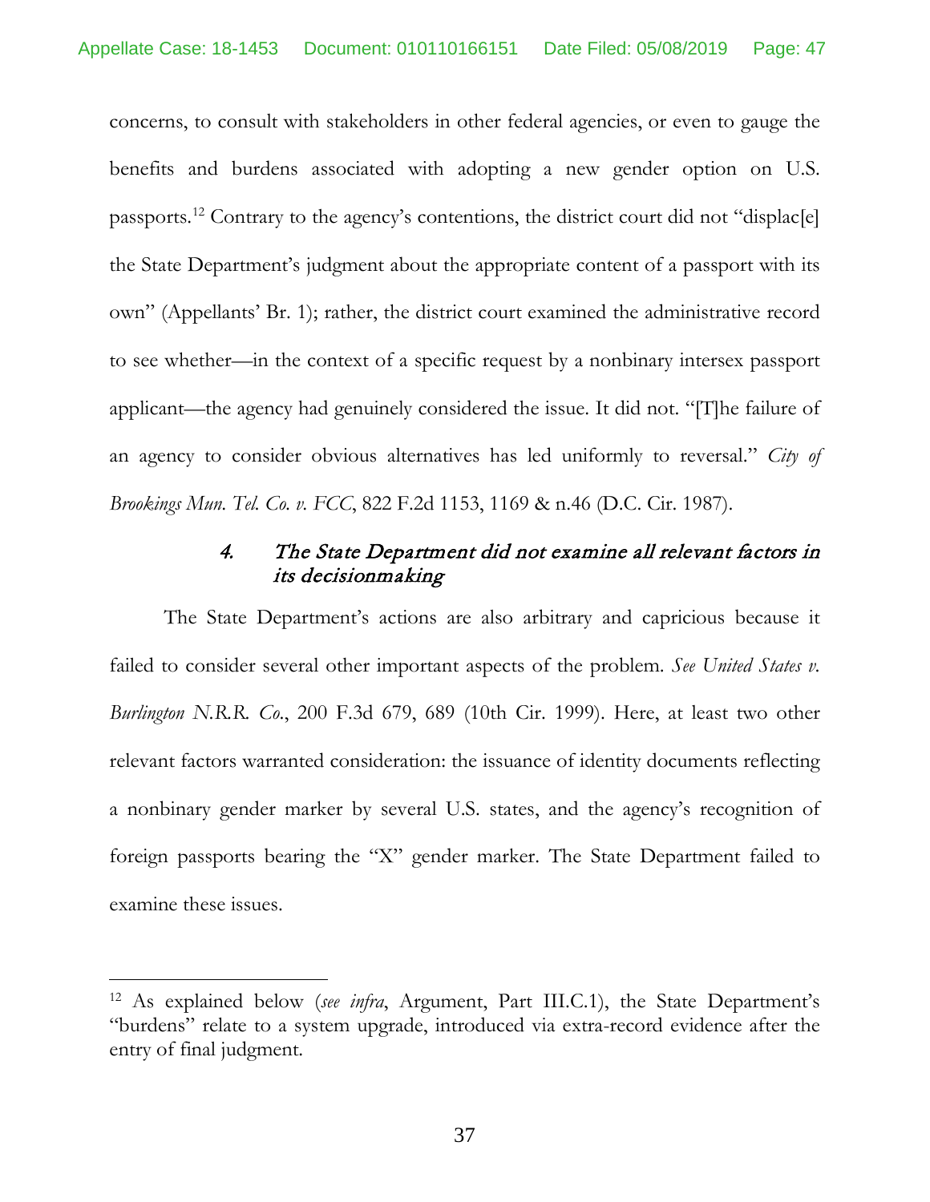concerns, to consult with stakeholders in other federal agencies, or even to gauge the benefits and burdens associated with adopting a new gender option on U.S. passports.[12] Contrary to the agency's contentions, the district court did not "displac[e] the State Department's judgment about the appropriate content of a passport with its own" (Appellants' Br. 1); rather, the district court examined the administrative record to see whether—in the context of a specific request by a nonbinary intersex passport applicant—the agency had genuinely considered the issue. It did not. "[T]he failure of an agency to consider obvious alternatives has led uniformly to reversal." *City of Brookings Mun. Tel. Co. v. FCC*, 822 F.2d 1153, 1169 & n.46 (D.C. Cir. 1987).

#### 4. *The State Department did not examine all relevant factors in its decisionmaking*

The State Department's actions are also arbitrary and capricious because it failed to consider several other important aspects of the problem. *See United States v. Burlington N.R.R. Co.*, 200 F.3d 679, 689 (10th Cir. 1999). Here, at least two other relevant factors warranted consideration: the issuance of identity documents reflecting a nonbinary gender marker by several U.S. states, and the agency's recognition of foreign passports bearing the "X" gender marker. The State Department failed to examine these issues.

---

[12] As explained below (*see infra*, Argument, Part III.C.1), the State Department's "burdens" relate to a system upgrade, introduced via extra-record evidence after the entry of final judgment.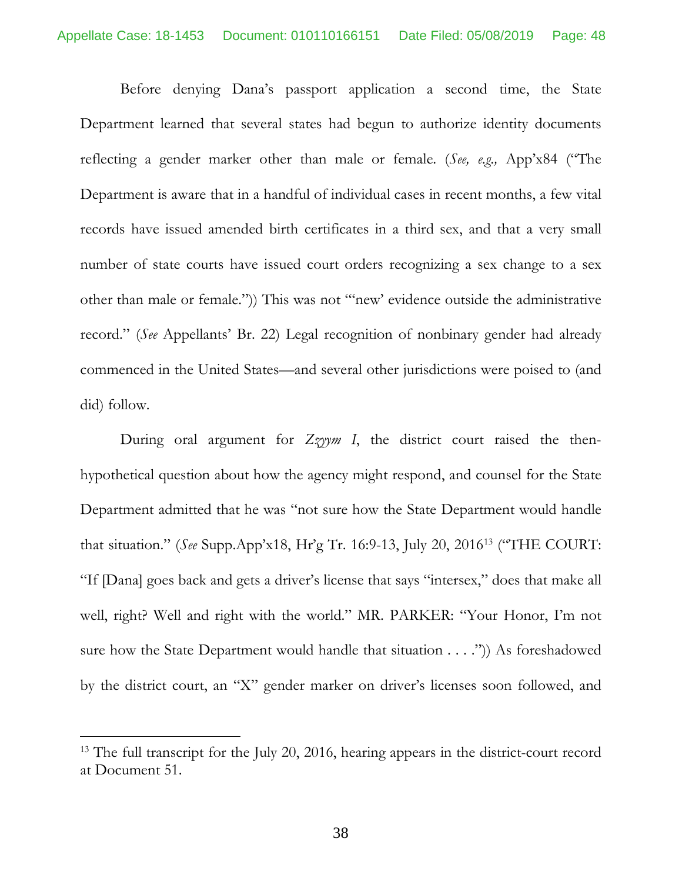Before denying Dana's passport application a second time, the State Department learned that several states had begun to authorize identity documents reflecting a gender marker other than male or female. (*See, e.g.,* App'x84 ("The Department is aware that in a handful of individual cases in recent months, a few vital records have issued amended birth certificates in a third sex, and that a very small number of state courts have issued court orders recognizing a sex change to a sex other than male or female.")) This was not "'new' evidence outside the administrative record." (*See* Appellants' Br. 22) Legal recognition of nonbinary gender had already commenced in the United States—and several other jurisdictions were poised to (and did) follow.

During oral argument for *Zzyym I*, the district court raised the then-hypothetical question about how the agency might respond, and counsel for the State Department admitted that he was "not sure how the State Department would handle that situation." (*See* Supp.App'x18, Hr'g Tr. 16:9-13, July 20, 2016[13] ("THE COURT: "If [Dana] goes back and gets a driver's license that says "intersex," does that make all well, right? Well and right with the world." MR. PARKER: "Your Honor, I'm not sure how the State Department would handle that situation . . . .")) As foreshadowed by the district court, an "X" gender marker on driver's licenses soon followed, and

[13] The full transcript for the July 20, 2016, hearing appears in the district-court record at Document 51.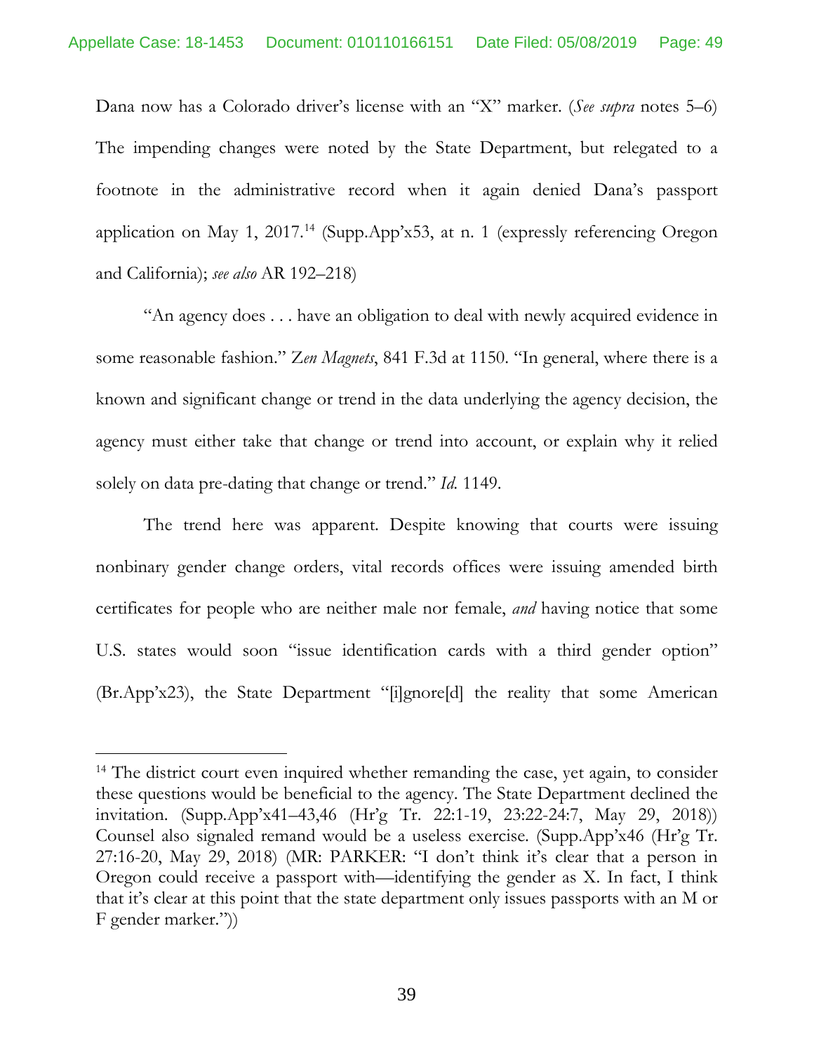Dana now has a Colorado driver's license with an "X" marker. (*See supra* notes 5–6) The impending changes were noted by the State Department, but relegated to a footnote in the administrative record when it again denied Dana's passport application on May 1, 2017.[14] (Supp.App'x53, at n. 1 (expressly referencing Oregon and California); *see also* AR 192–218)

"An agency does . . . have an obligation to deal with newly acquired evidence in some reasonable fashion." *Zen Magnets*, 841 F.3d at 1150. "In general, where there is a known and significant change or trend in the data underlying the agency decision, the agency must either take that change or trend into account, or explain why it relied solely on data pre-dating that change or trend." *Id.* 1149.

The trend here was apparent. Despite knowing that courts were issuing nonbinary gender change orders, vital records offices were issuing amended birth certificates for people who are neither male nor female, *and* having notice that some U.S. states would soon "issue identification cards with a third gender option" (Br.App'x23), the State Department "[i]gnore[d] the reality that some American

---

[14] The district court even inquired whether remanding the case, yet again, to consider these questions would be beneficial to the agency. The State Department declined the invitation. (Supp.App'x41–43,46 (Hr'g Tr. 22:1-19, 23:22-24:7, May 29, 2018)) Counsel also signaled remand would be a useless exercise. (Supp.App'x46 (Hr'g Tr. 27:16-20, May 29, 2018) (MR: PARKER: "I don't think it's clear that a person in Oregon could receive a passport with—identifying the gender as X. In fact, I think that it's clear at this point that the state department only issues passports with an M or F gender marker."))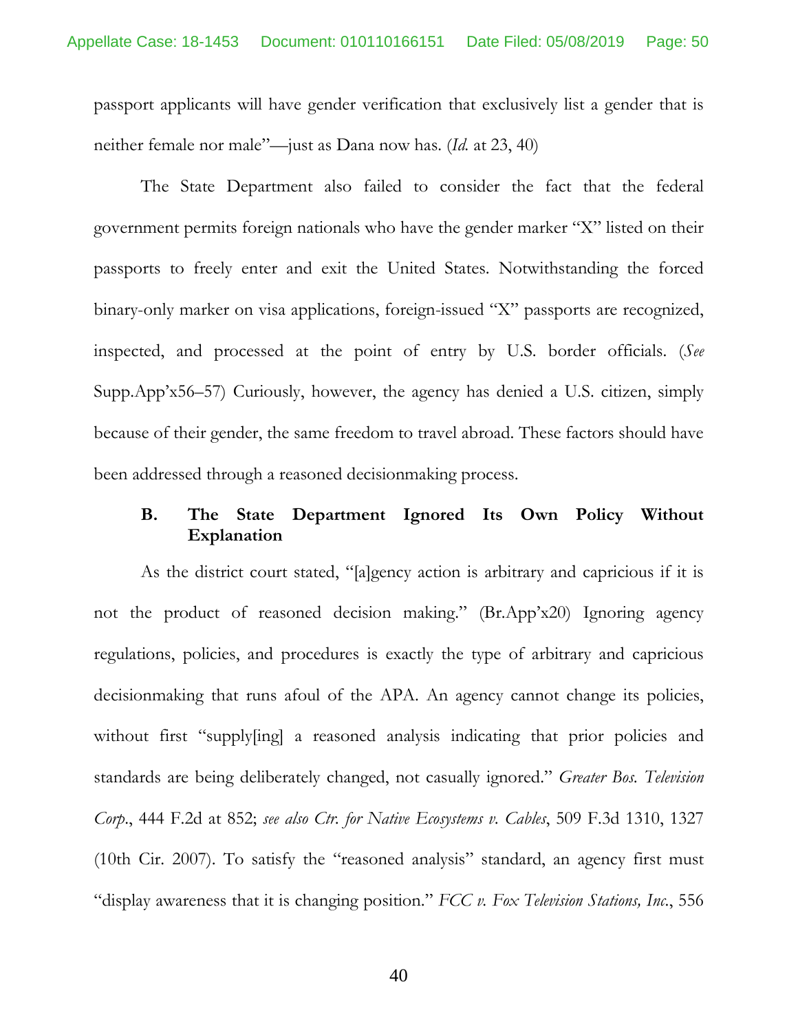passport applicants will have gender verification that exclusively list a gender that is neither female nor male"—just as Dana now has. (*Id.* at 23, 40)

The State Department also failed to consider the fact that the federal government permits foreign nationals who have the gender marker "X" listed on their passports to freely enter and exit the United States. Notwithstanding the forced binary-only marker on visa applications, foreign-issued "X" passports are recognized, inspected, and processed at the point of entry by U.S. border officials. (*See* Supp.App'x56–57) Curiously, however, the agency has denied a U.S. citizen, simply because of their gender, the same freedom to travel abroad. These factors should have been addressed through a reasoned decisionmaking process.

### B. The State Department Ignored Its Own Policy Without Explanation

As the district court stated, "[a]gency action is arbitrary and capricious if it is not the product of reasoned decision making." (Br.App'x20) Ignoring agency regulations, policies, and procedures is exactly the type of arbitrary and capricious decisionmaking that runs afoul of the APA. An agency cannot change its policies, without first "supply[ing] a reasoned analysis indicating that prior policies and standards are being deliberately changed, not casually ignored." *Greater Bos. Television Corp.*, 444 F.2d at 852; *see also Ctr. for Native Ecosystems v. Cables*, 509 F.3d 1310, 1327 (10th Cir. 2007). To satisfy the "reasoned analysis" standard, an agency first must "display awareness that it is changing position." *FCC v. Fox Television Stations, Inc.*, 556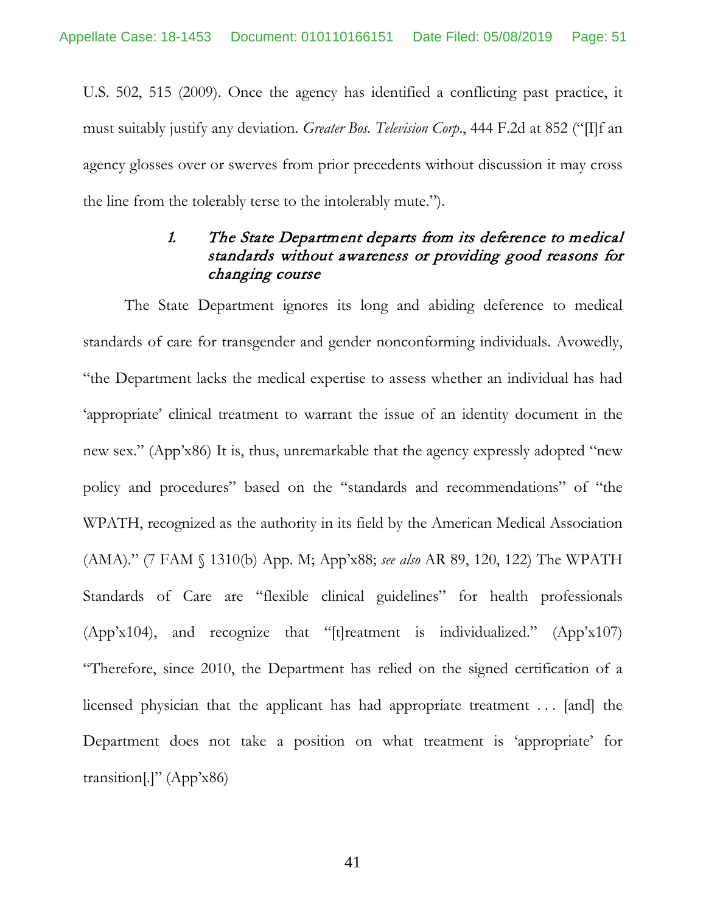U.S. 502, 515 (2009). Once the agency has identified a conflicting past practice, it must suitably justify any deviation. *Greater Bos. Television Corp.*, 444 F.2d at 852 ("[I]f an agency glosses over or swerves from prior precedents without discussion it may cross the line from the tolerably terse to the intolerably mute.").

### *1. The State Department departs from its deference to medical standards without awareness or providing good reasons for changing course*

The State Department ignores its long and abiding deference to medical standards of care for transgender and gender nonconforming individuals. Avowedly, "the Department lacks the medical expertise to assess whether an individual has had 'appropriate' clinical treatment to warrant the issue of an identity document in the new sex." (App'x86) It is, thus, unremarkable that the agency expressly adopted "new policy and procedures" based on the "standards and recommendations" of "the WPATH, recognized as the authority in its field by the American Medical Association (AMA)." (7 FAM § 1310(b) App. M; App'x88; *see also* AR 89, 120, 122) The WPATH Standards of Care are "flexible clinical guidelines" for health professionals (App'x104), and recognize that "[t]reatment is individualized." (App'x107) "Therefore, since 2010, the Department has relied on the signed certification of a licensed physician that the applicant has had appropriate treatment . . . [and] the Department does not take a position on what treatment is 'appropriate' for transition[.]" (App'x86)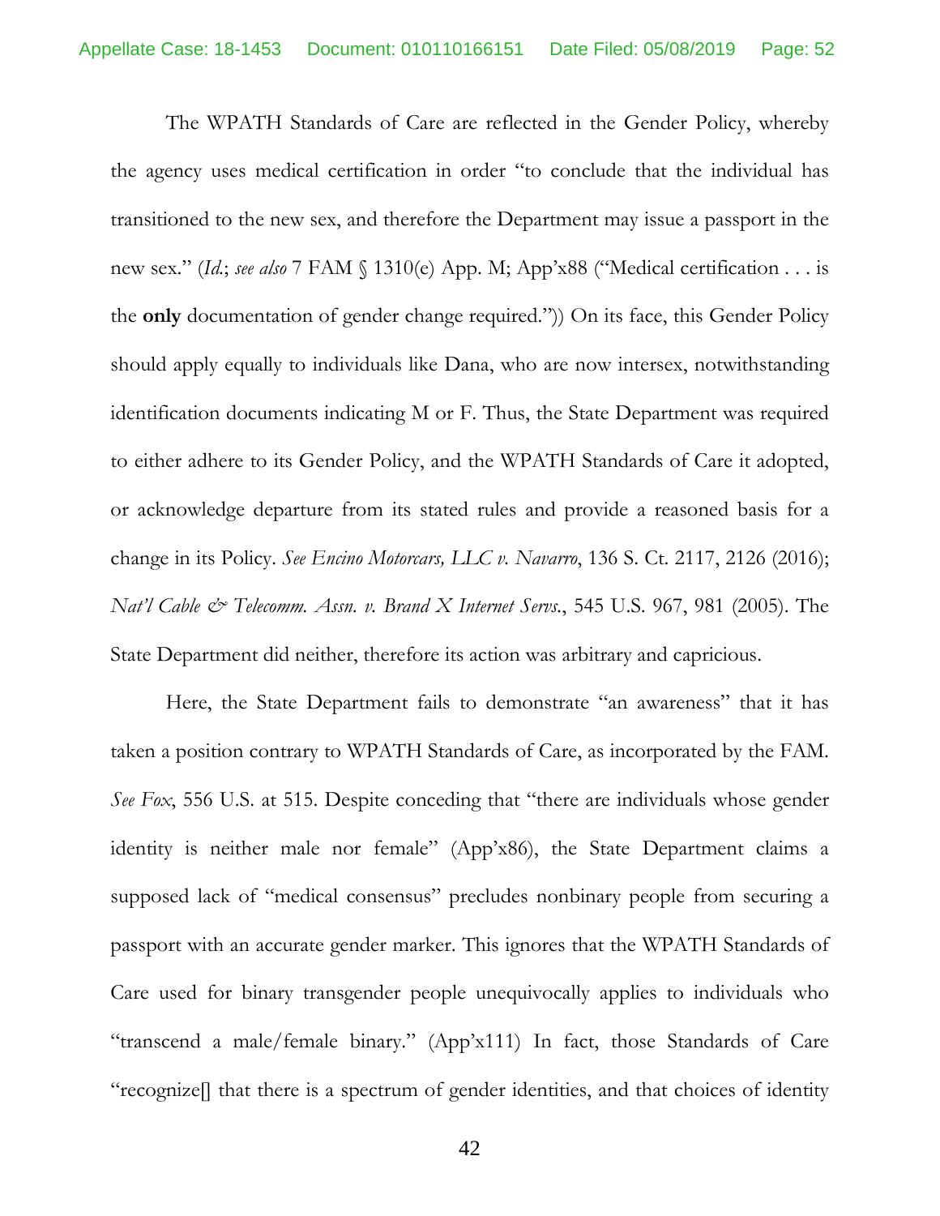The WPATH Standards of Care are reflected in the Gender Policy, whereby the agency uses medical certification in order "to conclude that the individual has transitioned to the new sex, and therefore the Department may issue a passport in the new sex." (*Id.*; *see also* 7 FAM § 1310(e) App. M; App'x88 ("Medical certification . . . is the **only** documentation of gender change required.")) On its face, this Gender Policy should apply equally to individuals like Dana, who are now intersex, notwithstanding identification documents indicating M or F. Thus, the State Department was required to either adhere to its Gender Policy, and the WPATH Standards of Care it adopted, or acknowledge departure from its stated rules and provide a reasoned basis for a change in its Policy. *See Encino Motorcars, LLC v. Navarro*, 136 S. Ct. 2117, 2126 (2016); *Nat'l Cable & Telecomm. Assn. v. Brand X Internet Servs.*, 545 U.S. 967, 981 (2005). The State Department did neither, therefore its action was arbitrary and capricious.

Here, the State Department fails to demonstrate "an awareness" that it has taken a position contrary to WPATH Standards of Care, as incorporated by the FAM. *See Fox*, 556 U.S. at 515. Despite conceding that "there are individuals whose gender identity is neither male nor female" (App'x86), the State Department claims a supposed lack of "medical consensus" precludes nonbinary people from securing a passport with an accurate gender marker. This ignores that the WPATH Standards of Care used for binary transgender people unequivocally applies to individuals who "transcend a male/female binary." (App'x111) In fact, those Standards of Care "recognize[] that there is a spectrum of gender identities, and that choices of identity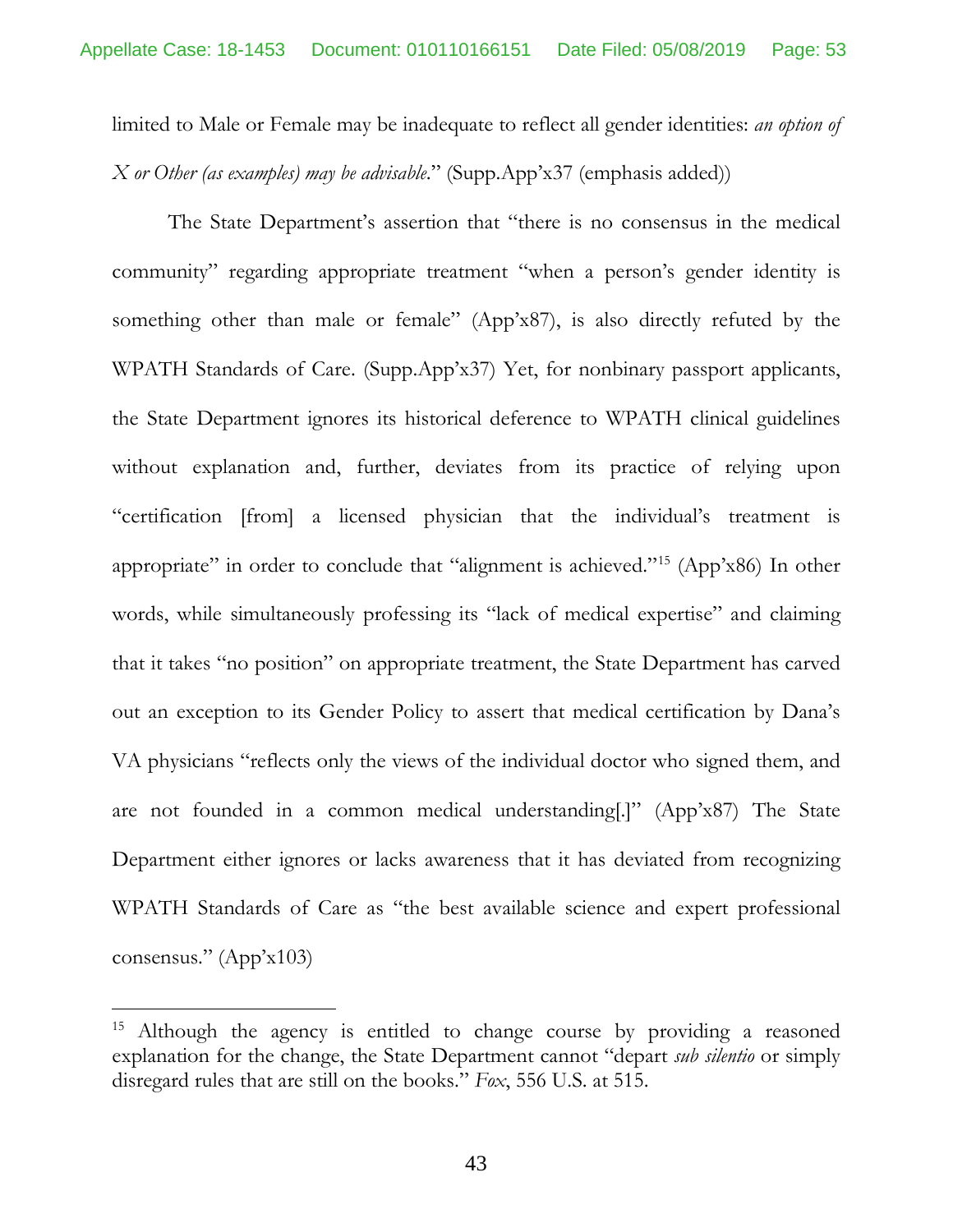limited to Male or Female may be inadequate to reflect all gender identities: *an option of X or Other (as examples) may be advisable*." (Supp.App'x37 (emphasis added))

The State Department's assertion that "there is no consensus in the medical community" regarding appropriate treatment "when a person's gender identity is something other than male or female" (App'x87), is also directly refuted by the WPATH Standards of Care. (Supp.App'x37) Yet, for nonbinary passport applicants, the State Department ignores its historical deference to WPATH clinical guidelines without explanation and, further, deviates from its practice of relying upon "certification [from] a licensed physician that the individual's treatment is appropriate" in order to conclude that "alignment is achieved."[15] (App'x86) In other words, while simultaneously professing its "lack of medical expertise" and claiming that it takes "no position" on appropriate treatment, the State Department has carved out an exception to its Gender Policy to assert that medical certification by Dana's VA physicians "reflects only the views of the individual doctor who signed them, and are not founded in a common medical understanding[.]" (App'x87) The State Department either ignores or lacks awareness that it has deviated from recognizing WPATH Standards of Care as "the best available science and expert professional consensus." (App'x103)

---

[15] Although the agency is entitled to change course by providing a reasoned explanation for the change, the State Department cannot "depart *sub silentio* or simply disregard rules that are still on the books." *Fox*, 556 U.S. at 515.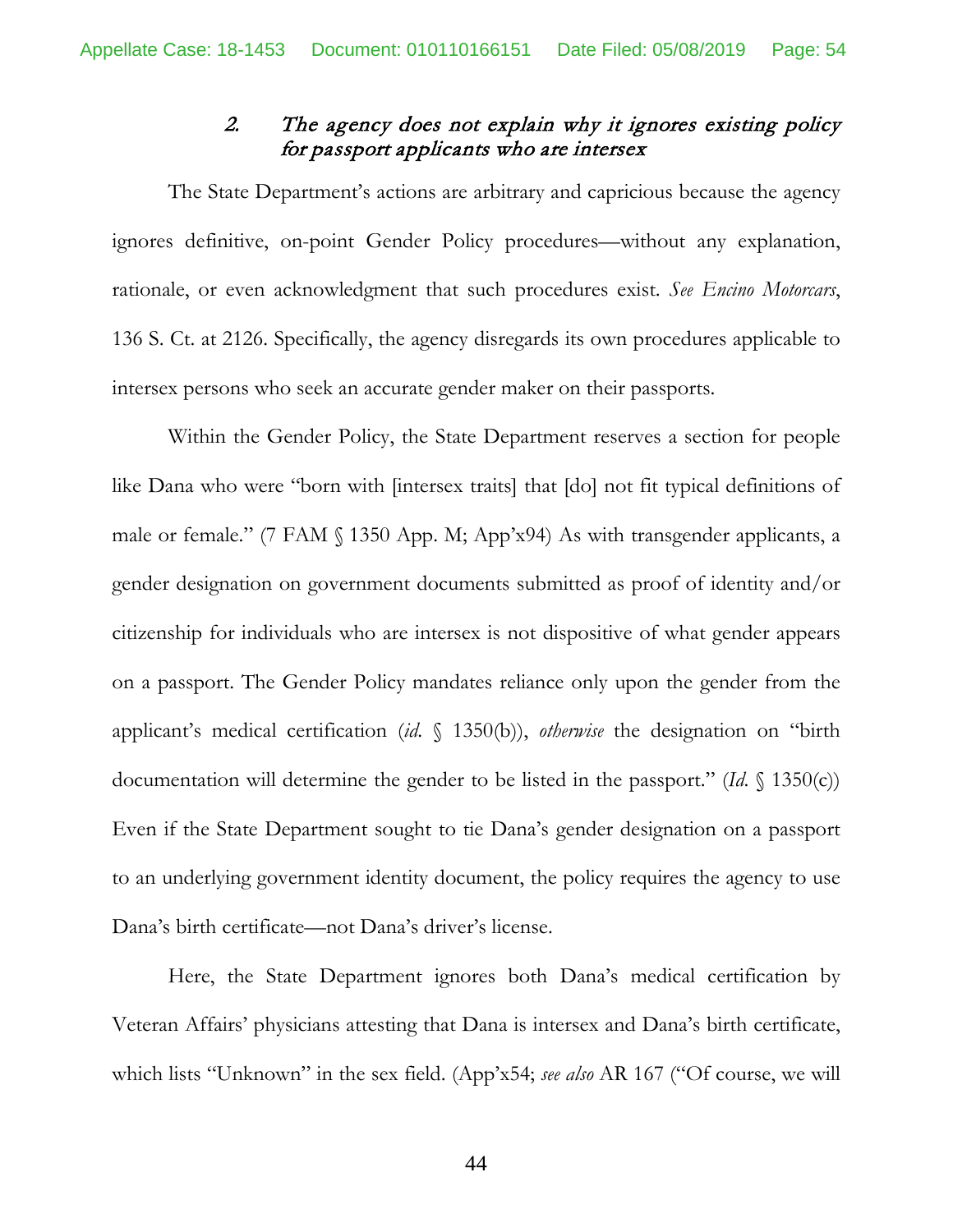### 2. *The agency does not explain why it ignores existing policy for passport applicants who are intersex*

The State Department's actions are arbitrary and capricious because the agency ignores definitive, on-point Gender Policy procedures—without any explanation, rationale, or even acknowledgment that such procedures exist. *See Encino Motorcars*, 136 S. Ct. at 2126. Specifically, the agency disregards its own procedures applicable to intersex persons who seek an accurate gender maker on their passports.

Within the Gender Policy, the State Department reserves a section for people like Dana who were "born with [intersex traits] that [do] not fit typical definitions of male or female." (7 FAM § 1350 App. M; App'x94) As with transgender applicants, a gender designation on government documents submitted as proof of identity and/or citizenship for individuals who are intersex is not dispositive of what gender appears on a passport. The Gender Policy mandates reliance only upon the gender from the applicant's medical certification (*id.* § 1350(b)), *otherwise* the designation on "birth documentation will determine the gender to be listed in the passport." (*Id.* § 1350(c)) Even if the State Department sought to tie Dana's gender designation on a passport to an underlying government identity document, the policy requires the agency to use Dana's birth certificate—not Dana's driver's license.

Here, the State Department ignores both Dana's medical certification by Veteran Affairs' physicians attesting that Dana is intersex and Dana's birth certificate, which lists "Unknown" in the sex field. (App'x54; *see also* AR 167 ("Of course, we will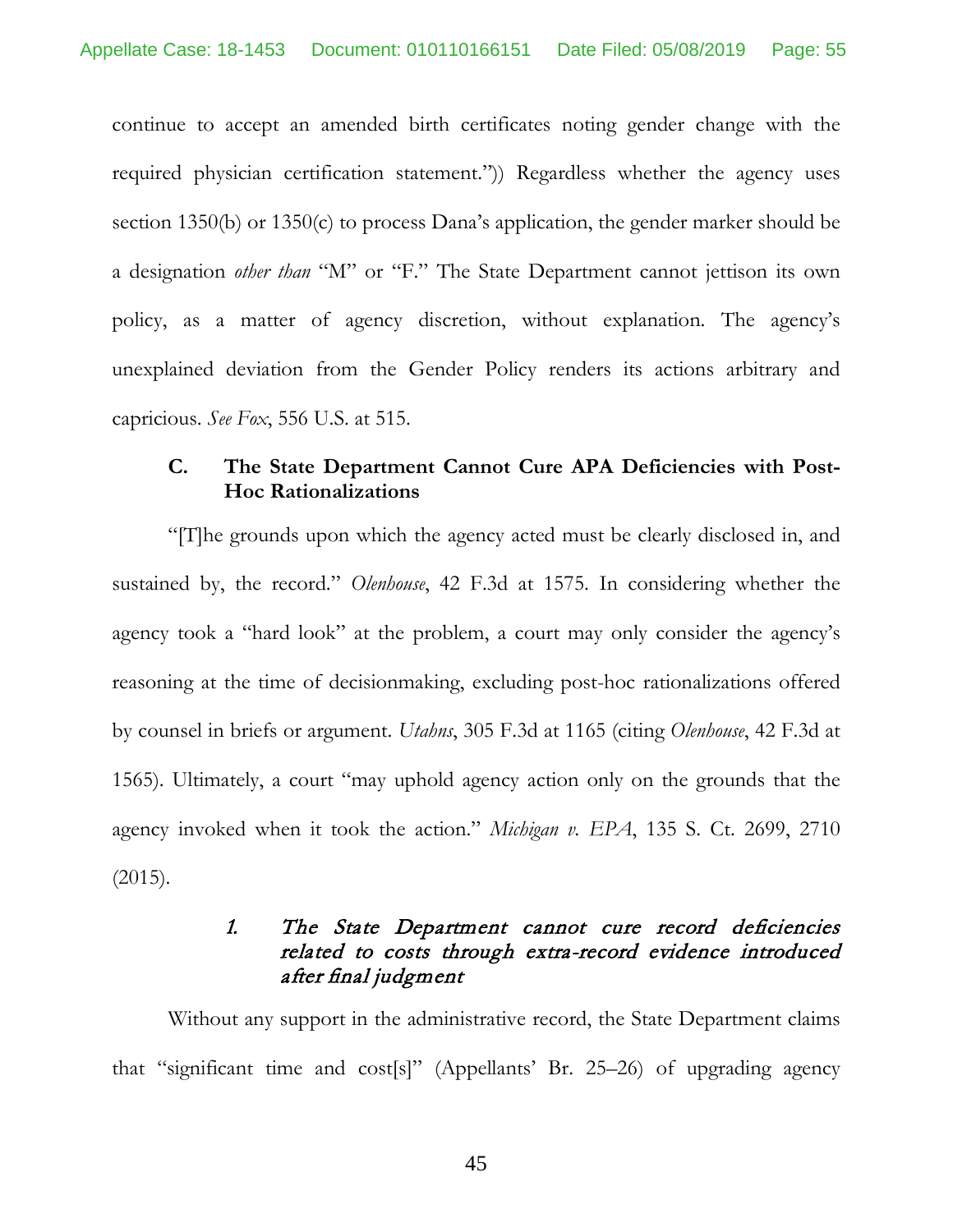continue to accept an amended birth certificates noting gender change with the required physician certification statement.")) Regardless whether the agency uses section 1350(b) or 1350(c) to process Dana's application, the gender marker should be a designation *other than* "M" or "F." The State Department cannot jettison its own policy, as a matter of agency discretion, without explanation. The agency's unexplained deviation from the Gender Policy renders its actions arbitrary and capricious. *See Fox*, 556 U.S. at 515.

### C. The State Department Cannot Cure APA Deficiencies with Post-Hoc Rationalizations

"[T]he grounds upon which the agency acted must be clearly disclosed in, and sustained by, the record." *Olenhouse*, 42 F.3d at 1575. In considering whether the agency took a "hard look" at the problem, a court may only consider the agency's reasoning at the time of decisionmaking, excluding post-hoc rationalizations offered by counsel in briefs or argument. *Utahns*, 305 F.3d at 1165 (citing *Olenhouse*, 42 F.3d at 1565). Ultimately, a court "may uphold agency action only on the grounds that the agency invoked when it took the action." *Michigan v. EPA*, 135 S. Ct. 2699, 2710 (2015).

#### *1. The State Department cannot cure record deficiencies related to costs through extra-record evidence introduced after final judgment*

Without any support in the administrative record, the State Department claims that "significant time and cost[s]" (Appellants' Br. 25–26) of upgrading agency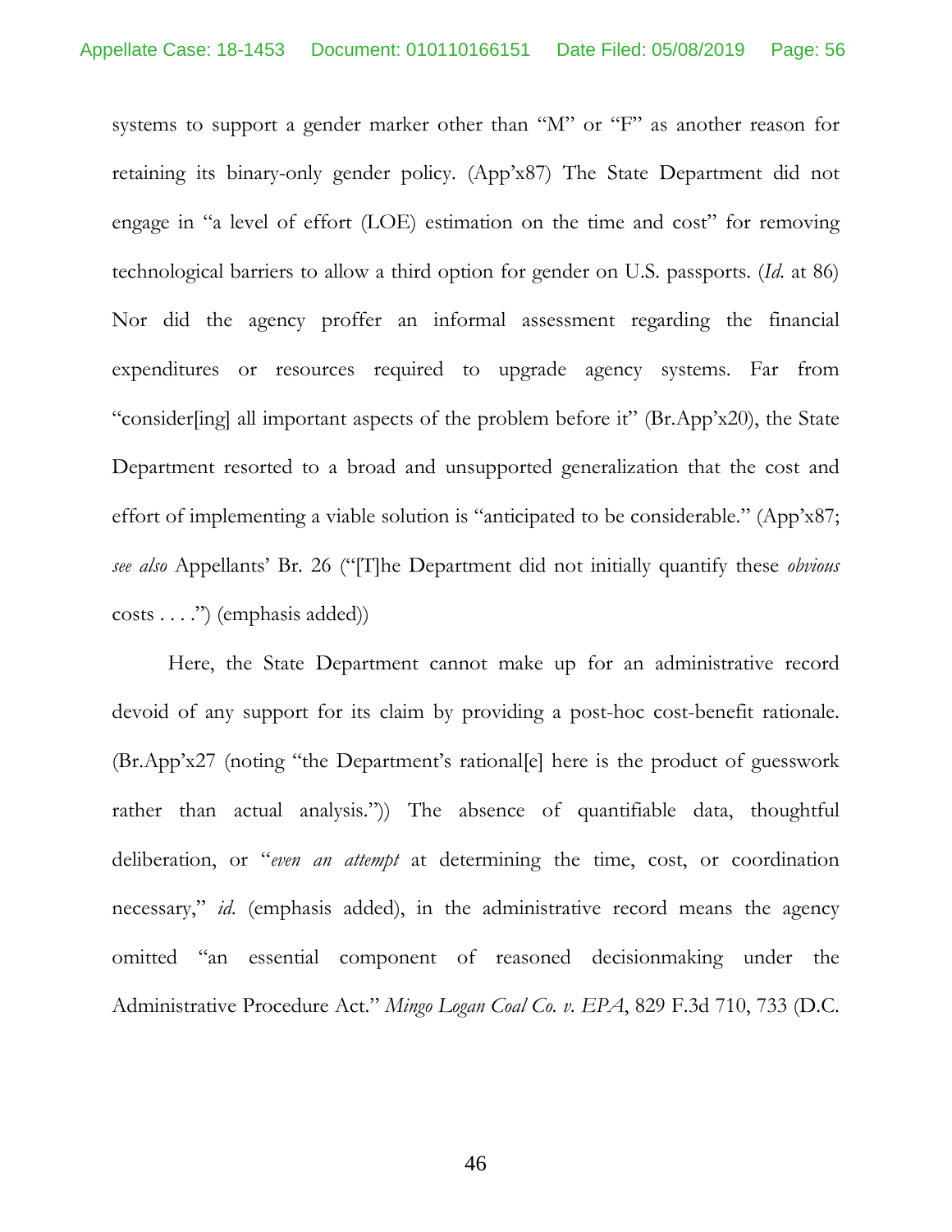systems to support a gender marker other than "M" or "F" as another reason for retaining its binary-only gender policy. (App'x87) The State Department did not engage in "a level of effort (LOE) estimation on the time and cost" for removing technological barriers to allow a third option for gender on U.S. passports. (*Id.* at 86) Nor did the agency proffer an informal assessment regarding the financial expenditures or resources required to upgrade agency systems. Far from "consider[ing] all important aspects of the problem before it" (Br.App'x20), the State Department resorted to a broad and unsupported generalization that the cost and effort of implementing a viable solution is "anticipated to be considerable." (App'x87; *see also* Appellants' Br. 26 ("[T]he Department did not initially quantify these *obvious* costs . . . .") (emphasis added))

Here, the State Department cannot make up for an administrative record devoid of any support for its claim by providing a post-hoc cost-benefit rationale. (Br.App'x27 (noting "the Department's rational[e] here is the product of guesswork rather than actual analysis.")) The absence of quantifiable data, thoughtful deliberation, or "*even an attempt* at determining the time, cost, or coordination necessary," *id.* (emphasis added), in the administrative record means the agency omitted "an essential component of reasoned decisionmaking under the Administrative Procedure Act." *Mingo Logan Coal Co. v. EPA*, 829 F.3d 710, 733 (D.C.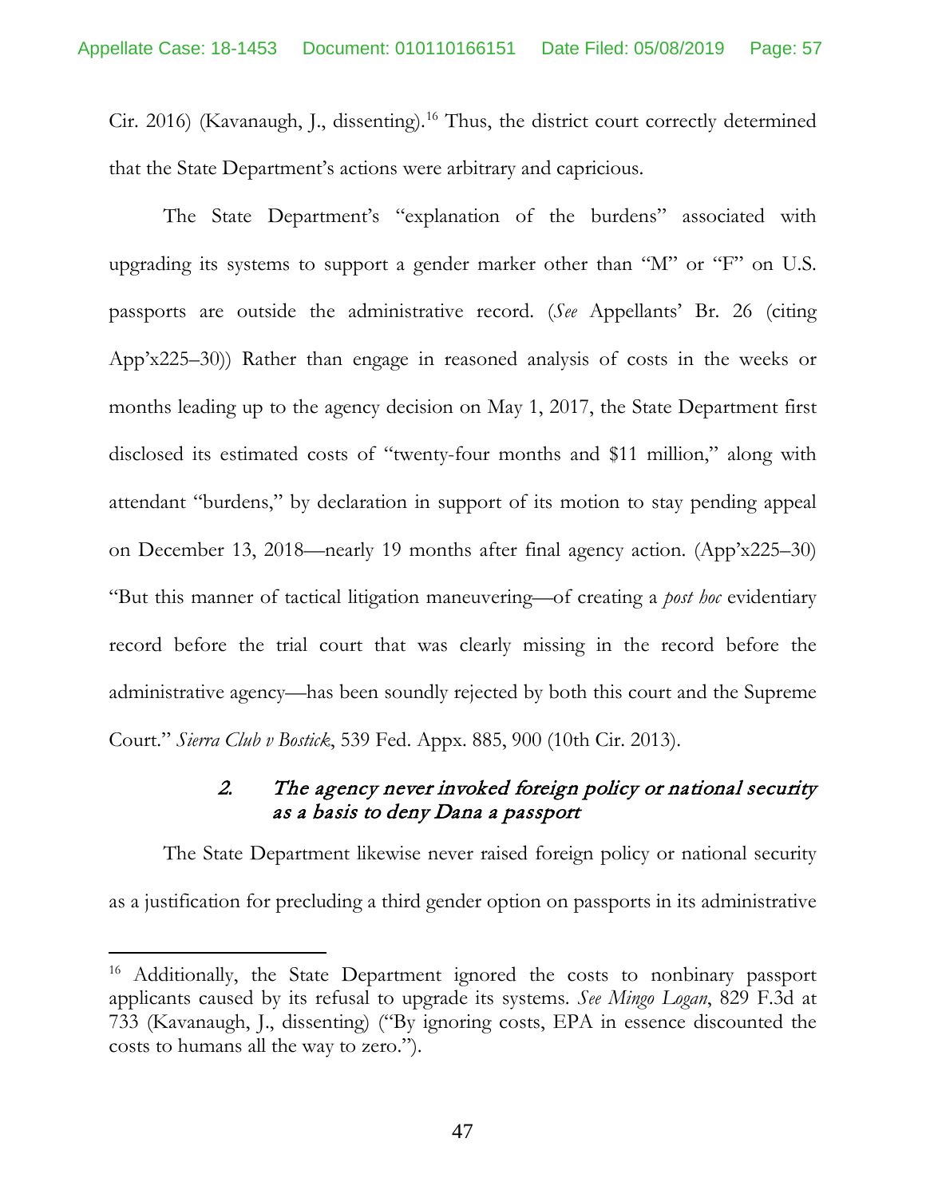Cir. 2016) (Kavanaugh, J., dissenting).[16] Thus, the district court correctly determined that the State Department's actions were arbitrary and capricious.

The State Department's "explanation of the burdens" associated with upgrading its systems to support a gender marker other than "M" or "F" on U.S. passports are outside the administrative record. (*See* Appellants' Br. 26 (citing App'x225–30)) Rather than engage in reasoned analysis of costs in the weeks or months leading up to the agency decision on May 1, 2017, the State Department first disclosed its estimated costs of "twenty-four months and $11 million," along with attendant "burdens," by declaration in support of its motion to stay pending appeal on December 13, 2018—nearly 19 months after final agency action. (App'x225–30) "But this manner of tactical litigation maneuvering—of creating a *post hoc* evidentiary record before the trial court that was clearly missing in the record before the administrative agency—has been soundly rejected by both this court and the Supreme Court." *Sierra Club v Bostick*, 539 Fed. Appx. 885, 900 (10th Cir. 2013).

### *2. The agency never invoked foreign policy or national security as a basis to deny Dana a passport*

The State Department likewise never raised foreign policy or national security as a justification for precluding a third gender option on passports in its administrative

---

[16] Additionally, the State Department ignored the costs to nonbinary passport applicants caused by its refusal to upgrade its systems. *See Mingo Logan*, 829 F.3d at 733 (Kavanaugh, J., dissenting) ("By ignoring costs, EPA in essence discounted the costs to humans all the way to zero.").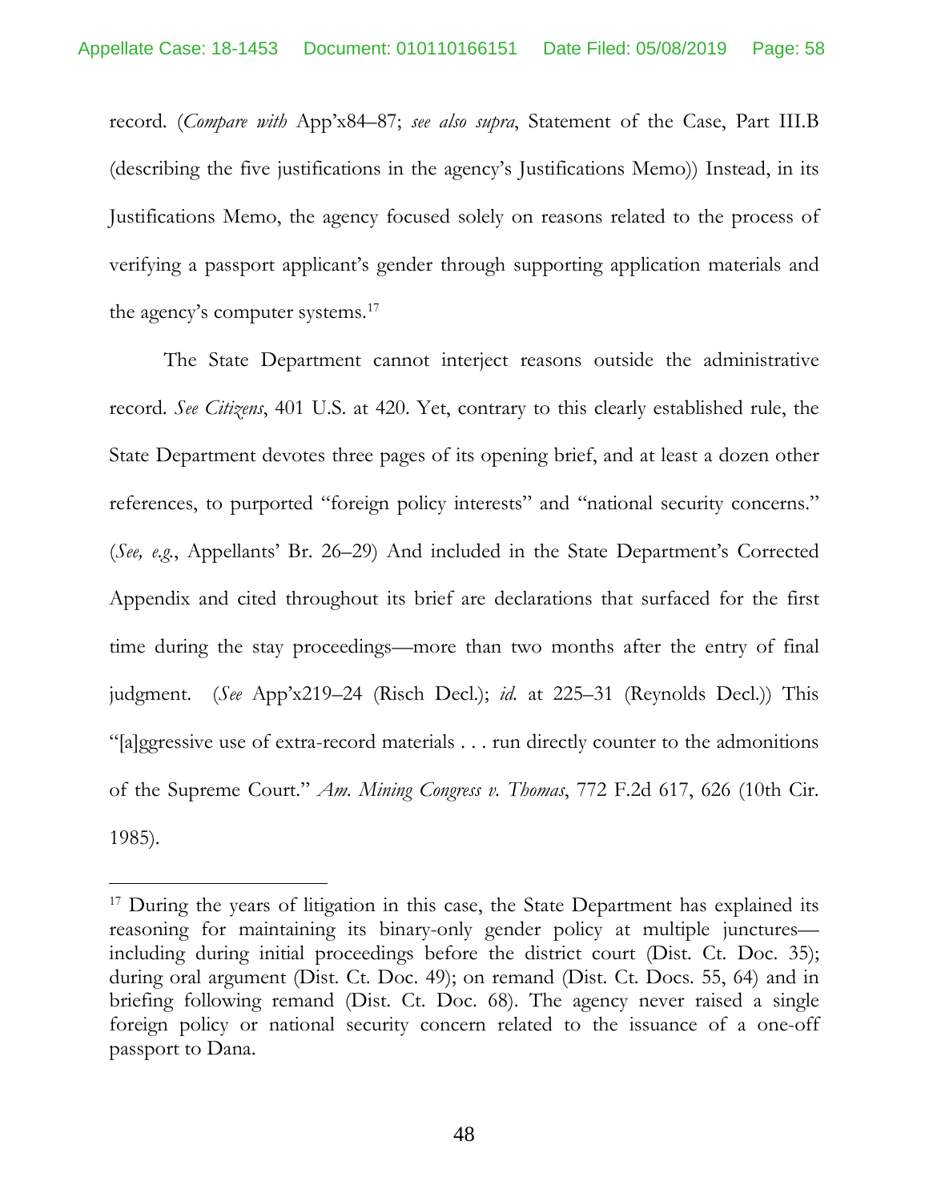record. (*Compare with* App'x84–87; *see also supra*, Statement of the Case, Part III.B (describing the five justifications in the agency's Justifications Memo)) Instead, in its Justifications Memo, the agency focused solely on reasons related to the process of verifying a passport applicant's gender through supporting application materials and the agency's computer systems.[17]

The State Department cannot interject reasons outside the administrative record. *See Citizens*, 401 U.S. at 420. Yet, contrary to this clearly established rule, the State Department devotes three pages of its opening brief, and at least a dozen other references, to purported "foreign policy interests" and "national security concerns." (*See, e.g.*, Appellants' Br. 26–29) And included in the State Department's Corrected Appendix and cited throughout its brief are declarations that surfaced for the first time during the stay proceedings—more than two months after the entry of final judgment. (*See* App'x219–24 (Risch Decl.); *id.* at 225–31 (Reynolds Decl.)) This "[a]ggressive use of extra-record materials . . . run directly counter to the admonitions of the Supreme Court." *Am. Mining Congress v. Thomas*, 772 F.2d 617, 626 (10th Cir. 1985).

---

[17] During the years of litigation in this case, the State Department has explained its reasoning for maintaining its binary-only gender policy at multiple junctures—including during initial proceedings before the district court (Dist. Ct. Doc. 35); during oral argument (Dist. Ct. Doc. 49); on remand (Dist. Ct. Docs. 55, 64) and in briefing following remand (Dist. Ct. Doc. 68). The agency never raised a single foreign policy or national security concern related to the issuance of a one-off passport to Dana.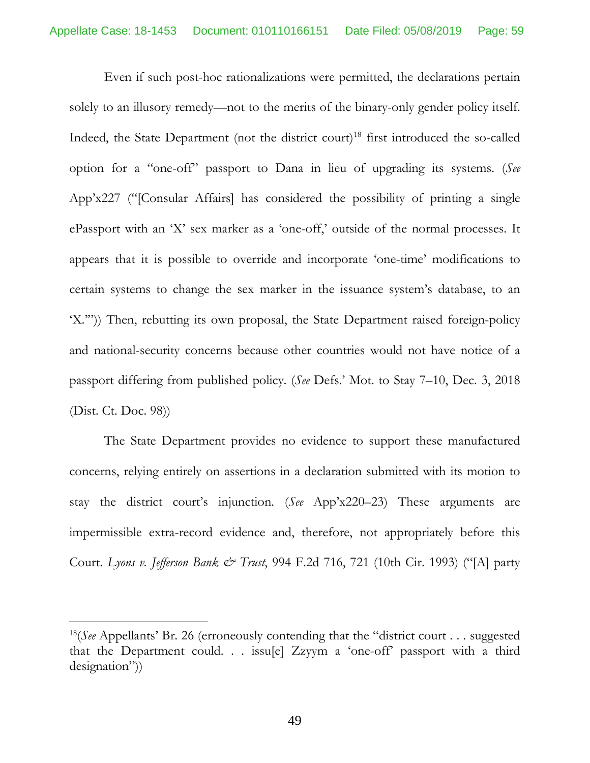Even if such post-hoc rationalizations were permitted, the declarations pertain solely to an illusory remedy—not to the merits of the binary-only gender policy itself. Indeed, the State Department (not the district court)[18] first introduced the so-called option for a "one-off" passport to Dana in lieu of upgrading its systems. (*See* App'x227 ("[Consular Affairs] has considered the possibility of printing a single ePassport with an 'X' sex marker as a 'one-off,' outside of the normal processes. It appears that it is possible to override and incorporate 'one-time' modifications to certain systems to change the sex marker in the issuance system's database, to an 'X.'")) Then, rebutting its own proposal, the State Department raised foreign-policy and national-security concerns because other countries would not have notice of a passport differing from published policy. (*See* Defs.' Mot. to Stay 7–10, Dec. 3, 2018 (Dist. Ct. Doc. 98))

The State Department provides no evidence to support these manufactured concerns, relying entirely on assertions in a declaration submitted with its motion to stay the district court's injunction. (*See* App'x220–23) These arguments are impermissible extra-record evidence and, therefore, not appropriately before this Court. *Lyons v. Jefferson Bank & Trust*, 994 F.2d 716, 721 (10th Cir. 1993) ("[A] party

---

[18](*See* Appellants' Br. 26 (erroneously contending that the "district court . . . suggested that the Department could. . . issu[e] Zzyym a 'one-off' passport with a third designation"))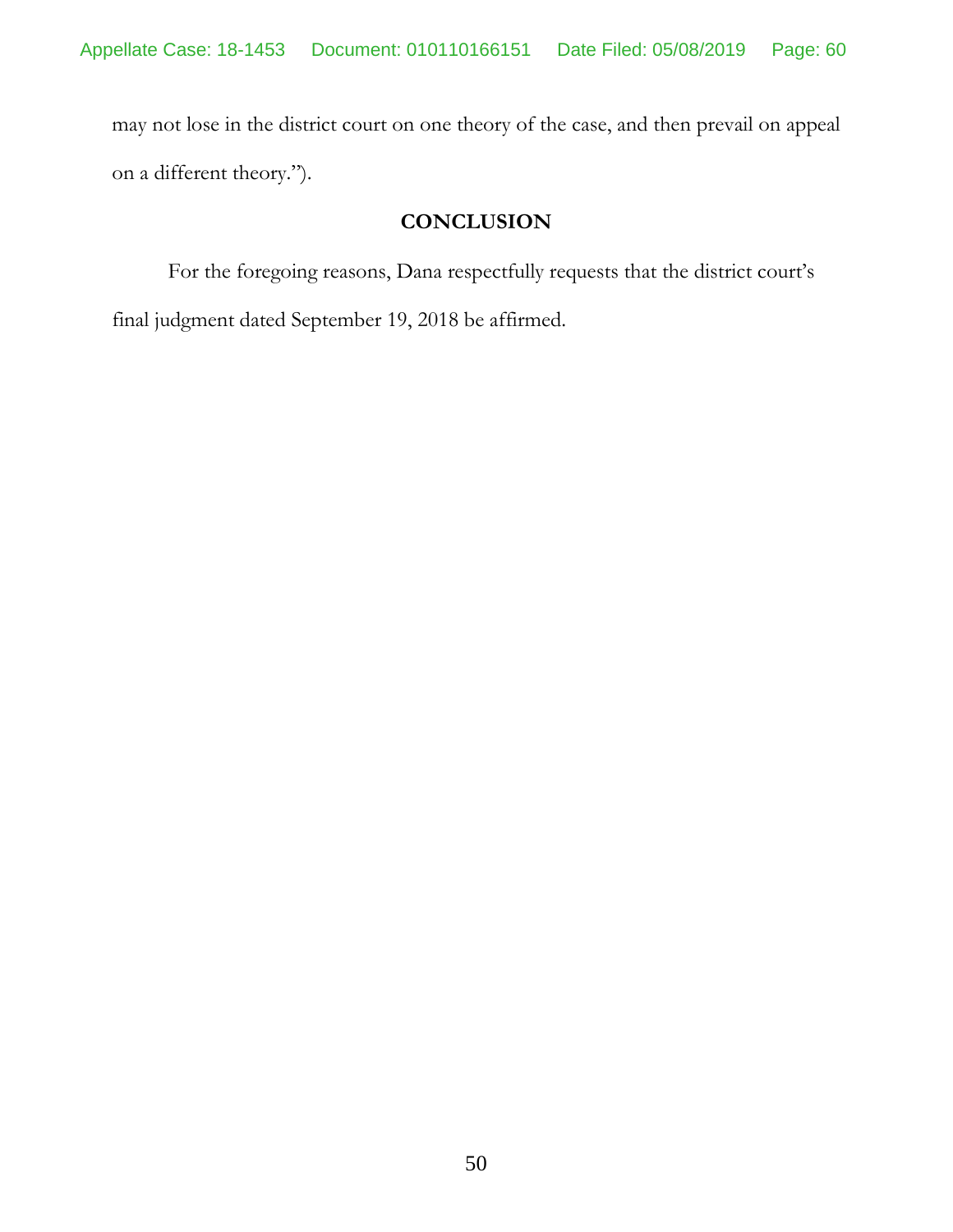may not lose in the district court on one theory of the case, and then prevail on appeal on a different theory.").

## CONCLUSION

For the foregoing reasons, Dana respectfully requests that the district court's final judgment dated September 19, 2018 be affirmed.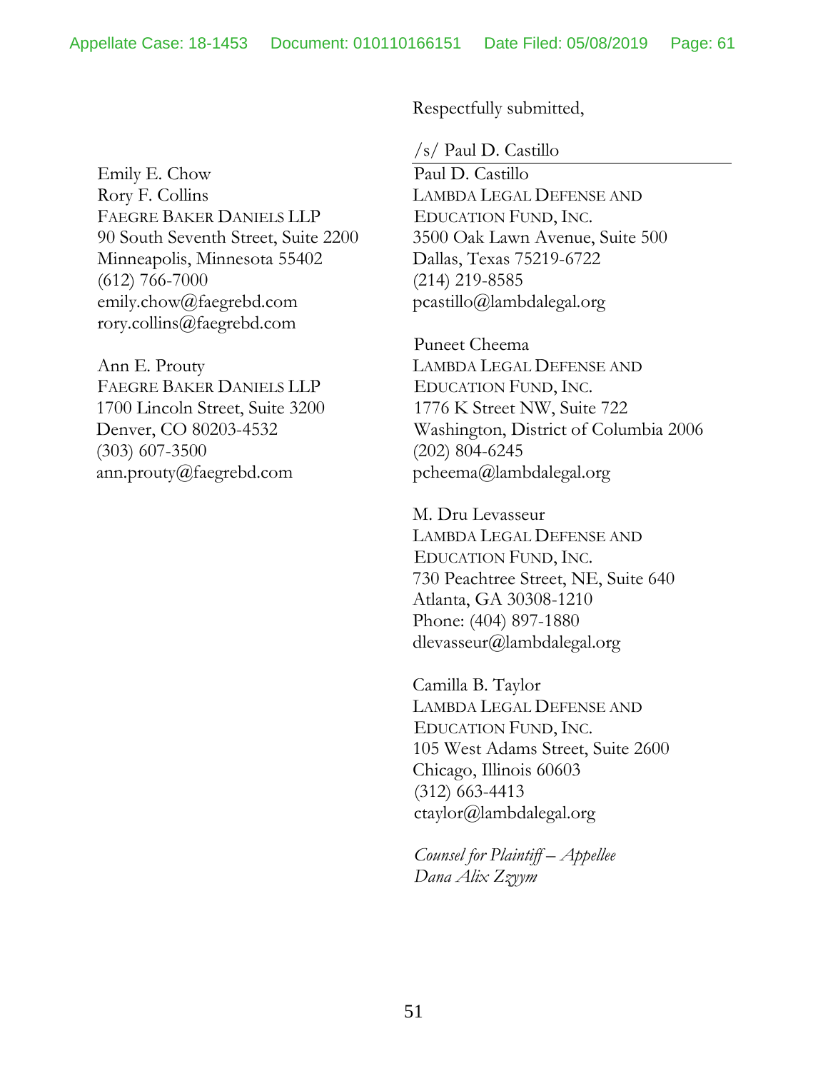Respectfully submitted,

/s/ Paul D. Castillo

Paul D. Castillo
LAMBDA LEGAL DEFENSE AND EDUCATION FUND, INC.
3500 Oak Lawn Avenue, Suite 500
Dallas, Texas 75219-6722
(214) 219-8585
pcastillo@lambdalegal.org

Puneet Cheema
LAMBDA LEGAL DEFENSE AND EDUCATION FUND, INC.
1776 K Street NW, Suite 722
Washington, District of Columbia 2006
(202) 804-6245
pcheema@lambdalegal.org

M. Dru Levasseur
LAMBDA LEGAL DEFENSE AND EDUCATION FUND, INC.
730 Peachtree Street, NE, Suite 640
Atlanta, GA 30308-1210
Phone: (404) 897-1880
dlevasseur@lambdalegal.org

Camilla B. Taylor
LAMBDA LEGAL DEFENSE AND EDUCATION FUND, INC.
105 West Adams Street, Suite 2600
Chicago, Illinois 60603
(312) 663-4413
ctaylor@lambdalegal.org

Emily E. Chow
Rory F. Collins
FAEGRE BAKER DANIELS LLP
90 South Seventh Street, Suite 2200
Minneapolis, Minnesota 55402
(612) 766-7000
emily.chow@faegrebd.com
rory.collins@faegrebd.com

Ann E. Prouty
FAEGRE BAKER DANIELS LLP
1700 Lincoln Street, Suite 3200
Denver, CO 80203-4532
(303) 607-3500
ann.prouty@faegrebd.com

*Counsel for Plaintiff – Appellee Dana Alix Zzyym*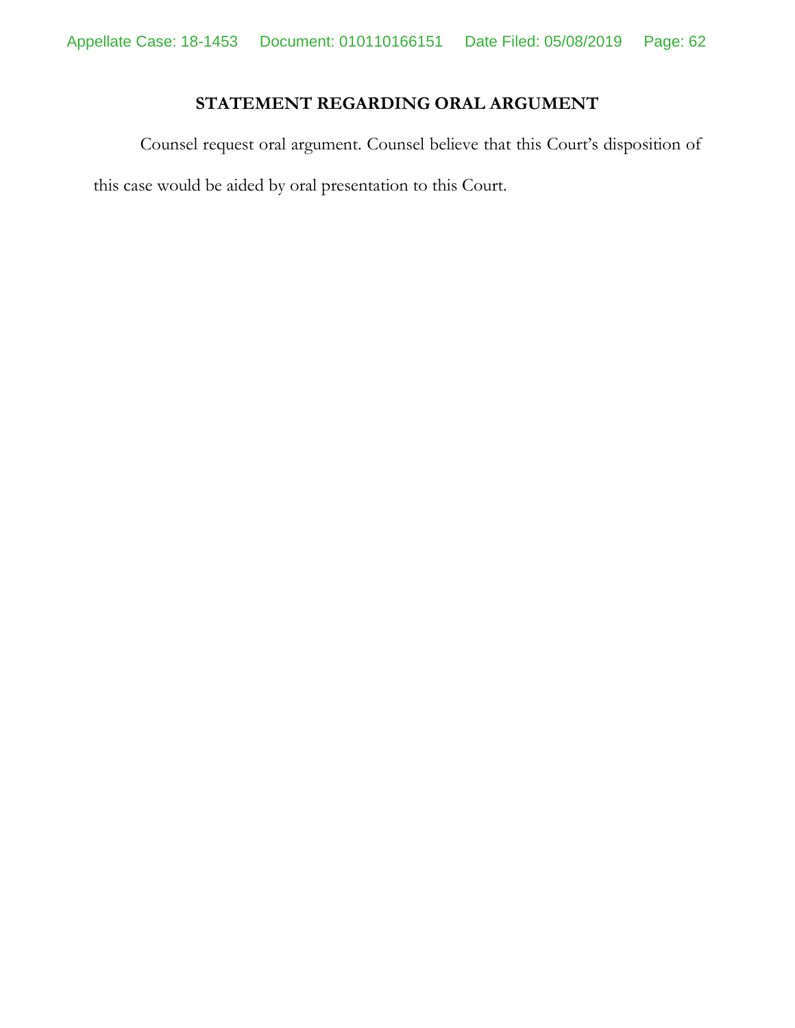## STATEMENT REGARDING ORAL ARGUMENT

Counsel request oral argument. Counsel believe that this Court's disposition of this case would be aided by oral presentation to this Court.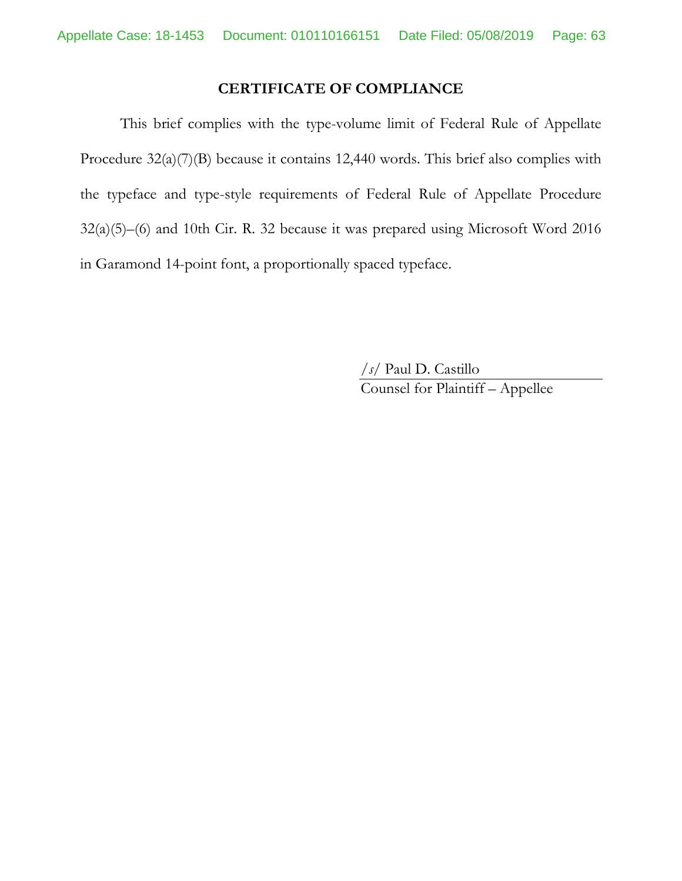## CERTIFICATE OF COMPLIANCE

This brief complies with the type-volume limit of Federal Rule of Appellate Procedure 32(a)(7)(B) because it contains 12,440 words. This brief also complies with the typeface and type-style requirements of Federal Rule of Appellate Procedure 32(a)(5)–(6) and 10th Cir. R. 32 because it was prepared using Microsoft Word 2016 in Garamond 14-point font, a proportionally spaced typeface.

/*s*/ Paul D. Castillo
Counsel for Plaintiff – Appellee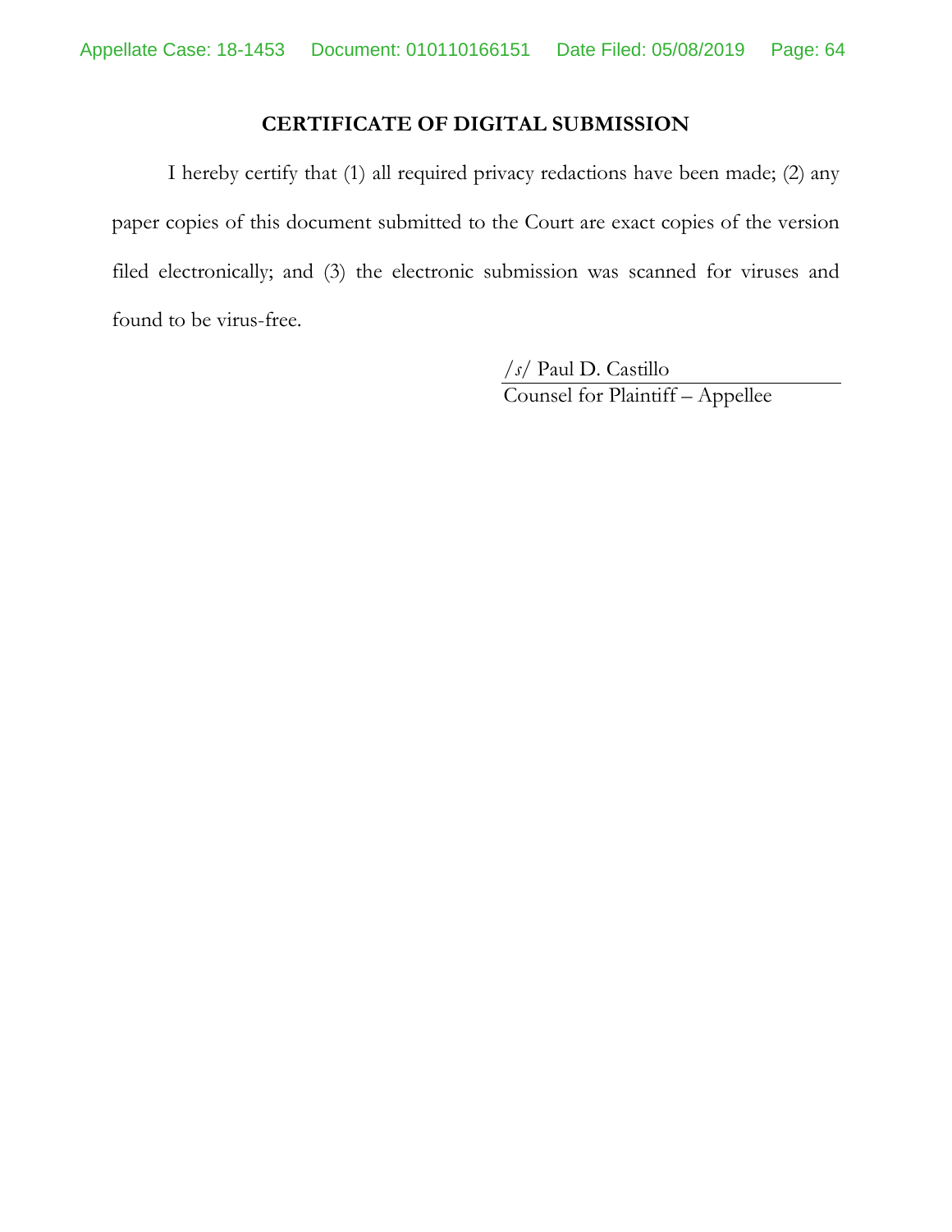## CERTIFICATE OF DIGITAL SUBMISSION

I hereby certify that (1) all required privacy redactions have been made; (2) any paper copies of this document submitted to the Court are exact copies of the version filed electronically; and (3) the electronic submission was scanned for viruses and found to be virus-free.

/*s*/ Paul D. Castillo
Counsel for Plaintiff – Appellee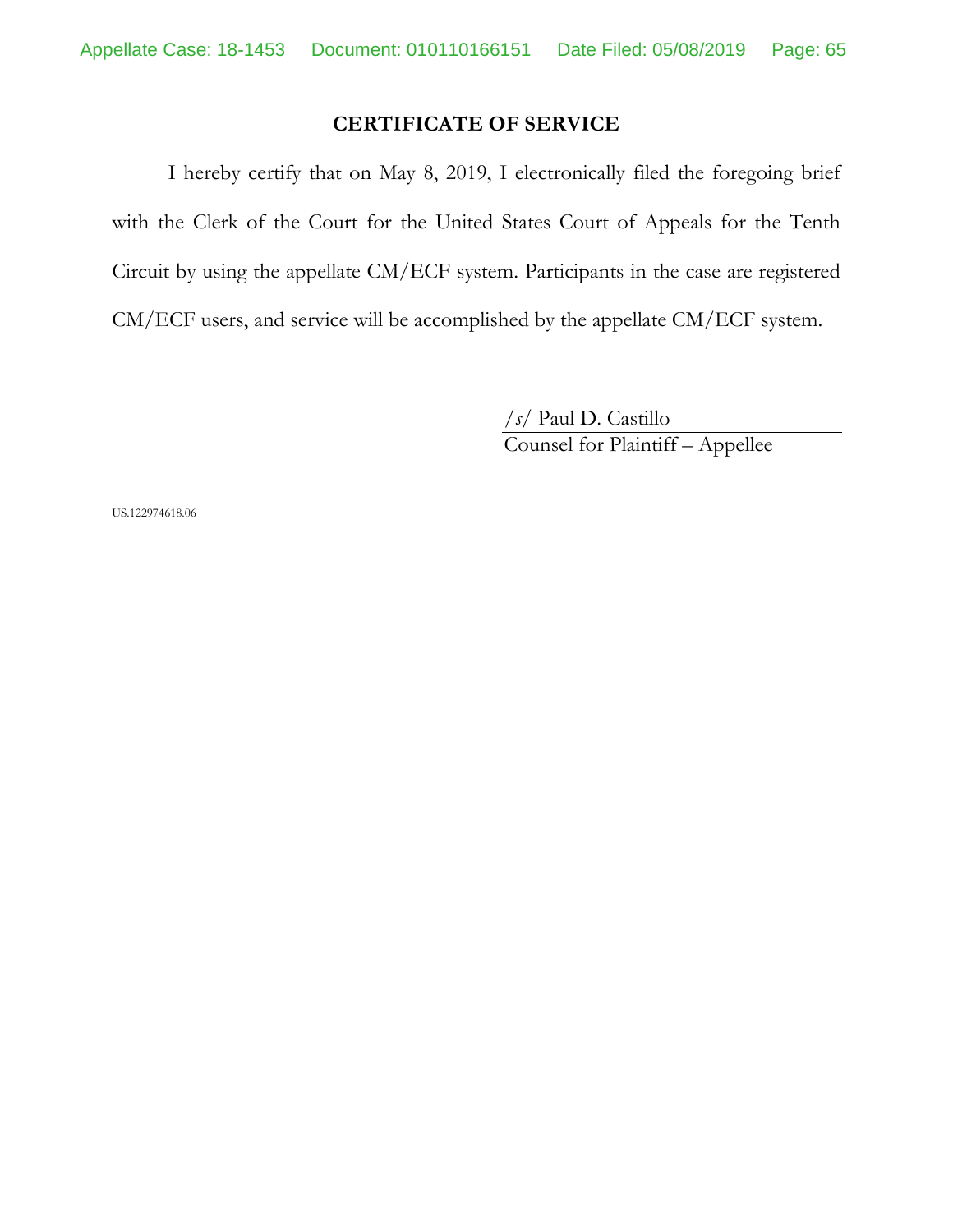## CERTIFICATE OF SERVICE

I hereby certify that on May 8, 2019, I electronically filed the foregoing brief with the Clerk of the Court for the United States Court of Appeals for the Tenth Circuit by using the appellate CM/ECF system. Participants in the case are registered CM/ECF users, and service will be accomplished by the appellate CM/ECF system.

/*s*/ Paul D. Castillo
Counsel for Plaintiff – Appellee

US.122974618.06